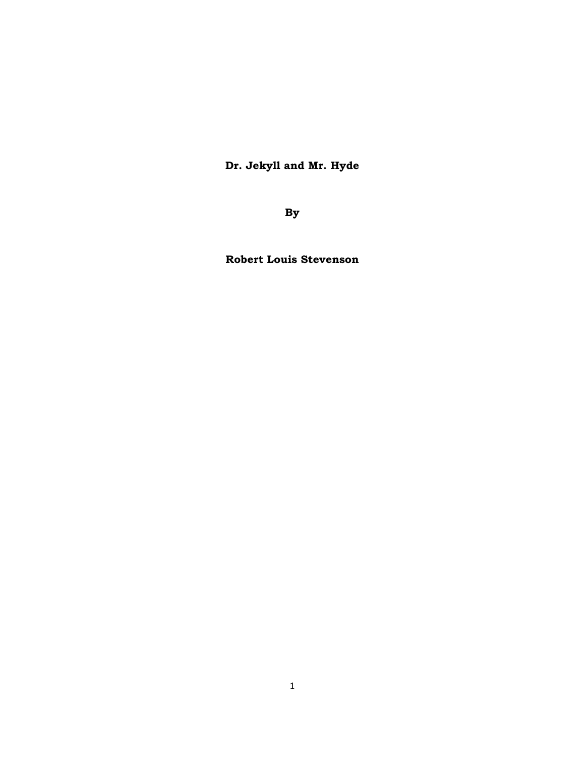# Dr. Jekyll and Mr. Hyde

**By**

**Robert Louis Stevenson**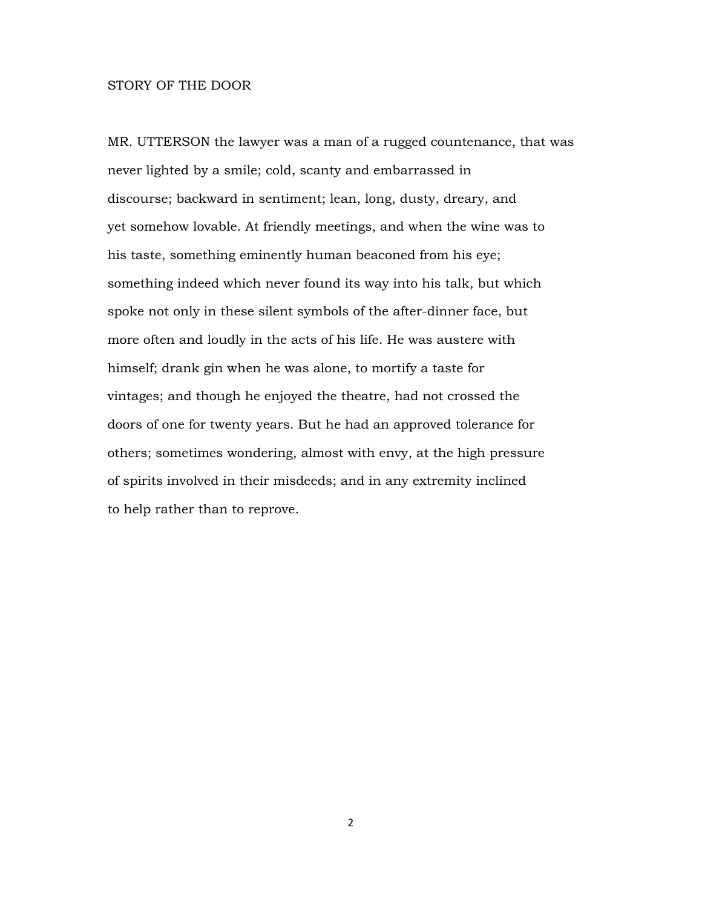## STORY OF THE DOOR

MR. UTTERSON the lawyer was a man of a rugged countenance, that was never lighted by a smile; cold, scanty and embarrassed in discourse; backward in sentiment; lean, long, dusty, dreary, and yet somehow lovable. At friendly meetings, and when the wine was to his taste, something eminently human beaconed from his eye; something indeed which never found its way into his talk, but which spoke not only in these silent symbols of the after-dinner face, but more often and loudly in the acts of his life. He was austere with himself; drank gin when he was alone, to mortify a taste for vintages; and though he enjoyed the theatre, had not crossed the doors of one for twenty years. But he had an approved tolerance for others; sometimes wondering, almost with envy, at the high pressure of spirits involved in their misdeeds; and in any extremity inclined to help rather than to reprove.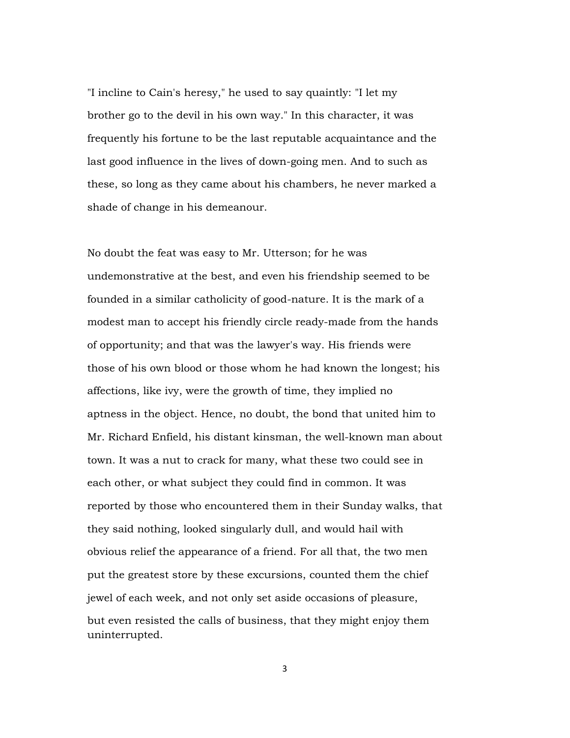"I incline to Cain's heresy," he used to say quaintly: "I let my brother go to the devil in his own way." In this character, it was frequently his fortune to be the last reputable acquaintance and the last good influence in the lives of down-going men. And to such as these, so long as they came about his chambers, he never marked a shade of change in his demeanour.

No doubt the feat was easy to Mr. Utterson; for he was undemonstrative at the best, and even his friendship seemed to be founded in a similar catholicity of good-nature. It is the mark of a modest man to accept his friendly circle ready-made from the hands of opportunity; and that was the lawyer's way. His friends were those of his own blood or those whom he had known the longest; his affections, like ivy, were the growth of time, they implied no aptness in the object. Hence, no doubt, the bond that united him to Mr. Richard Enfield, his distant kinsman, the well-known man about town. It was a nut to crack for many, what these two could see in each other, or what subject they could find in common. It was reported by those who encountered them in their Sunday walks, that they said nothing, looked singularly dull, and would hail with obvious relief the appearance of a friend. For all that, the two men put the greatest store by these excursions, counted them the chief jewel of each week, and not only set aside occasions of pleasure, but even resisted the calls of business, that they might enjoy them uninterrupted.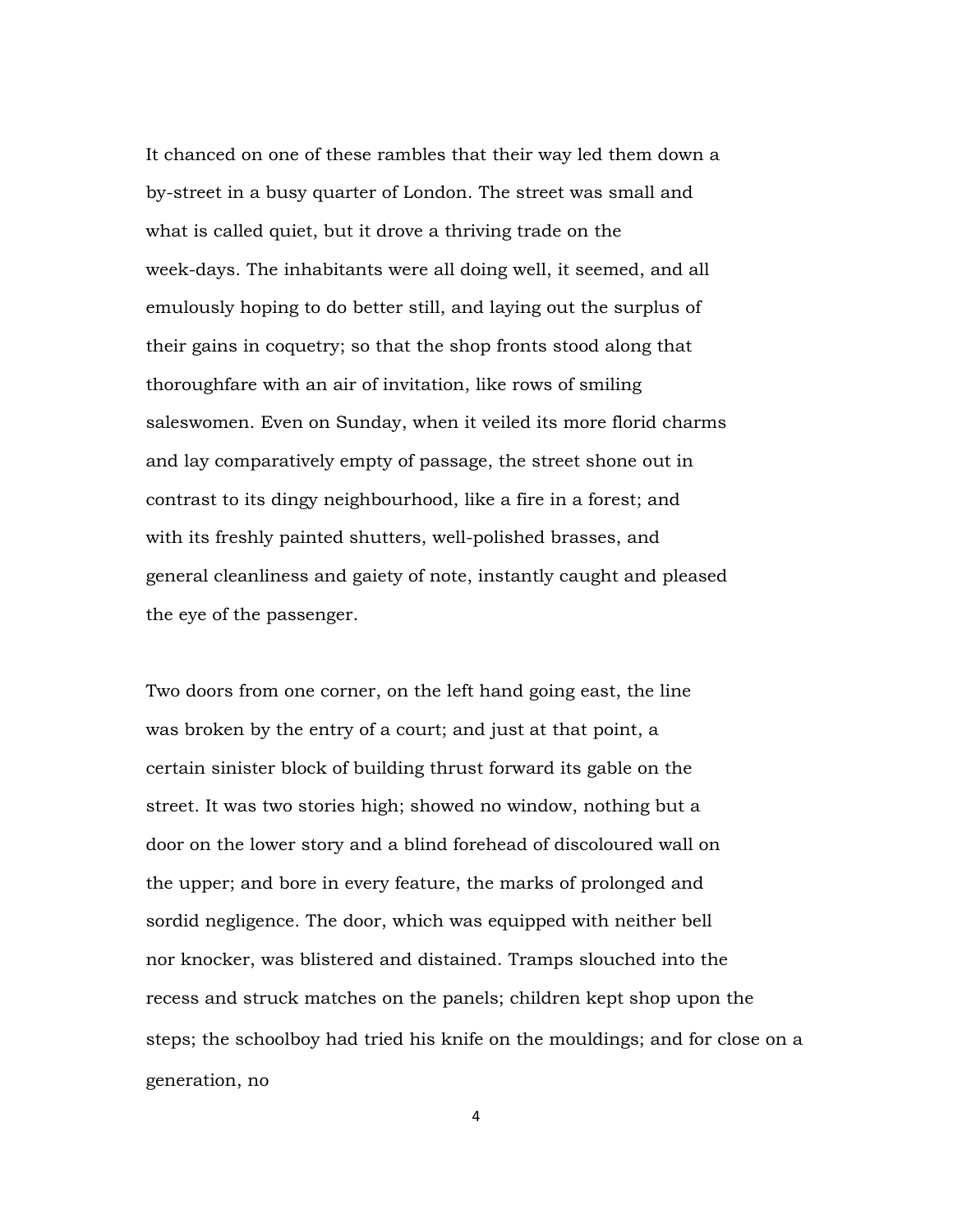It chanced on one of these rambles that their way led them down a by-street in a busy quarter of London. The street was small and what is called quiet, but it drove a thriving trade on the week-days. The inhabitants were all doing well, it seemed, and all emulously hoping to do better still, and laying out the surplus of their gains in coquetry; so that the shop fronts stood along that thoroughfare with an air of invitation, like rows of smiling saleswomen. Even on Sunday, when it veiled its more florid charms and lay comparatively empty of passage, the street shone out in contrast to its dingy neighbourhood, like a fire in a forest; and with its freshly painted shutters, well-polished brasses, and general cleanliness and gaiety of note, instantly caught and pleased the eye of the passenger.

Two doors from one corner, on the left hand going east, the line was broken by the entry of a court; and just at that point, a certain sinister block of building thrust forward its gable on the street. It was two stories high; showed no window, nothing but a door on the lower story and a blind forehead of discoloured wall on the upper; and bore in every feature, the marks of prolonged and sordid negligence. The door, which was equipped with neither bell nor knocker, was blistered and distained. Tramps slouched into the recess and struck matches on the panels; children kept shop upon the steps; the schoolboy had tried his knife on the mouldings; and for close on a generation, no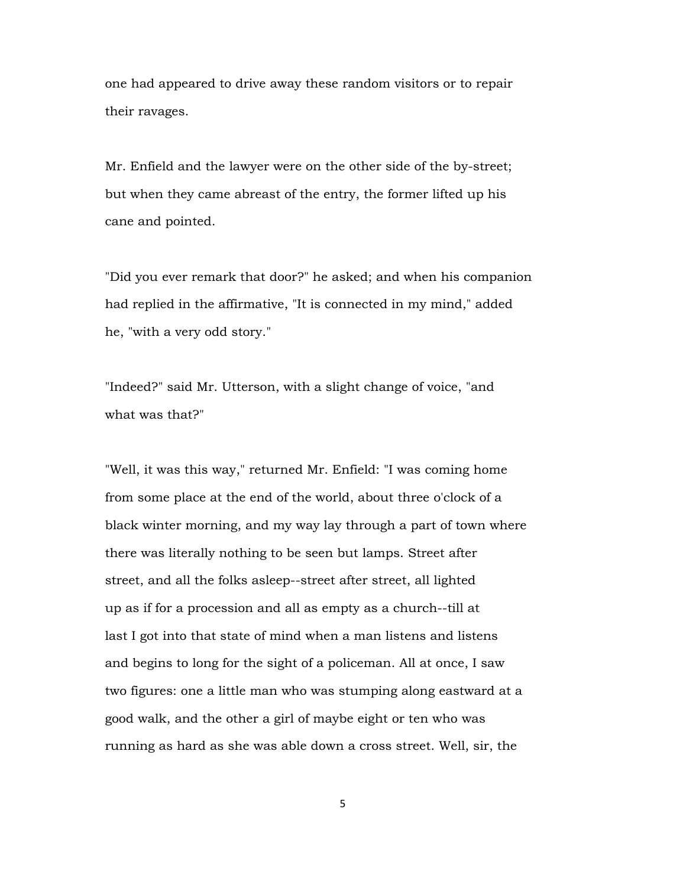one had appeared to drive away these random visitors or to repair their ravages.

Mr. Enfield and the lawyer were on the other side of the by-street; but when they came abreast of the entry, the former lifted up his cane and pointed.

"Did you ever remark that door?" he asked; and when his companion had replied in the affirmative, "It is connected in my mind," added he, "with a very odd story."

"Indeed?" said Mr. Utterson, with a slight change of voice, "and what was that?"

"Well, it was this way," returned Mr. Enfield: "I was coming home from some place at the end of the world, about three o'clock of a black winter morning, and my way lay through a part of town where there was literally nothing to be seen but lamps. Street after street, and all the folks asleep--street after street, all lighted up as if for a procession and all as empty as a church--till at last I got into that state of mind when a man listens and listens and begins to long for the sight of a policeman. All at once, I saw two figures: one a little man who was stumping along eastward at a good walk, and the other a girl of maybe eight or ten who was running as hard as she was able down a cross street. Well, sir, the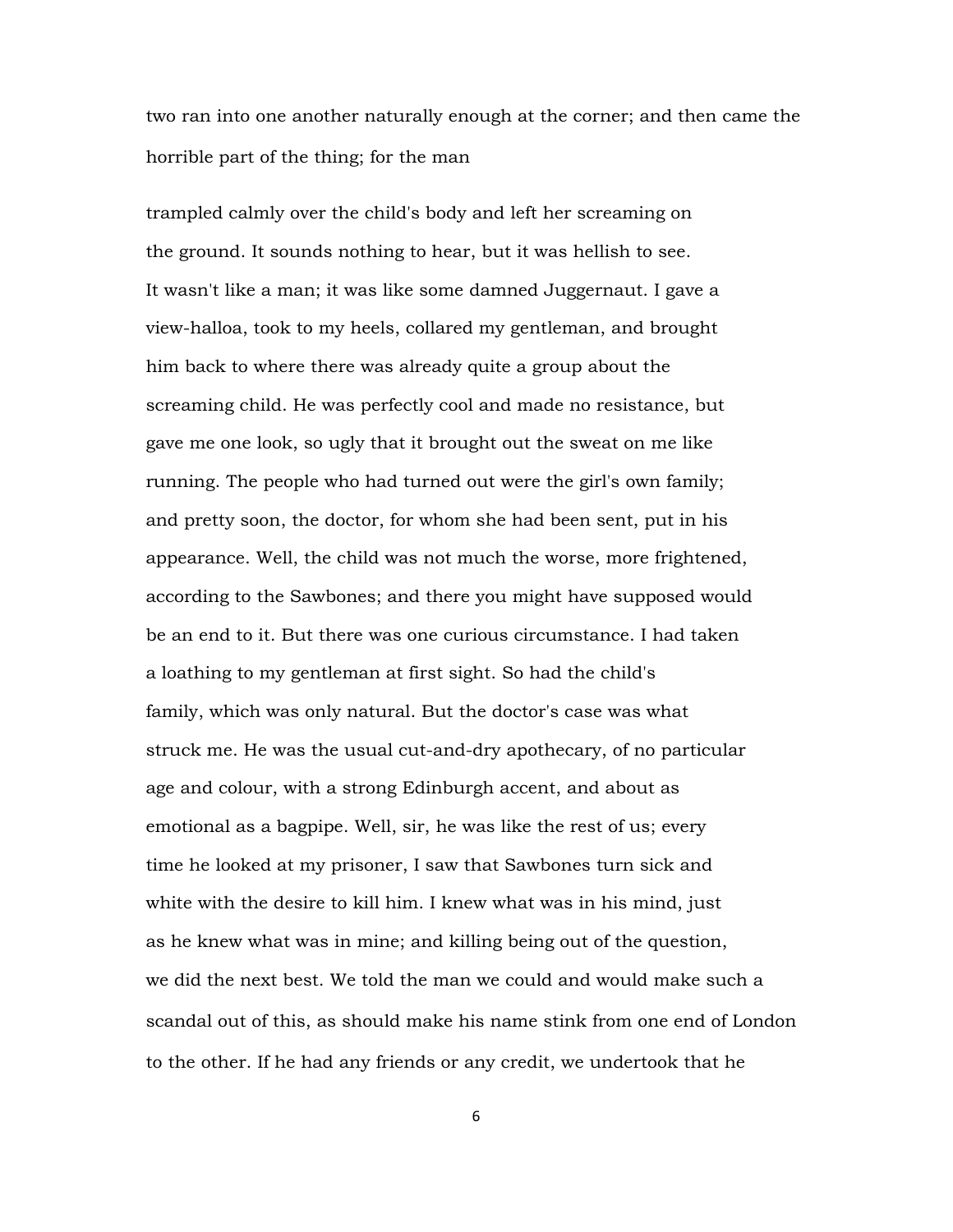two ran into one another naturally enough at the corner; and then came the horrible part of the thing; for the man

trampled calmly over the child's body and left her screaming on the ground. It sounds nothing to hear, but it was hellish to see. It wasn't like a man; it was like some damned Juggernaut. I gave a view-halloa, took to my heels, collared my gentleman, and brought him back to where there was already quite a group about the screaming child. He was perfectly cool and made no resistance, but gave me one look, so ugly that it brought out the sweat on me like running. The people who had turned out were the girl's own family; and pretty soon, the doctor, for whom she had been sent, put in his appearance. Well, the child was not much the worse, more frightened, according to the Sawbones; and there you might have supposed would be an end to it. But there was one curious circumstance. I had taken a loathing to my gentleman at first sight. So had the child's family, which was only natural. But the doctor's case was what struck me. He was the usual cut-and-dry apothecary, of no particular age and colour, with a strong Edinburgh accent, and about as emotional as a bagpipe. Well, sir, he was like the rest of us; every time he looked at my prisoner, I saw that Sawbones turn sick and white with the desire to kill him. I knew what was in his mind, just as he knew what was in mine; and killing being out of the question, we did the next best. We told the man we could and would make such a scandal out of this, as should make his name stink from one end of London to the other. If he had any friends or any credit, we undertook that he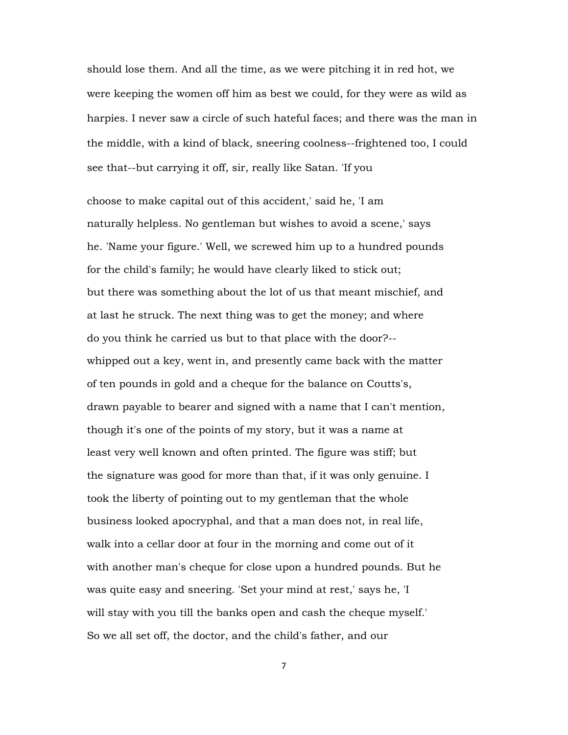should lose them. And all the time, as we were pitching it in red hot, we were keeping the women off him as best we could, for they were as wild as harpies. I never saw a circle of such hateful faces; and there was the man in the middle, with a kind of black, sneering coolness--frightened too, I could see that--but carrying it off, sir, really like Satan. 'If you choose to make capital out of this accident,' said he, 'I am naturally helpless. No gentleman but wishes to avoid a scene,' says he. 'Name your figure.' Well, we screwed him up to a hundred pounds for the child's family; he would have clearly liked to stick out; but there was something about the lot of us that meant mischief, and at last he struck. The next thing was to get the money; and where do you think he carried us but to that place with the door?--whipped out a key, went in, and presently came back with the matter of ten pounds in gold and a cheque for the balance on Coutts's, drawn payable to bearer and signed with a name that I can't mention, though it's one of the points of my story, but it was a name at least very well known and often printed. The figure was stiff; but the signature was good for more than that, if it was only genuine. I took the liberty of pointing out to my gentleman that the whole business looked apocryphal, and that a man does not, in real life, walk into a cellar door at four in the morning and come out of it with another man's cheque for close upon a hundred pounds. But he was quite easy and sneering. 'Set your mind at rest,' says he, 'I will stay with you till the banks open and cash the cheque myself.' So we all set off, the doctor, and the child's father, and our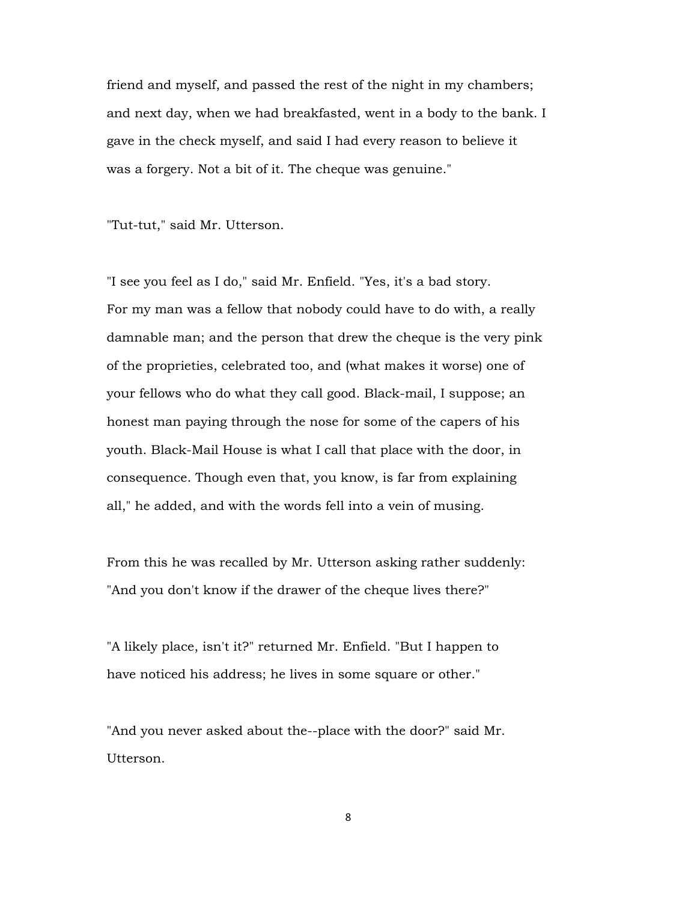friend and myself, and passed the rest of the night in my chambers; and next day, when we had breakfasted, went in a body to the bank. I gave in the check myself, and said I had every reason to believe it was a forgery. Not a bit of it. The cheque was genuine."

"Tut-tut," said Mr. Utterson.

"I see you feel as I do," said Mr. Enfield. "Yes, it's a bad story. For my man was a fellow that nobody could have to do with, a really damnable man; and the person that drew the cheque is the very pink of the proprieties, celebrated too, and (what makes it worse) one of your fellows who do what they call good. Black-mail, I suppose; an honest man paying through the nose for some of the capers of his youth. Black-Mail House is what I call that place with the door, in consequence. Though even that, you know, is far from explaining all," he added, and with the words fell into a vein of musing.

From this he was recalled by Mr. Utterson asking rather suddenly: "And you don't know if the drawer of the cheque lives there?"

"A likely place, isn't it?" returned Mr. Enfield. "But I happen to have noticed his address; he lives in some square or other."

"And you never asked about the--place with the door?" said Mr. Utterson.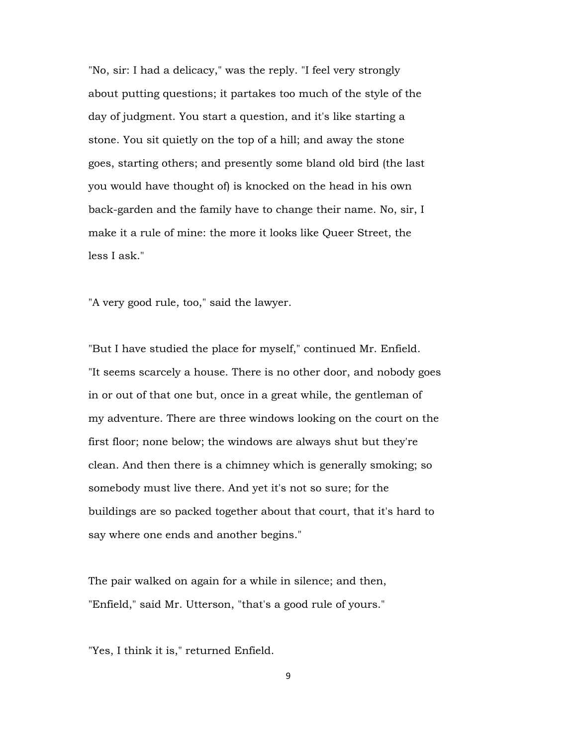"No, sir: I had a delicacy," was the reply. "I feel very strongly about putting questions; it partakes too much of the style of the day of judgment. You start a question, and it's like starting a stone. You sit quietly on the top of a hill; and away the stone goes, starting others; and presently some bland old bird (the last you would have thought of) is knocked on the head in his own back-garden and the family have to change their name. No, sir, I make it a rule of mine: the more it looks like Queer Street, the less I ask."

"A very good rule, too," said the lawyer.

"But I have studied the place for myself," continued Mr. Enfield. "It seems scarcely a house. There is no other door, and nobody goes in or out of that one but, once in a great while, the gentleman of my adventure. There are three windows looking on the court on the first floor; none below; the windows are always shut but they're clean. And then there is a chimney which is generally smoking; so somebody must live there. And yet it's not so sure; for the buildings are so packed together about that court, that it's hard to say where one ends and another begins."

The pair walked on again for a while in silence; and then, "Enfield," said Mr. Utterson, "that's a good rule of yours."

"Yes, I think it is," returned Enfield.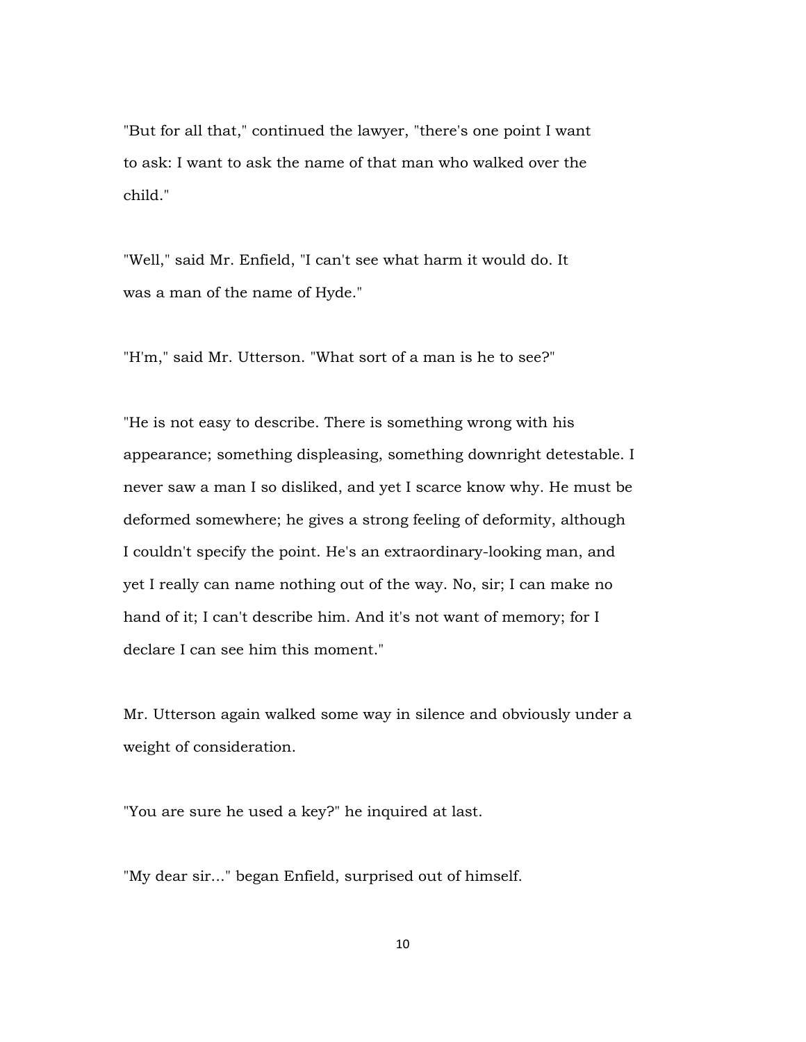"But for all that," continued the lawyer, "there's one point I want to ask: I want to ask the name of that man who walked over the child."

"Well," said Mr. Enfield, "I can't see what harm it would do. It was a man of the name of Hyde."

"H'm," said Mr. Utterson. "What sort of a man is he to see?"

"He is not easy to describe. There is something wrong with his appearance; something displeasing, something downright detestable. I never saw a man I so disliked, and yet I scarce know why. He must be deformed somewhere; he gives a strong feeling of deformity, although I couldn't specify the point. He's an extraordinary-looking man, and yet I really can name nothing out of the way. No, sir; I can make no hand of it; I can't describe him. And it's not want of memory; for I declare I can see him this moment."

Mr. Utterson again walked some way in silence and obviously under a weight of consideration.

"You are sure he used a key?" he inquired at last.

"My dear sir..." began Enfield, surprised out of himself.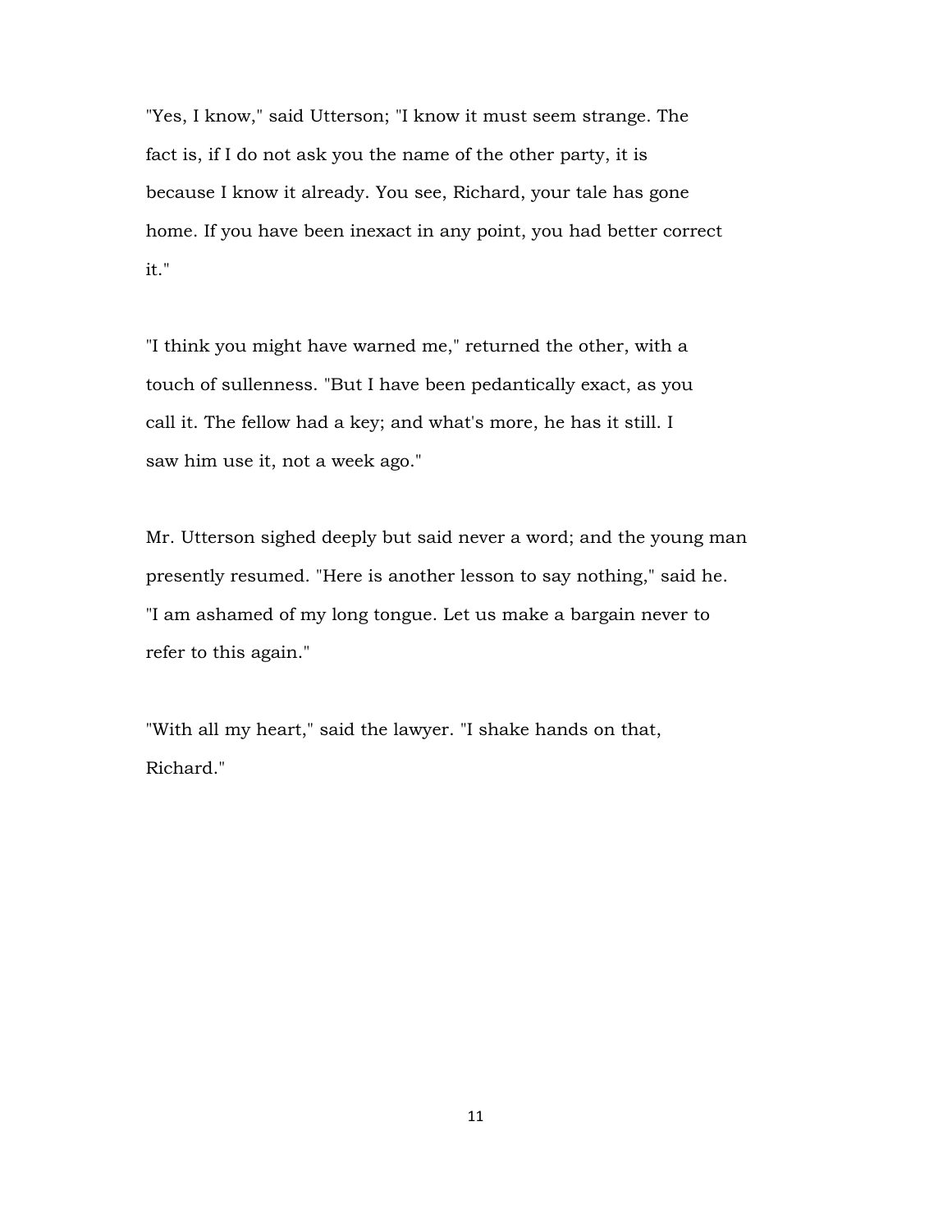"Yes, I know," said Utterson; "I know it must seem strange. The fact is, if I do not ask you the name of the other party, it is because I know it already. You see, Richard, your tale has gone home. If you have been inexact in any point, you had better correct it."

"I think you might have warned me," returned the other, with a touch of sullenness. "But I have been pedantically exact, as you call it. The fellow had a key; and what's more, he has it still. I saw him use it, not a week ago."

Mr. Utterson sighed deeply but said never a word; and the young man presently resumed. "Here is another lesson to say nothing," said he. "I am ashamed of my long tongue. Let us make a bargain never to refer to this again."

"With all my heart," said the lawyer. "I shake hands on that, Richard."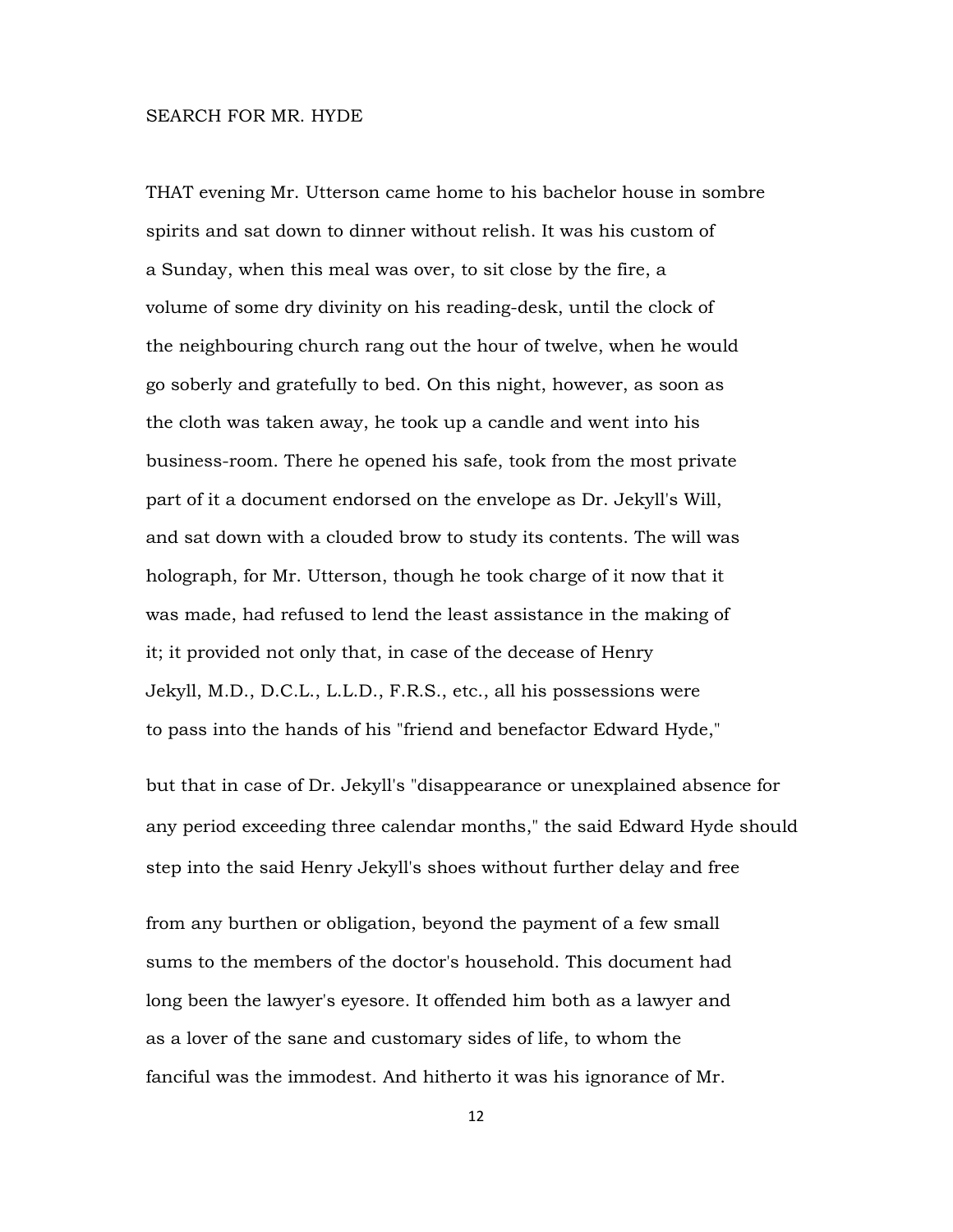## SEARCH FOR MR. HYDE

THAT evening Mr. Utterson came home to his bachelor house in sombre spirits and sat down to dinner without relish. It was his custom of a Sunday, when this meal was over, to sit close by the fire, a volume of some dry divinity on his reading-desk, until the clock of the neighbouring church rang out the hour of twelve, when he would go soberly and gratefully to bed. On this night, however, as soon as the cloth was taken away, he took up a candle and went into his business-room. There he opened his safe, took from the most private part of it a document endorsed on the envelope as Dr. Jekyll's Will, and sat down with a clouded brow to study its contents. The will was holograph, for Mr. Utterson, though he took charge of it now that it was made, had refused to lend the least assistance in the making of it; it provided not only that, in case of the decease of Henry Jekyll, M.D., D.C.L., L.L.D., F.R.S., etc., all his possessions were to pass into the hands of his "friend and benefactor Edward Hyde," but that in case of Dr. Jekyll's "disappearance or unexplained absence for any period exceeding three calendar months," the said Edward Hyde should step into the said Henry Jekyll's shoes without further delay and free from any burthen or obligation, beyond the payment of a few small sums to the members of the doctor's household. This document had long been the lawyer's eyesore. It offended him both as a lawyer and as a lover of the sane and customary sides of life, to whom the fanciful was the immodest. And hitherto it was his ignorance of Mr.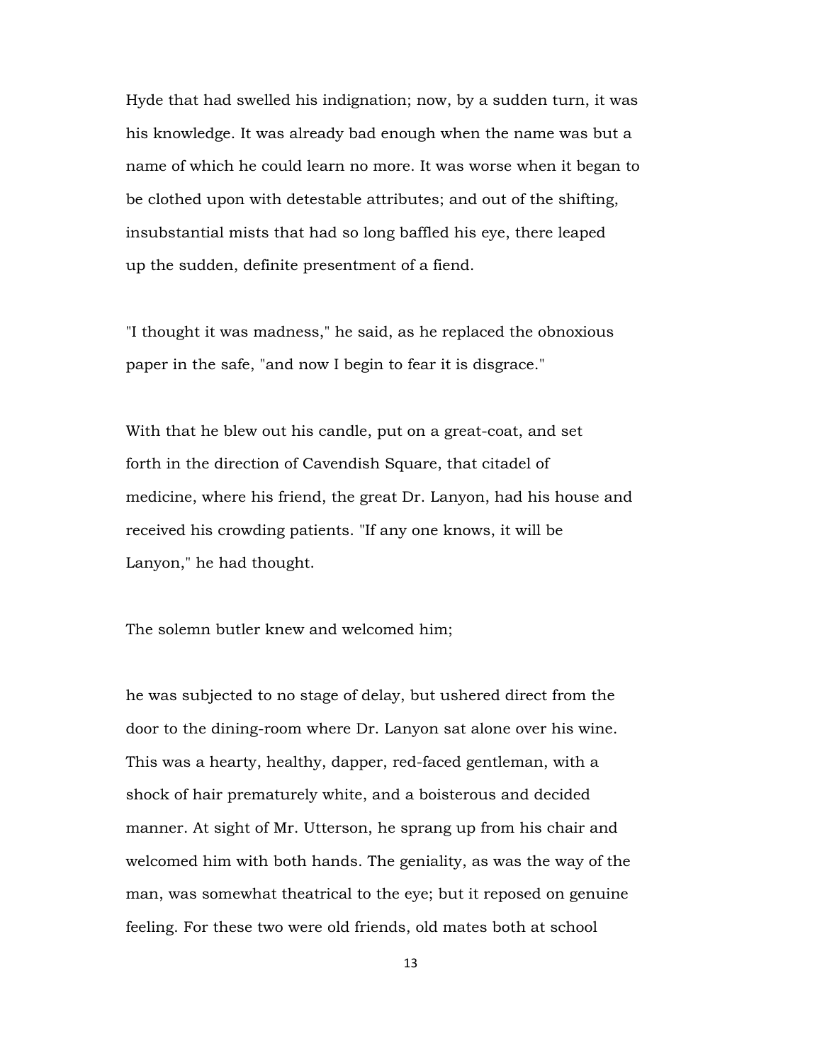Hyde that had swelled his indignation; now, by a sudden turn, it was his knowledge. It was already bad enough when the name was but a name of which he could learn no more. It was worse when it began to be clothed upon with detestable attributes; and out of the shifting, insubstantial mists that had so long baffled his eye, there leaped up the sudden, definite presentment of a fiend.

"I thought it was madness," he said, as he replaced the obnoxious paper in the safe, "and now I begin to fear it is disgrace."

With that he blew out his candle, put on a great-coat, and set forth in the direction of Cavendish Square, that citadel of medicine, where his friend, the great Dr. Lanyon, had his house and received his crowding patients. "If any one knows, it will be Lanyon," he had thought.

The solemn butler knew and welcomed him;

he was subjected to no stage of delay, but ushered direct from the door to the dining-room where Dr. Lanyon sat alone over his wine. This was a hearty, healthy, dapper, red-faced gentleman, with a shock of hair prematurely white, and a boisterous and decided manner. At sight of Mr. Utterson, he sprang up from his chair and welcomed him with both hands. The geniality, as was the way of the man, was somewhat theatrical to the eye; but it reposed on genuine feeling. For these two were old friends, old mates both at school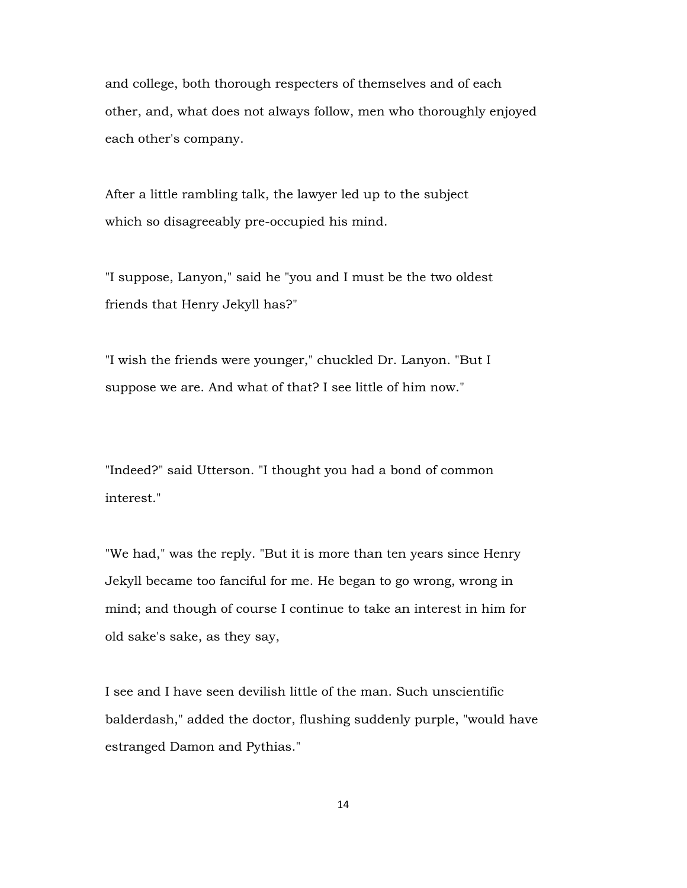and college, both thorough respecters of themselves and of each other, and, what does not always follow, men who thoroughly enjoyed each other's company.

After a little rambling talk, the lawyer led up to the subject which so disagreeably pre-occupied his mind.

"I suppose, Lanyon," said he "you and I must be the two oldest friends that Henry Jekyll has?"

"I wish the friends were younger," chuckled Dr. Lanyon. "But I suppose we are. And what of that? I see little of him now."

"Indeed?" said Utterson. "I thought you had a bond of common interest."

"We had," was the reply. "But it is more than ten years since Henry Jekyll became too fanciful for me. He began to go wrong, wrong in mind; and though of course I continue to take an interest in him for old sake's sake, as they say,

I see and I have seen devilish little of the man. Such unscientific balderdash," added the doctor, flushing suddenly purple, "would have estranged Damon and Pythias."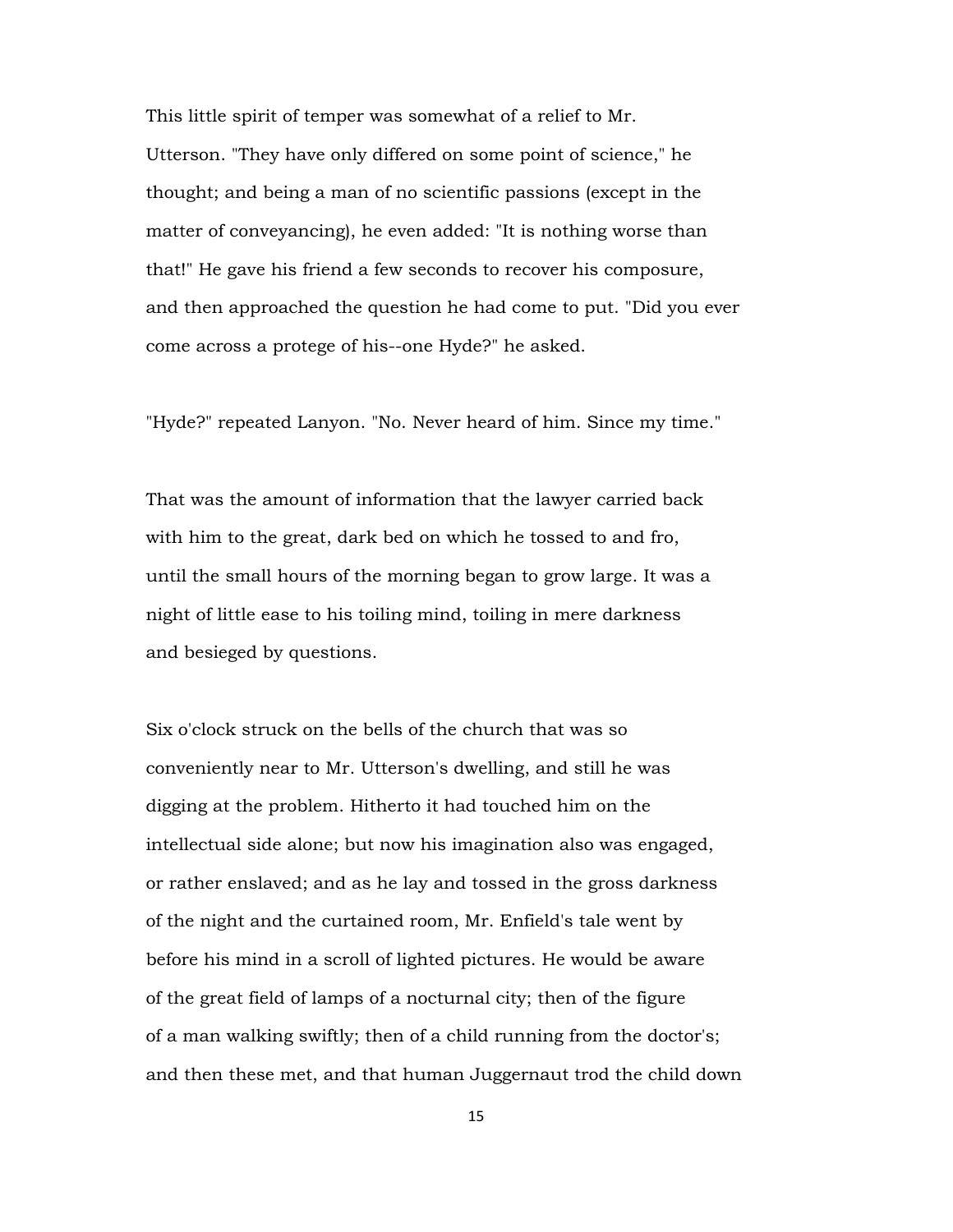This little spirit of temper was somewhat of a relief to Mr. Utterson. "They have only differed on some point of science," he thought; and being a man of no scientific passions (except in the matter of conveyancing), he even added: "It is nothing worse than that!" He gave his friend a few seconds to recover his composure, and then approached the question he had come to put. "Did you ever come across a protege of his--one Hyde?" he asked.

"Hyde?" repeated Lanyon. "No. Never heard of him. Since my time."

That was the amount of information that the lawyer carried back with him to the great, dark bed on which he tossed to and fro, until the small hours of the morning began to grow large. It was a night of little ease to his toiling mind, toiling in mere darkness and besieged by questions.

Six o'clock struck on the bells of the church that was so conveniently near to Mr. Utterson's dwelling, and still he was digging at the problem. Hitherto it had touched him on the intellectual side alone; but now his imagination also was engaged, or rather enslaved; and as he lay and tossed in the gross darkness of the night and the curtained room, Mr. Enfield's tale went by before his mind in a scroll of lighted pictures. He would be aware of the great field of lamps of a nocturnal city; then of the figure of a man walking swiftly; then of a child running from the doctor's; and then these met, and that human Juggernaut trod the child down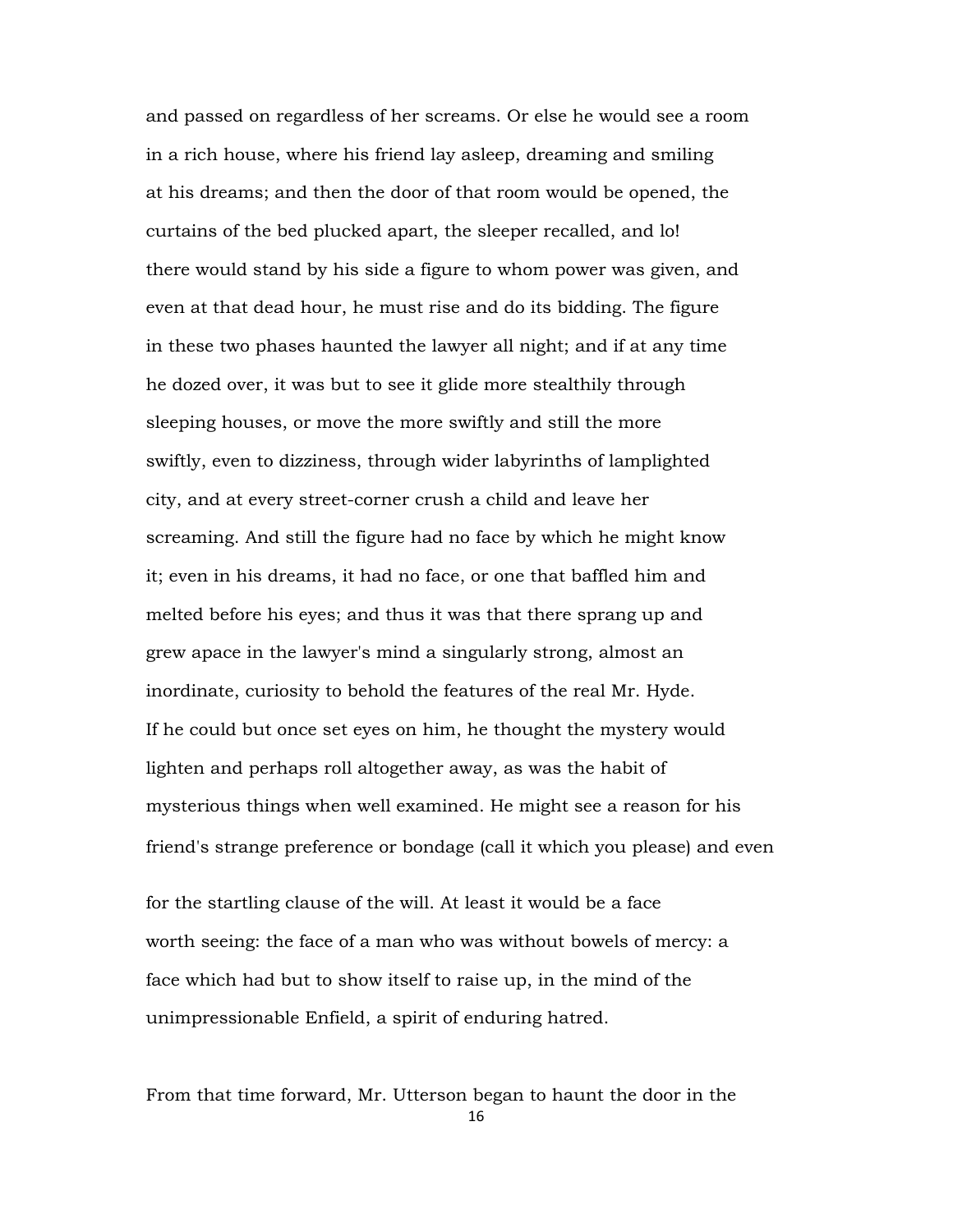and passed on regardless of her screams. Or else he would see a room in a rich house, where his friend lay asleep, dreaming and smiling at his dreams; and then the door of that room would be opened, the curtains of the bed plucked apart, the sleeper recalled, and lo! there would stand by his side a figure to whom power was given, and even at that dead hour, he must rise and do its bidding. The figure in these two phases haunted the lawyer all night; and if at any time he dozed over, it was but to see it glide more stealthily through sleeping houses, or move the more swiftly and still the more swiftly, even to dizziness, through wider labyrinths of lamplighted city, and at every street-corner crush a child and leave her screaming. And still the figure had no face by which he might know it; even in his dreams, it had no face, or one that baffled him and melted before his eyes; and thus it was that there sprang up and grew apace in the lawyer's mind a singularly strong, almost an inordinate, curiosity to behold the features of the real Mr. Hyde. If he could but once set eyes on him, he thought the mystery would lighten and perhaps roll altogether away, as was the habit of mysterious things when well examined. He might see a reason for his friend's strange preference or bondage (call it which you please) and even for the startling clause of the will. At least it would be a face worth seeing: the face of a man who was without bowels of mercy: a face which had but to show itself to raise up, in the mind of the unimpressionable Enfield, a spirit of enduring hatred.

From that time forward, Mr. Utterson began to haunt the door in the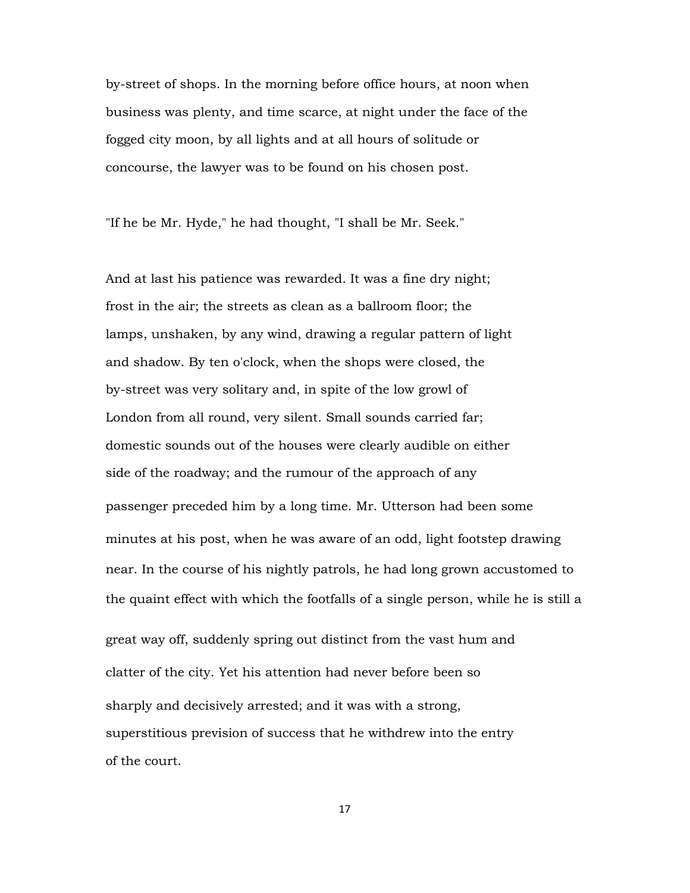by-street of shops. In the morning before office hours, at noon when business was plenty, and time scarce, at night under the face of the fogged city moon, by all lights and at all hours of solitude or concourse, the lawyer was to be found on his chosen post.

"If he be Mr. Hyde," he had thought, "I shall be Mr. Seek."

And at last his patience was rewarded. It was a fine dry night; frost in the air; the streets as clean as a ballroom floor; the lamps, unshaken, by any wind, drawing a regular pattern of light and shadow. By ten o'clock, when the shops were closed, the by-street was very solitary and, in spite of the low growl of London from all round, very silent. Small sounds carried far; domestic sounds out of the houses were clearly audible on either side of the roadway; and the rumour of the approach of any passenger preceded him by a long time. Mr. Utterson had been some minutes at his post, when he was aware of an odd, light footstep drawing near. In the course of his nightly patrols, he had long grown accustomed to the quaint effect with which the footfalls of a single person, while he is still a great way off, suddenly spring out distinct from the vast hum and clatter of the city. Yet his attention had never before been so sharply and decisively arrested; and it was with a strong, superstitious prevision of success that he withdrew into the entry of the court.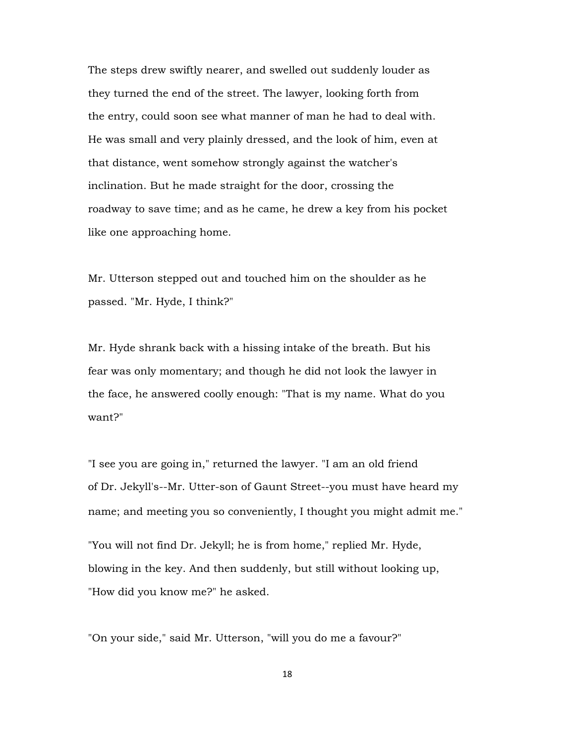The steps drew swiftly nearer, and swelled out suddenly louder as they turned the end of the street. The lawyer, looking forth from the entry, could soon see what manner of man he had to deal with. He was small and very plainly dressed, and the look of him, even at that distance, went somehow strongly against the watcher's inclination. But he made straight for the door, crossing the roadway to save time; and as he came, he drew a key from his pocket like one approaching home.

Mr. Utterson stepped out and touched him on the shoulder as he passed. "Mr. Hyde, I think?"

Mr. Hyde shrank back with a hissing intake of the breath. But his fear was only momentary; and though he did not look the lawyer in the face, he answered coolly enough: "That is my name. What do you want?"

"I see you are going in," returned the lawyer. "I am an old friend of Dr. Jekyll's--Mr. Utter-son of Gaunt Street--you must have heard my name; and meeting you so conveniently, I thought you might admit me."

"You will not find Dr. Jekyll; he is from home," replied Mr. Hyde, blowing in the key. And then suddenly, but still without looking up, "How did you know me?" he asked.

"On your side," said Mr. Utterson, "will you do me a favour?"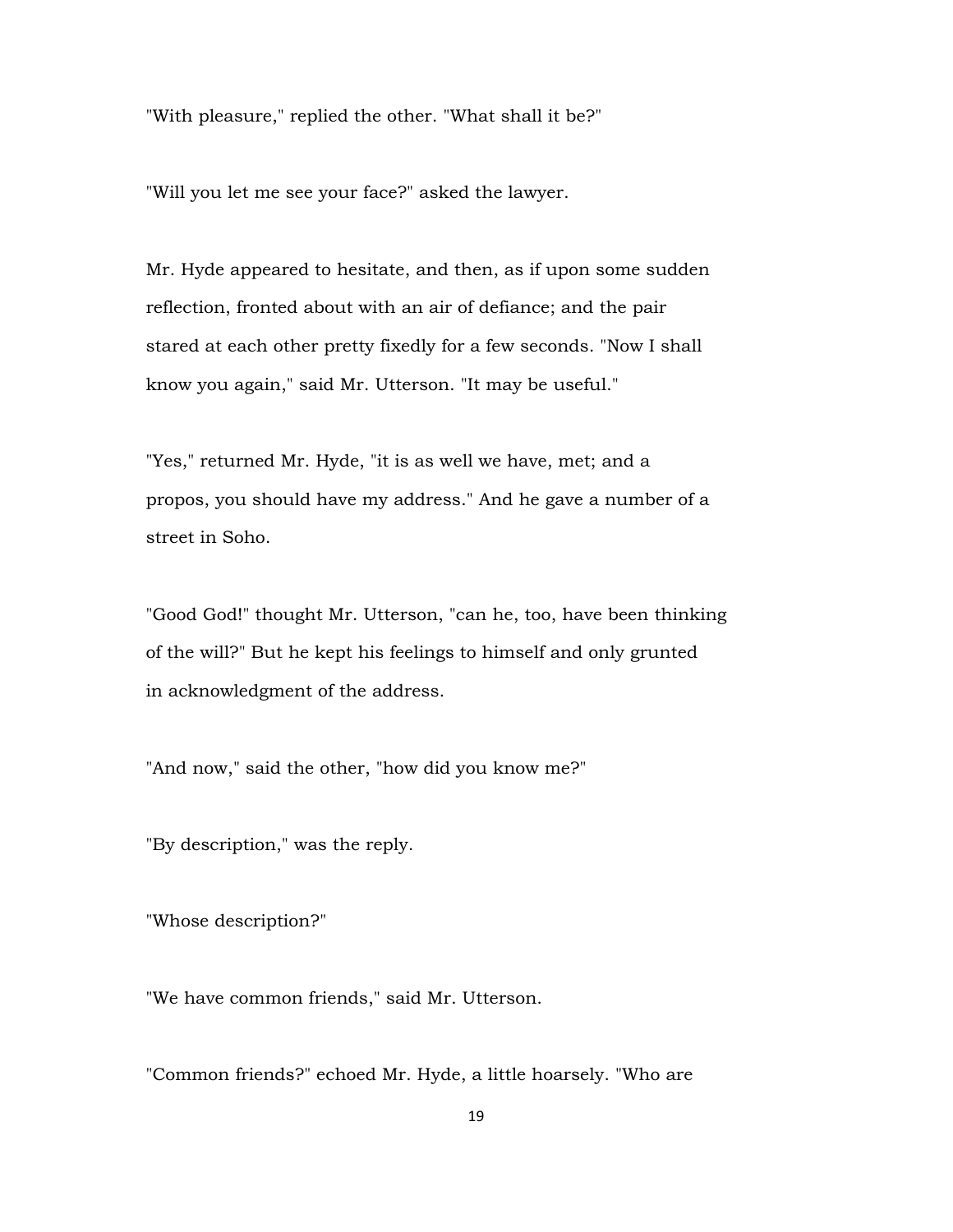"With pleasure," replied the other. "What shall it be?"

"Will you let me see your face?" asked the lawyer.

Mr. Hyde appeared to hesitate, and then, as if upon some sudden reflection, fronted about with an air of defiance; and the pair stared at each other pretty fixedly for a few seconds. "Now I shall know you again," said Mr. Utterson. "It may be useful."

"Yes," returned Mr. Hyde, "it is as well we have, met; and a propos, you should have my address." And he gave a number of a street in Soho.

"Good God!" thought Mr. Utterson, "can he, too, have been thinking of the will?" But he kept his feelings to himself and only grunted in acknowledgment of the address.

"And now," said the other, "how did you know me?"

"By description," was the reply.

"Whose description?"

"We have common friends," said Mr. Utterson.

"Common friends?" echoed Mr. Hyde, a little hoarsely. "Who are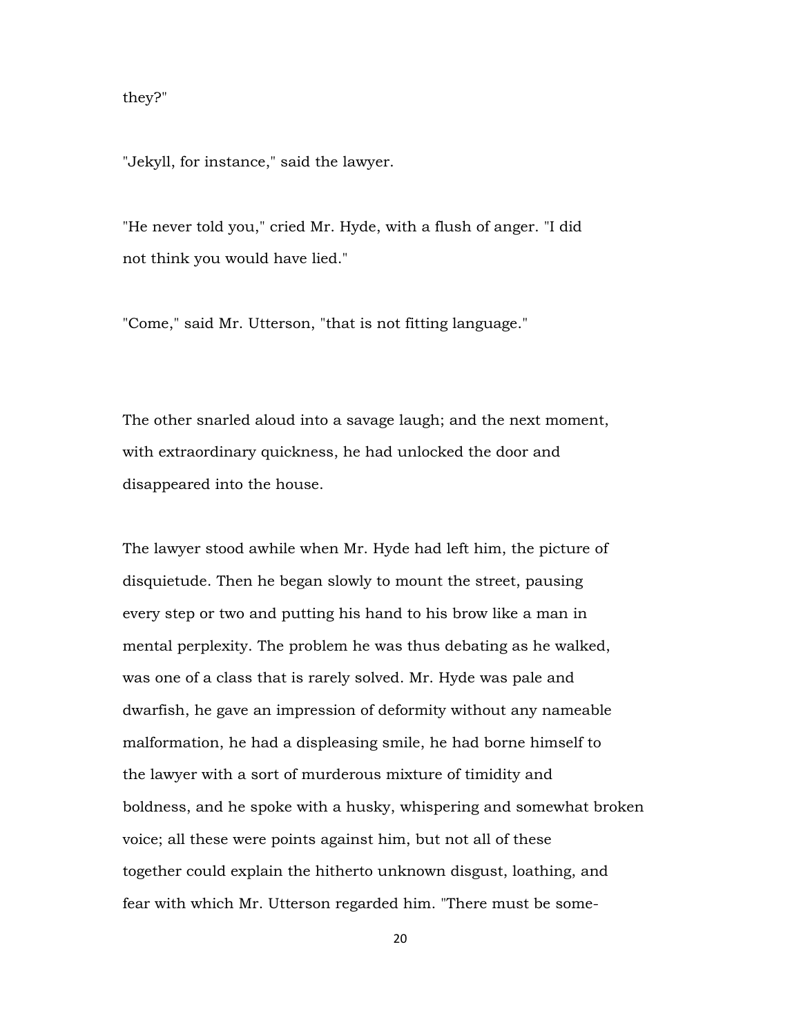they?"

"Jekyll, for instance," said the lawyer.

"He never told you," cried Mr. Hyde, with a flush of anger. "I did not think you would have lied."

"Come," said Mr. Utterson, "that is not fitting language."

The other snarled aloud into a savage laugh; and the next moment, with extraordinary quickness, he had unlocked the door and disappeared into the house.

The lawyer stood awhile when Mr. Hyde had left him, the picture of disquietude. Then he began slowly to mount the street, pausing every step or two and putting his hand to his brow like a man in mental perplexity. The problem he was thus debating as he walked, was one of a class that is rarely solved. Mr. Hyde was pale and dwarfish, he gave an impression of deformity without any nameable malformation, he had a displeasing smile, he had borne himself to the lawyer with a sort of murderous mixture of timidity and boldness, and he spoke with a husky, whispering and somewhat broken voice; all these were points against him, but not all of these together could explain the hitherto unknown disgust, loathing, and fear with which Mr. Utterson regarded him. "There must be some-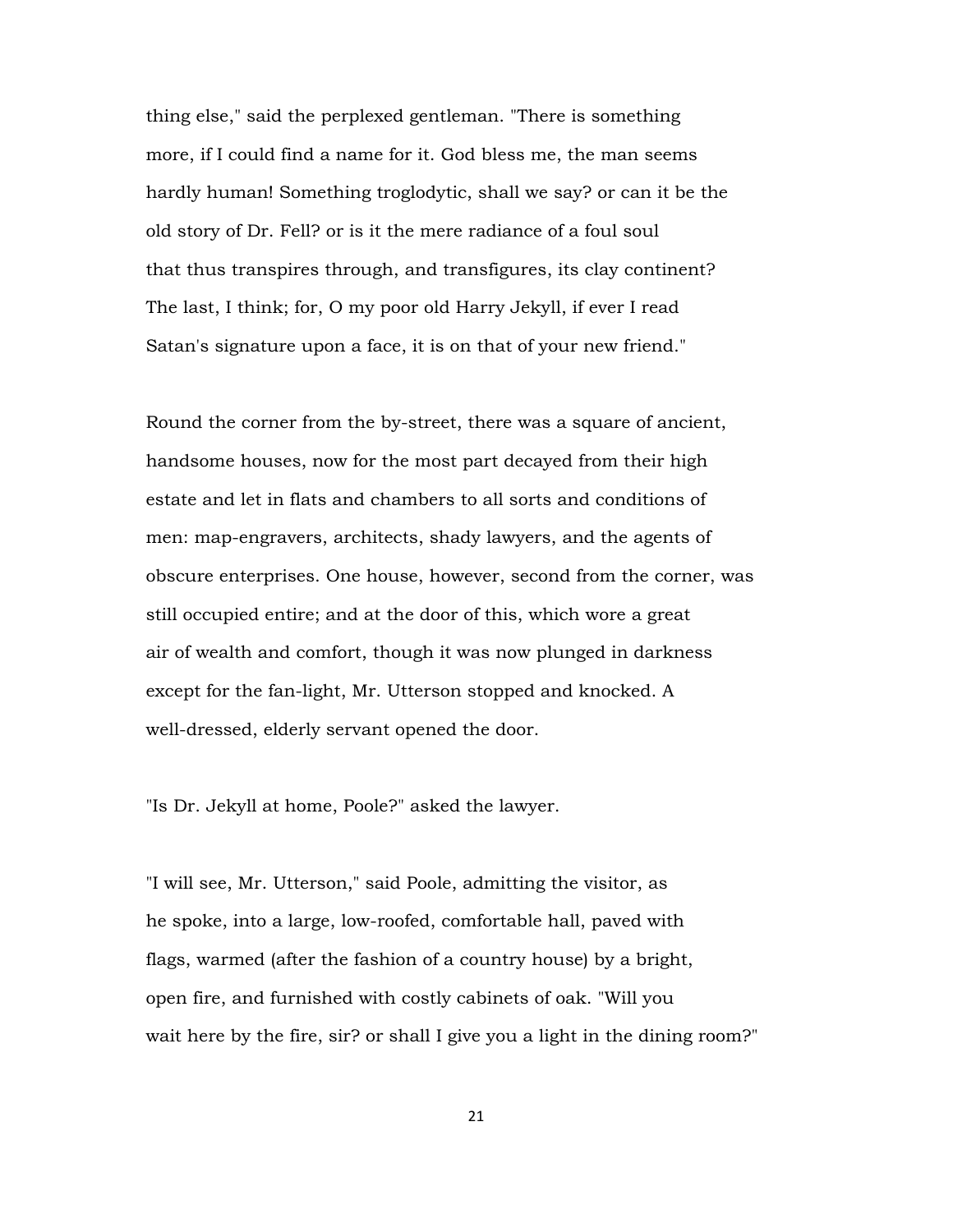thing else," said the perplexed gentleman. "There is something more, if I could find a name for it. God bless me, the man seems hardly human! Something troglodytic, shall we say? or can it be the old story of Dr. Fell? or is it the mere radiance of a foul soul that thus transpires through, and transfigures, its clay continent? The last, I think; for, O my poor old Harry Jekyll, if ever I read Satan's signature upon a face, it is on that of your new friend."

Round the corner from the by-street, there was a square of ancient, handsome houses, now for the most part decayed from their high estate and let in flats and chambers to all sorts and conditions of men: map-engravers, architects, shady lawyers, and the agents of obscure enterprises. One house, however, second from the corner, was still occupied entire; and at the door of this, which wore a great air of wealth and comfort, though it was now plunged in darkness except for the fan-light, Mr. Utterson stopped and knocked. A well-dressed, elderly servant opened the door.

"Is Dr. Jekyll at home, Poole?" asked the lawyer.

"I will see, Mr. Utterson," said Poole, admitting the visitor, as he spoke, into a large, low-roofed, comfortable hall, paved with flags, warmed (after the fashion of a country house) by a bright, open fire, and furnished with costly cabinets of oak. "Will you wait here by the fire, sir? or shall I give you a light in the dining room?"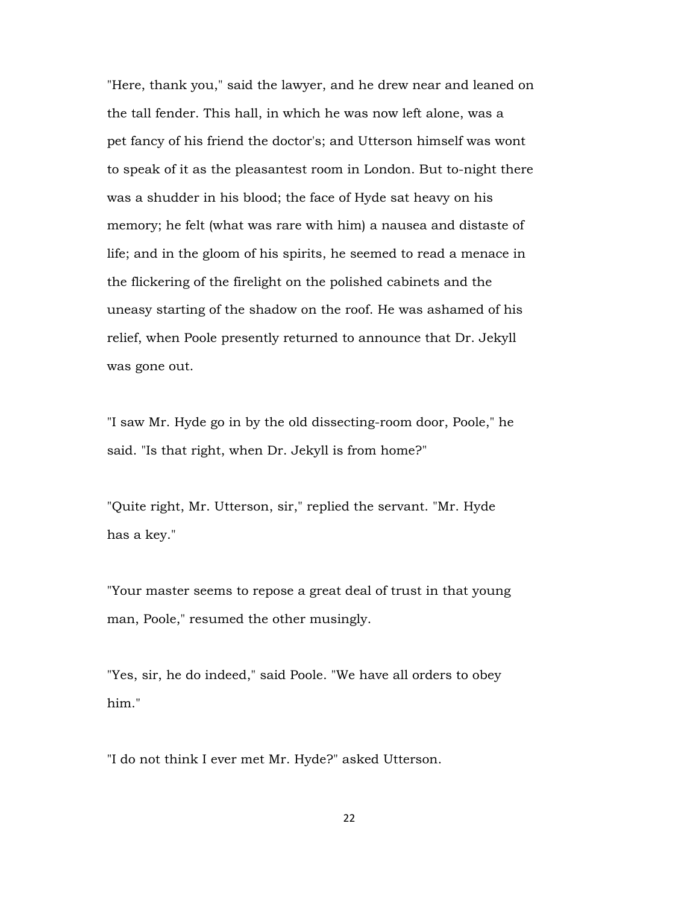"Here, thank you," said the lawyer, and he drew near and leaned on the tall fender. This hall, in which he was now left alone, was a pet fancy of his friend the doctor's; and Utterson himself was wont to speak of it as the pleasantest room in London. But to-night there was a shudder in his blood; the face of Hyde sat heavy on his memory; he felt (what was rare with him) a nausea and distaste of life; and in the gloom of his spirits, he seemed to read a menace in the flickering of the firelight on the polished cabinets and the uneasy starting of the shadow on the roof. He was ashamed of his relief, when Poole presently returned to announce that Dr. Jekyll was gone out.

"I saw Mr. Hyde go in by the old dissecting-room door, Poole," he said. "Is that right, when Dr. Jekyll is from home?"

"Quite right, Mr. Utterson, sir," replied the servant. "Mr. Hyde has a key."

"Your master seems to repose a great deal of trust in that young man, Poole," resumed the other musingly.

"Yes, sir, he do indeed," said Poole. "We have all orders to obey him."

"I do not think I ever met Mr. Hyde?" asked Utterson.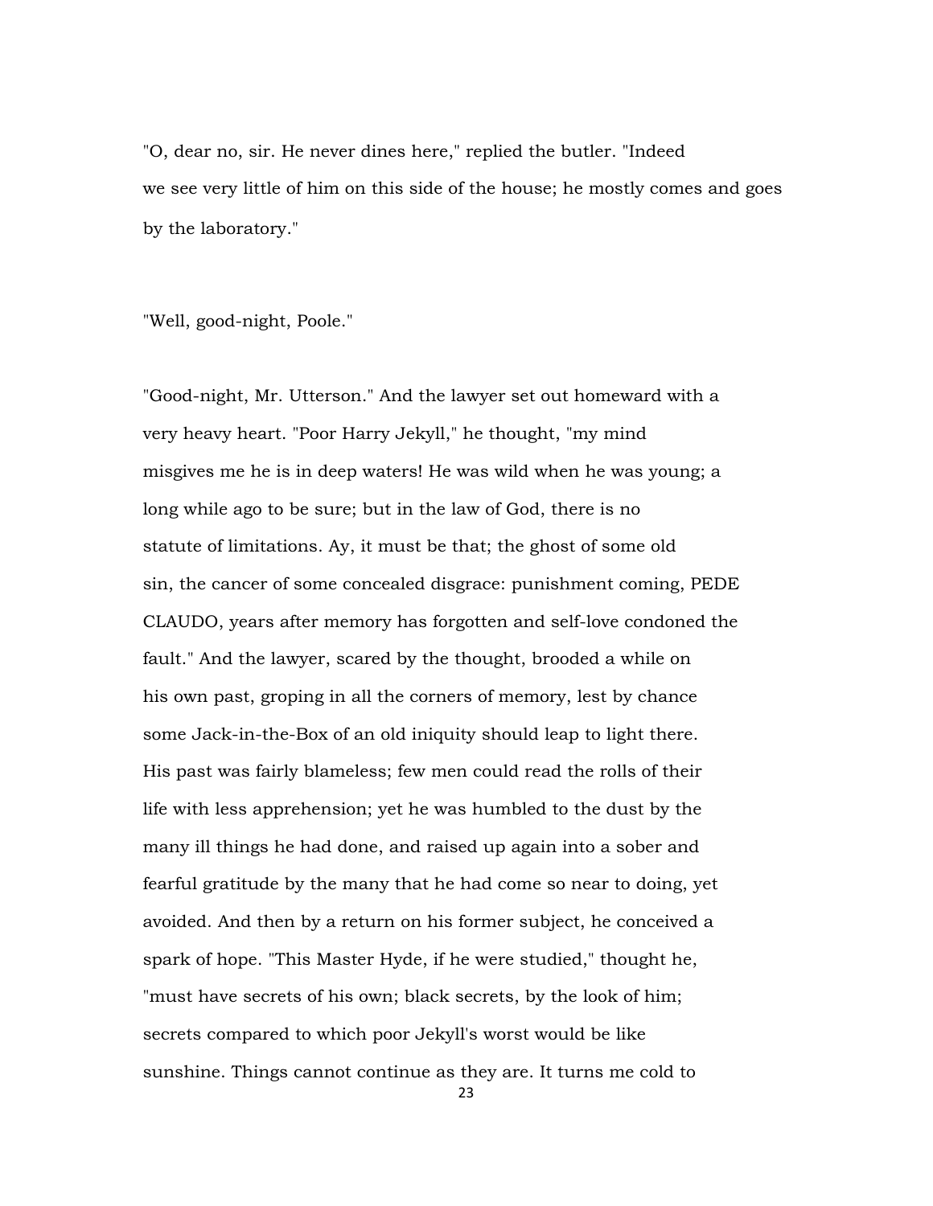"O, dear no, sir. He never dines here," replied the butler. "Indeed we see very little of him on this side of the house; he mostly comes and goes by the laboratory."

"Well, good-night, Poole."

"Good-night, Mr. Utterson." And the lawyer set out homeward with a very heavy heart. "Poor Harry Jekyll," he thought, "my mind misgives me he is in deep waters! He was wild when he was young; a long while ago to be sure; but in the law of God, there is no statute of limitations. Ay, it must be that; the ghost of some old sin, the cancer of some concealed disgrace: punishment coming, PEDE CLAUDO, years after memory has forgotten and self-love condoned the fault." And the lawyer, scared by the thought, brooded a while on his own past, groping in all the corners of memory, lest by chance some Jack-in-the-Box of an old iniquity should leap to light there. His past was fairly blameless; few men could read the rolls of their life with less apprehension; yet he was humbled to the dust by the many ill things he had done, and raised up again into a sober and fearful gratitude by the many that he had come so near to doing, yet avoided. And then by a return on his former subject, he conceived a spark of hope. "This Master Hyde, if he were studied," thought he, "must have secrets of his own; black secrets, by the look of him; secrets compared to which poor Jekyll's worst would be like sunshine. Things cannot continue as they are. It turns me cold to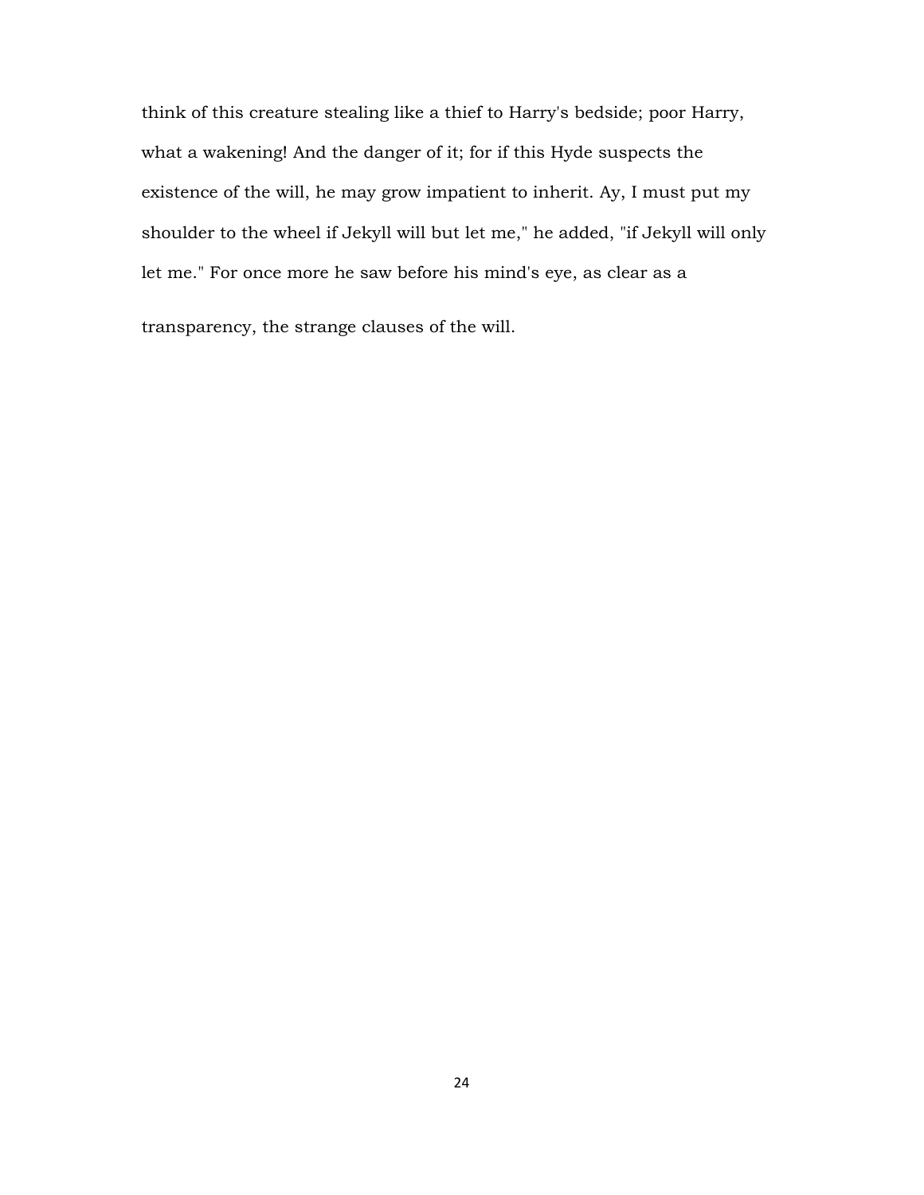think of this creature stealing like a thief to Harry's bedside; poor Harry, what a wakening! And the danger of it; for if this Hyde suspects the existence of the will, he may grow impatient to inherit. Ay, I must put my shoulder to the wheel if Jekyll will but let me," he added, "if Jekyll will only let me." For once more he saw before his mind's eye, as clear as a transparency, the strange clauses of the will.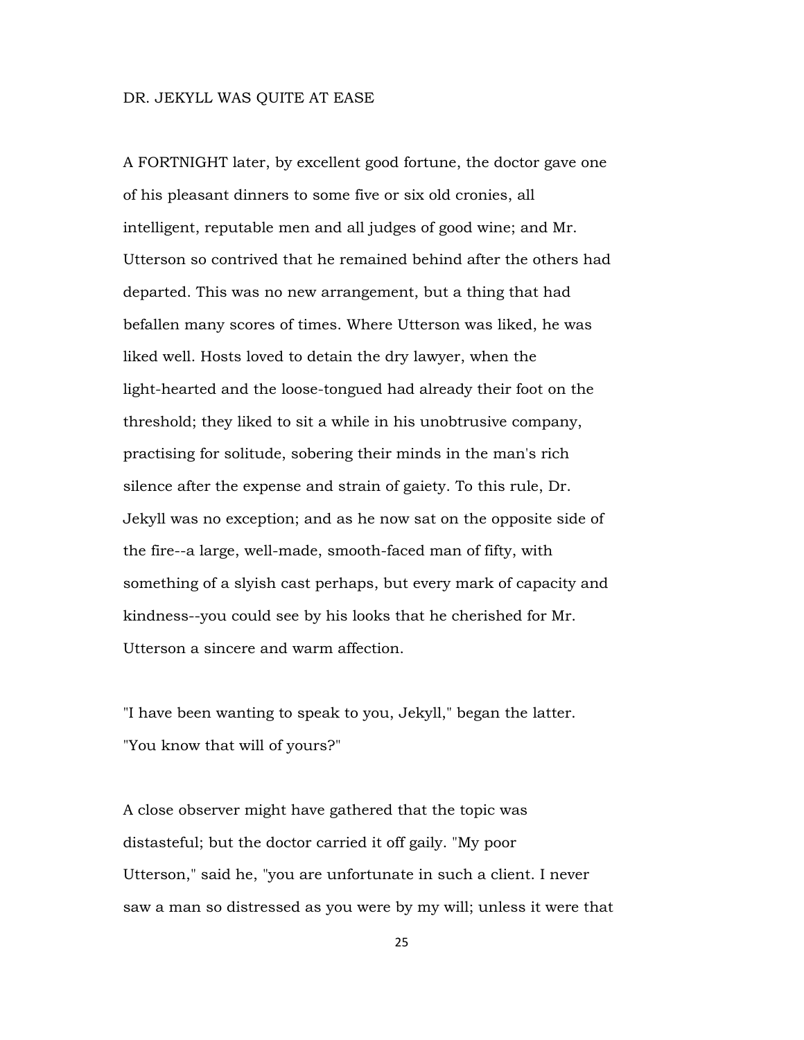## DR. JEKYLL WAS QUITE AT EASE

A FORTNIGHT later, by excellent good fortune, the doctor gave one of his pleasant dinners to some five or six old cronies, all intelligent, reputable men and all judges of good wine; and Mr. Utterson so contrived that he remained behind after the others had departed. This was no new arrangement, but a thing that had befallen many scores of times. Where Utterson was liked, he was liked well. Hosts loved to detain the dry lawyer, when the light-hearted and the loose-tongued had already their foot on the threshold; they liked to sit a while in his unobtrusive company, practising for solitude, sobering their minds in the man's rich silence after the expense and strain of gaiety. To this rule, Dr. Jekyll was no exception; and as he now sat on the opposite side of the fire--a large, well-made, smooth-faced man of fifty, with something of a slyish cast perhaps, but every mark of capacity and kindness--you could see by his looks that he cherished for Mr. Utterson a sincere and warm affection.

"I have been wanting to speak to you, Jekyll," began the latter. "You know that will of yours?"

A close observer might have gathered that the topic was distasteful; but the doctor carried it off gaily. "My poor Utterson," said he, "you are unfortunate in such a client. I never saw a man so distressed as you were by my will; unless it were that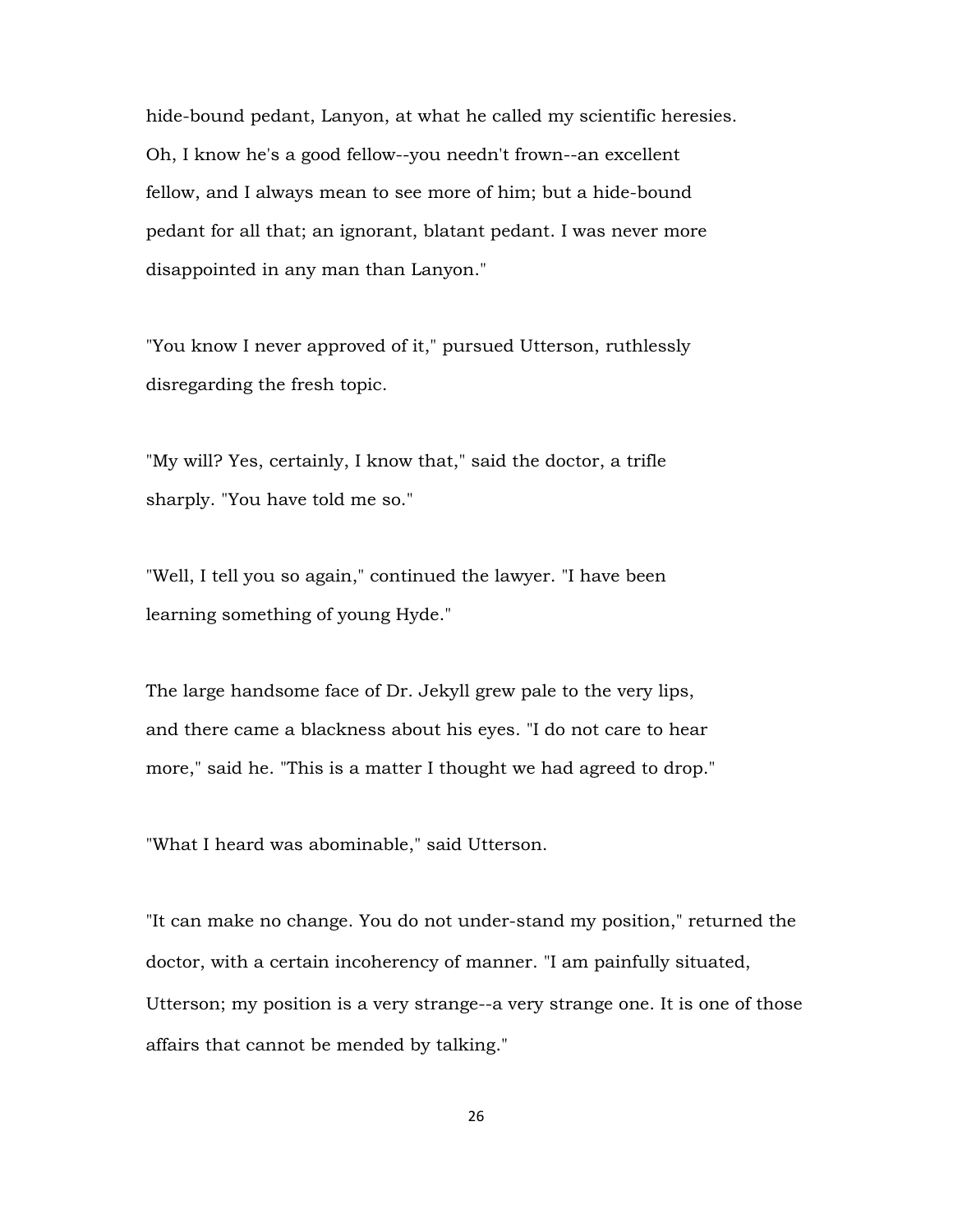hide-bound pedant, Lanyon, at what he called my scientific heresies. Oh, I know he's a good fellow--you needn't frown--an excellent fellow, and I always mean to see more of him; but a hide-bound pedant for all that; an ignorant, blatant pedant. I was never more disappointed in any man than Lanyon."

"You know I never approved of it," pursued Utterson, ruthlessly disregarding the fresh topic.

"My will? Yes, certainly, I know that," said the doctor, a trifle sharply. "You have told me so."

"Well, I tell you so again," continued the lawyer. "I have been learning something of young Hyde."

The large handsome face of Dr. Jekyll grew pale to the very lips, and there came a blackness about his eyes. "I do not care to hear more," said he. "This is a matter I thought we had agreed to drop."

"What I heard was abominable," said Utterson.

"It can make no change. You do not under-stand my position," returned the doctor, with a certain incoherency of manner. "I am painfully situated, Utterson; my position is a very strange--a very strange one. It is one of those affairs that cannot be mended by talking."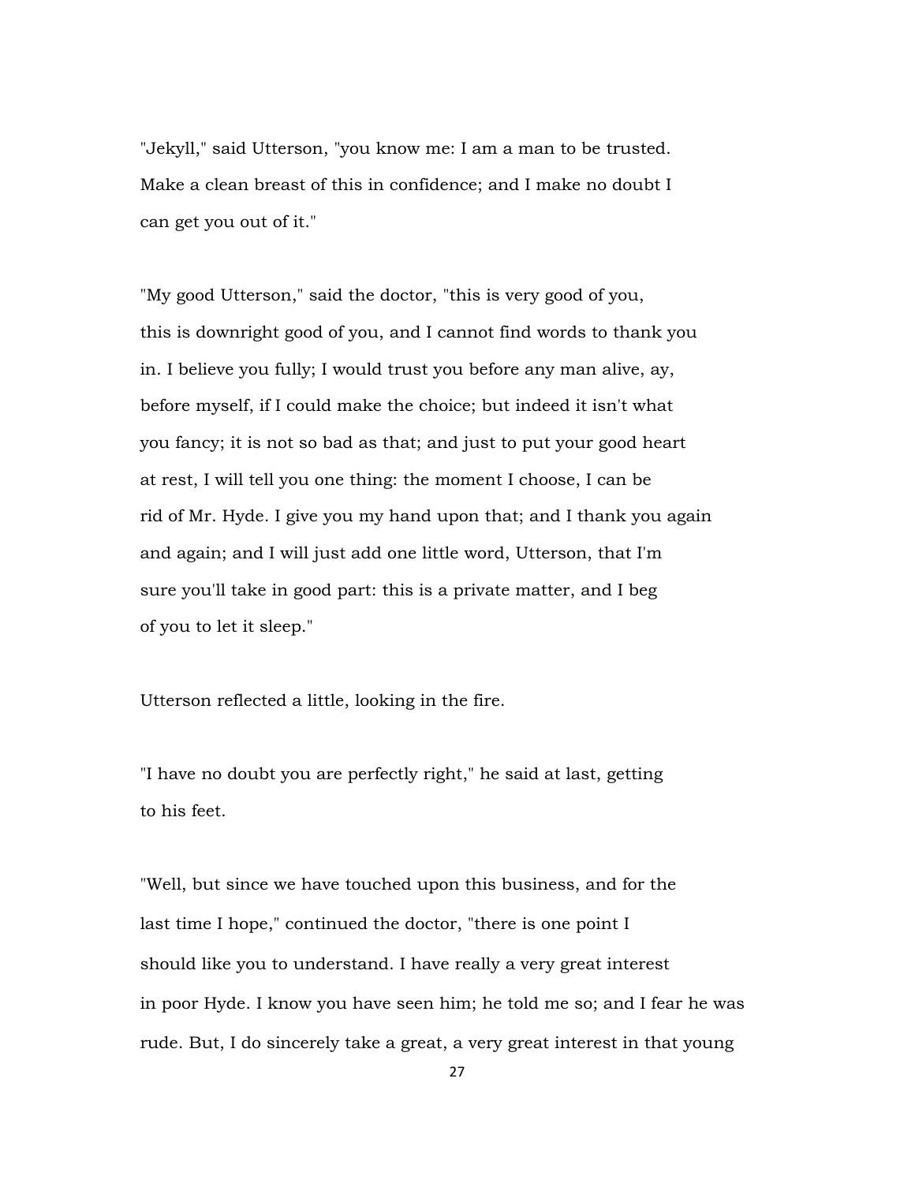"Jekyll," said Utterson, "you know me: I am a man to be trusted. Make a clean breast of this in confidence; and I make no doubt I can get you out of it."

"My good Utterson," said the doctor, "this is very good of you, this is downright good of you, and I cannot find words to thank you in. I believe you fully; I would trust you before any man alive, ay, before myself, if I could make the choice; but indeed it isn't what you fancy; it is not so bad as that; and just to put your good heart at rest, I will tell you one thing: the moment I choose, I can be rid of Mr. Hyde. I give you my hand upon that; and I thank you again and again; and I will just add one little word, Utterson, that I'm sure you'll take in good part: this is a private matter, and I beg of you to let it sleep."

Utterson reflected a little, looking in the fire.

"I have no doubt you are perfectly right," he said at last, getting to his feet.

"Well, but since we have touched upon this business, and for the last time I hope," continued the doctor, "there is one point I should like you to understand. I have really a very great interest in poor Hyde. I know you have seen him; he told me so; and I fear he was rude. But, I do sincerely take a great, a very great interest in that young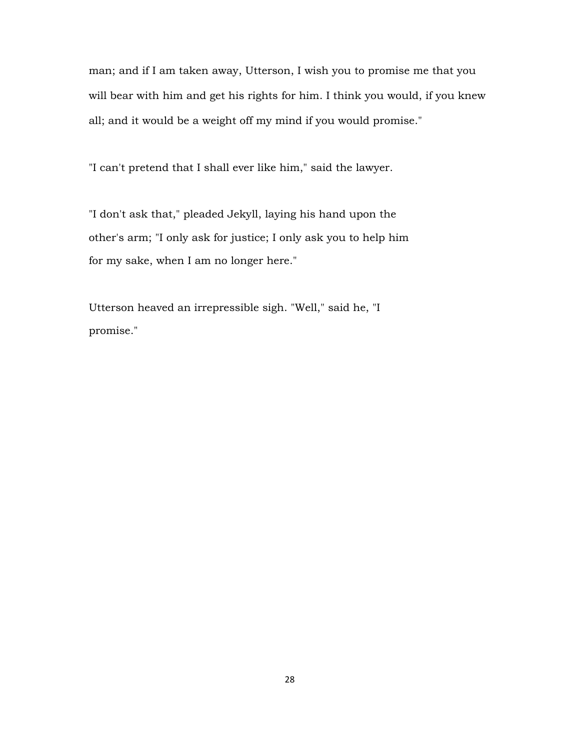man; and if I am taken away, Utterson, I wish you to promise me that you will bear with him and get his rights for him. I think you would, if you knew all; and it would be a weight off my mind if you would promise."

"I can't pretend that I shall ever like him," said the lawyer.

"I don't ask that," pleaded Jekyll, laying his hand upon the other's arm; "I only ask for justice; I only ask you to help him for my sake, when I am no longer here."

Utterson heaved an irrepressible sigh. "Well," said he, "I promise."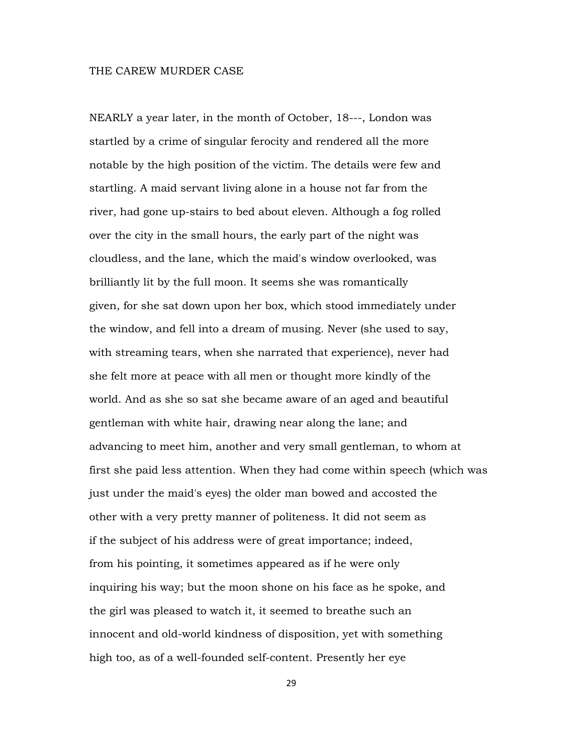## THE CAREW MURDER CASE

NEARLY a year later, in the month of October, 18---, London was startled by a crime of singular ferocity and rendered all the more notable by the high position of the victim. The details were few and startling. A maid servant living alone in a house not far from the river, had gone up-stairs to bed about eleven. Although a fog rolled over the city in the small hours, the early part of the night was cloudless, and the lane, which the maid's window overlooked, was brilliantly lit by the full moon. It seems she was romantically given, for she sat down upon her box, which stood immediately under the window, and fell into a dream of musing. Never (she used to say, with streaming tears, when she narrated that experience), never had she felt more at peace with all men or thought more kindly of the world. And as she so sat she became aware of an aged and beautiful gentleman with white hair, drawing near along the lane; and advancing to meet him, another and very small gentleman, to whom at first she paid less attention. When they had come within speech (which was just under the maid's eyes) the older man bowed and accosted the other with a very pretty manner of politeness. It did not seem as if the subject of his address were of great importance; indeed, from his pointing, it sometimes appeared as if he were only inquiring his way; but the moon shone on his face as he spoke, and the girl was pleased to watch it, it seemed to breathe such an innocent and old-world kindness of disposition, yet with something high too, as of a well-founded self-content. Presently her eye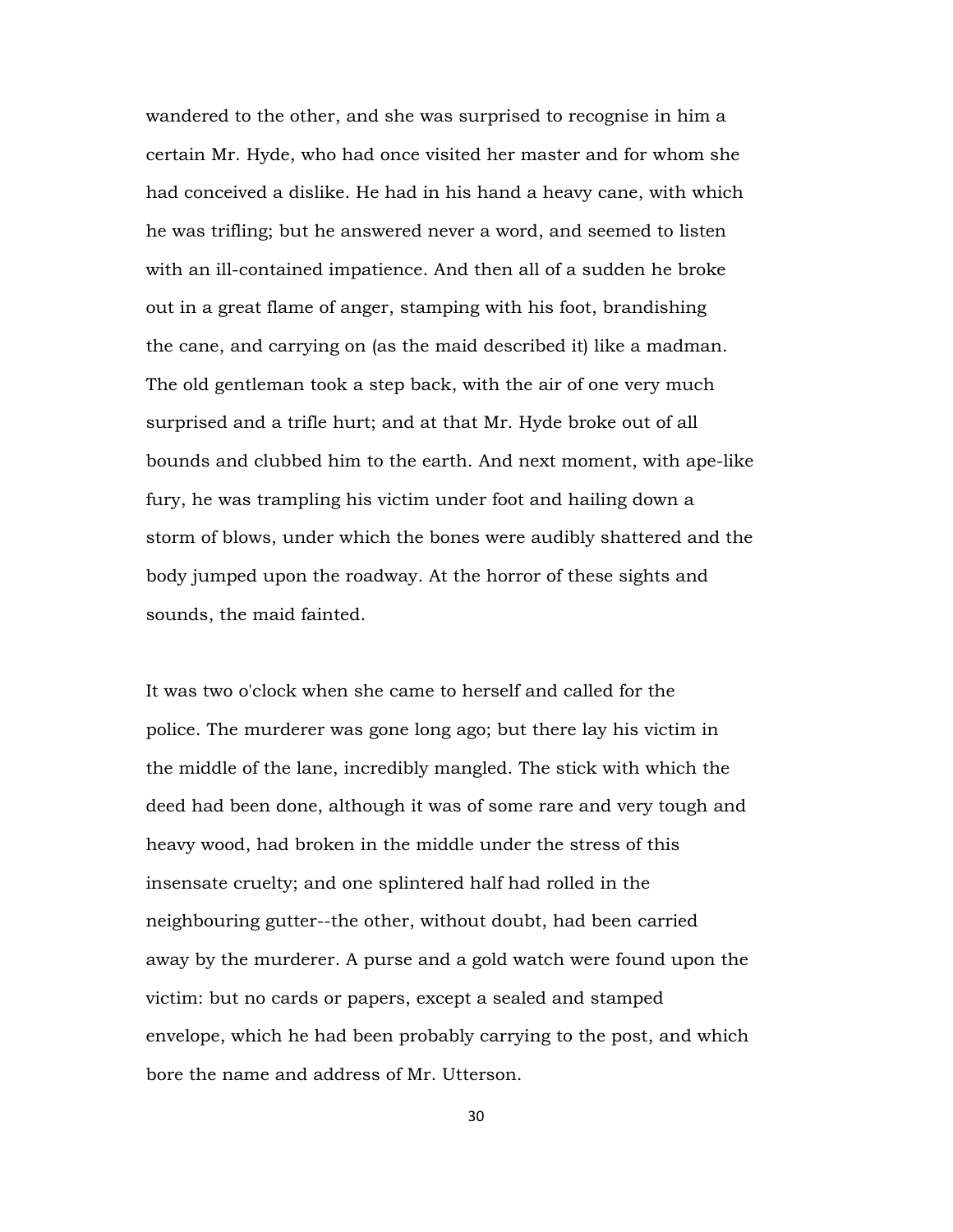wandered to the other, and she was surprised to recognise in him a certain Mr. Hyde, who had once visited her master and for whom she had conceived a dislike. He had in his hand a heavy cane, with which he was trifling; but he answered never a word, and seemed to listen with an ill-contained impatience. And then all of a sudden he broke out in a great flame of anger, stamping with his foot, brandishing the cane, and carrying on (as the maid described it) like a madman. The old gentleman took a step back, with the air of one very much surprised and a trifle hurt; and at that Mr. Hyde broke out of all bounds and clubbed him to the earth. And next moment, with ape-like fury, he was trampling his victim under foot and hailing down a storm of blows, under which the bones were audibly shattered and the body jumped upon the roadway. At the horror of these sights and sounds, the maid fainted.

It was two o'clock when she came to herself and called for the police. The murderer was gone long ago; but there lay his victim in the middle of the lane, incredibly mangled. The stick with which the deed had been done, although it was of some rare and very tough and heavy wood, had broken in the middle under the stress of this insensate cruelty; and one splintered half had rolled in the neighbouring gutter--the other, without doubt, had been carried away by the murderer. A purse and a gold watch were found upon the victim: but no cards or papers, except a sealed and stamped envelope, which he had been probably carrying to the post, and which bore the name and address of Mr. Utterson.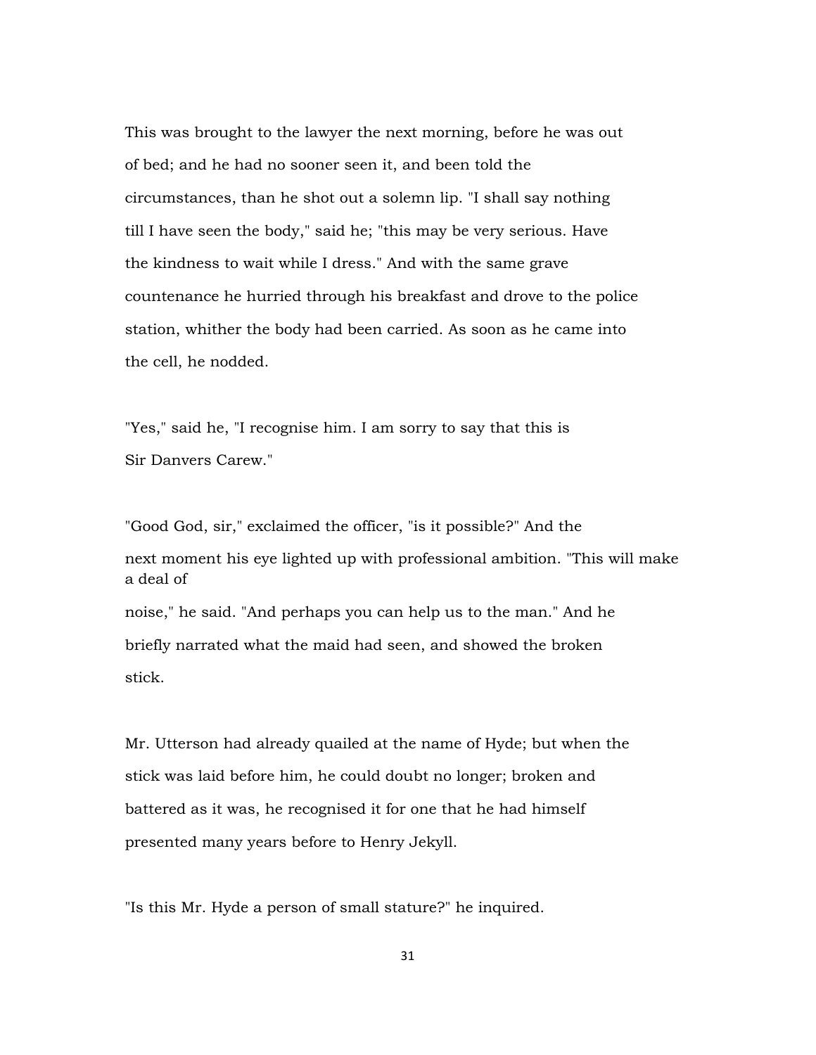This was brought to the lawyer the next morning, before he was out of bed; and he had no sooner seen it, and been told the circumstances, than he shot out a solemn lip. "I shall say nothing till I have seen the body," said he; "this may be very serious. Have the kindness to wait while I dress." And with the same grave countenance he hurried through his breakfast and drove to the police station, whither the body had been carried. As soon as he came into the cell, he nodded.

"Yes," said he, "I recognise him. I am sorry to say that this is Sir Danvers Carew."

"Good God, sir," exclaimed the officer, "is it possible?" And the next moment his eye lighted up with professional ambition. "This will make a deal of noise," he said. "And perhaps you can help us to the man." And he briefly narrated what the maid had seen, and showed the broken stick.

Mr. Utterson had already quailed at the name of Hyde; but when the stick was laid before him, he could doubt no longer; broken and battered as it was, he recognised it for one that he had himself presented many years before to Henry Jekyll.

"Is this Mr. Hyde a person of small stature?" he inquired.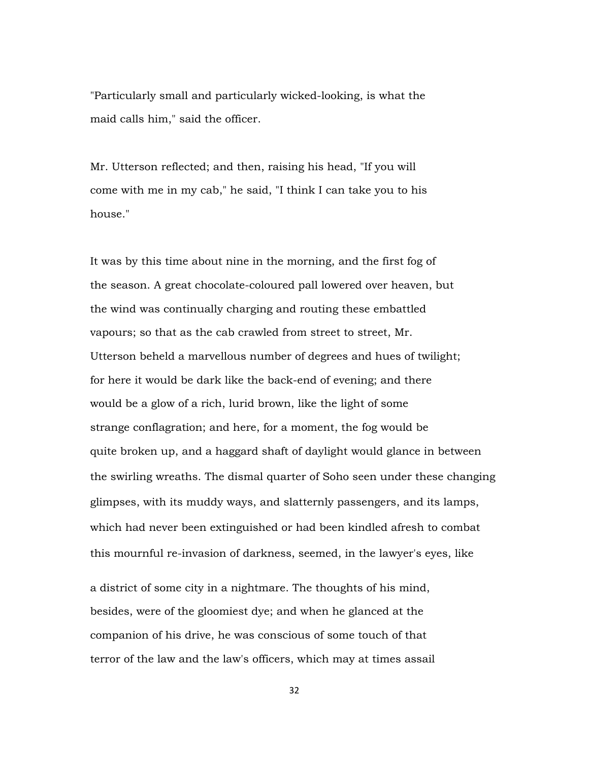"Particularly small and particularly wicked-looking, is what the maid calls him," said the officer.

Mr. Utterson reflected; and then, raising his head, "If you will come with me in my cab," he said, "I think I can take you to his house."

It was by this time about nine in the morning, and the first fog of the season. A great chocolate-coloured pall lowered over heaven, but the wind was continually charging and routing these embattled vapours; so that as the cab crawled from street to street, Mr. Utterson beheld a marvellous number of degrees and hues of twilight; for here it would be dark like the back-end of evening; and there would be a glow of a rich, lurid brown, like the light of some strange conflagration; and here, for a moment, the fog would be quite broken up, and a haggard shaft of daylight would glance in between the swirling wreaths. The dismal quarter of Soho seen under these changing glimpses, with its muddy ways, and slatternly passengers, and its lamps, which had never been extinguished or had been kindled afresh to combat this mournful re-invasion of darkness, seemed, in the lawyer's eyes, like a district of some city in a nightmare. The thoughts of his mind, besides, were of the gloomiest dye; and when he glanced at the companion of his drive, he was conscious of some touch of that terror of the law and the law's officers, which may at times assail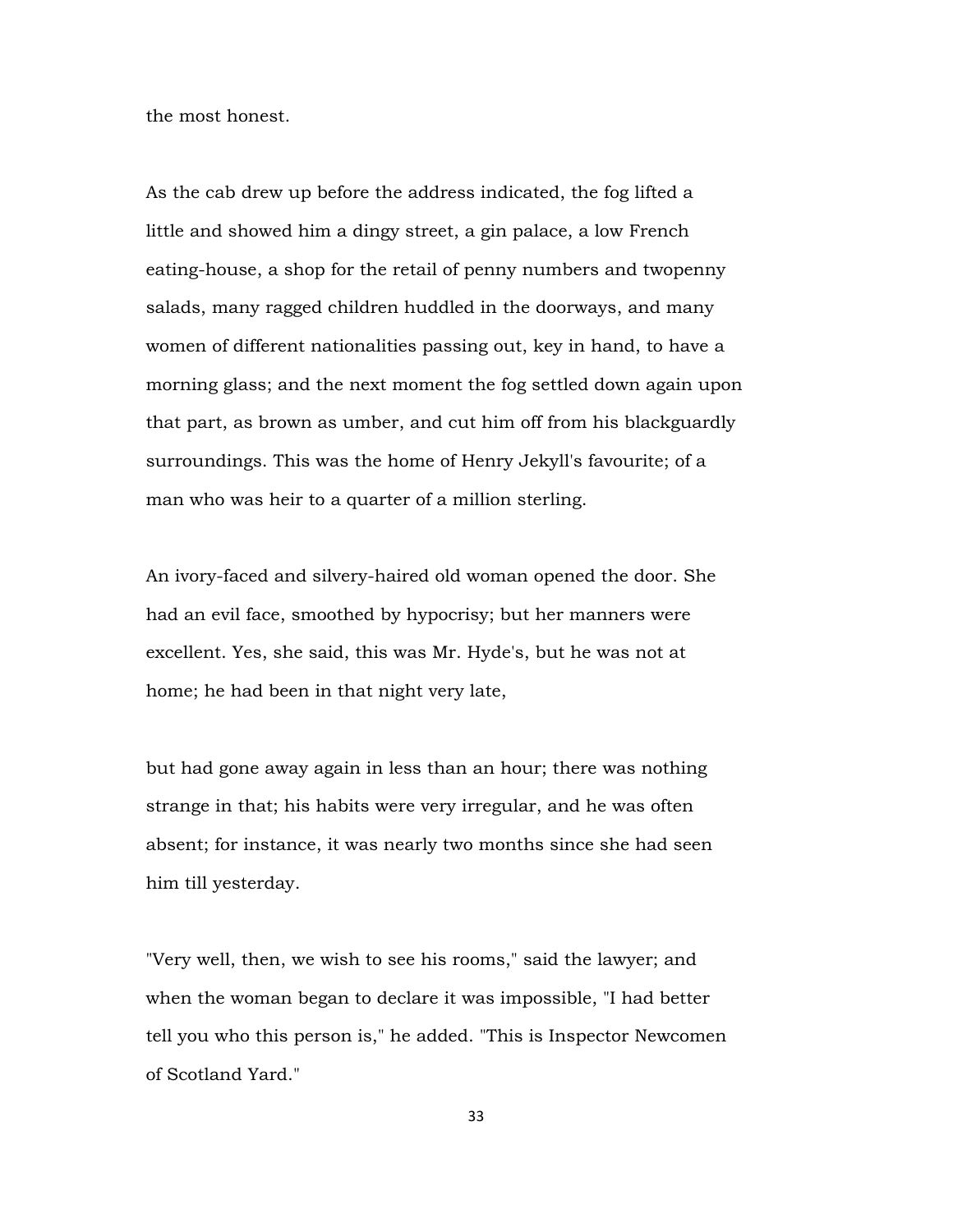the most honest.

As the cab drew up before the address indicated, the fog lifted a little and showed him a dingy street, a gin palace, a low French eating-house, a shop for the retail of penny numbers and twopenny salads, many ragged children huddled in the doorways, and many women of different nationalities passing out, key in hand, to have a morning glass; and the next moment the fog settled down again upon that part, as brown as umber, and cut him off from his blackguardly surroundings. This was the home of Henry Jekyll's favourite; of a man who was heir to a quarter of a million sterling.

An ivory-faced and silvery-haired old woman opened the door. She had an evil face, smoothed by hypocrisy; but her manners were excellent. Yes, she said, this was Mr. Hyde's, but he was not at home; he had been in that night very late, but had gone away again in less than an hour; there was nothing strange in that; his habits were very irregular, and he was often absent; for instance, it was nearly two months since she had seen him till yesterday.

"Very well, then, we wish to see his rooms," said the lawyer; and when the woman began to declare it was impossible, "I had better tell you who this person is," he added. "This is Inspector Newcomen of Scotland Yard."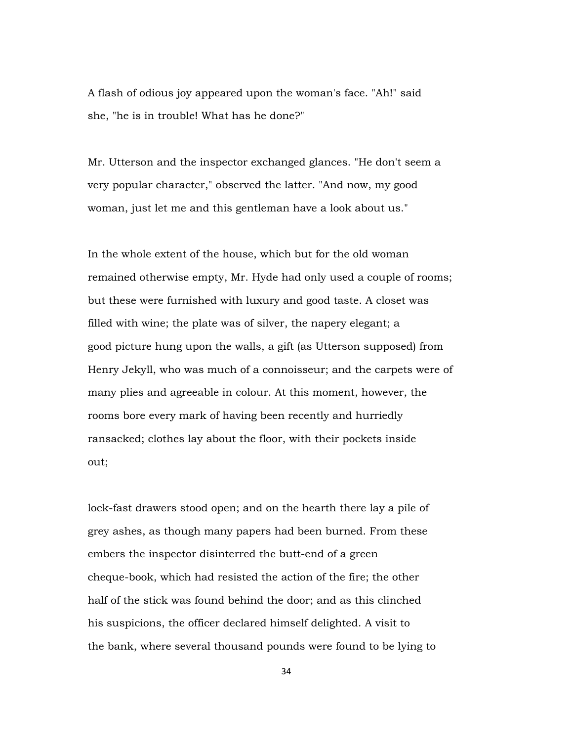A flash of odious joy appeared upon the woman's face. "Ah!" said she, "he is in trouble! What has he done?"

Mr. Utterson and the inspector exchanged glances. "He don't seem a very popular character," observed the latter. "And now, my good woman, just let me and this gentleman have a look about us."

In the whole extent of the house, which but for the old woman remained otherwise empty, Mr. Hyde had only used a couple of rooms; but these were furnished with luxury and good taste. A closet was filled with wine; the plate was of silver, the napery elegant; a good picture hung upon the walls, a gift (as Utterson supposed) from Henry Jekyll, who was much of a connoisseur; and the carpets were of many plies and agreeable in colour. At this moment, however, the rooms bore every mark of having been recently and hurriedly ransacked; clothes lay about the floor, with their pockets inside out;

lock-fast drawers stood open; and on the hearth there lay a pile of grey ashes, as though many papers had been burned. From these embers the inspector disinterred the butt-end of a green cheque-book, which had resisted the action of the fire; the other half of the stick was found behind the door; and as this clinched his suspicions, the officer declared himself delighted. A visit to the bank, where several thousand pounds were found to be lying to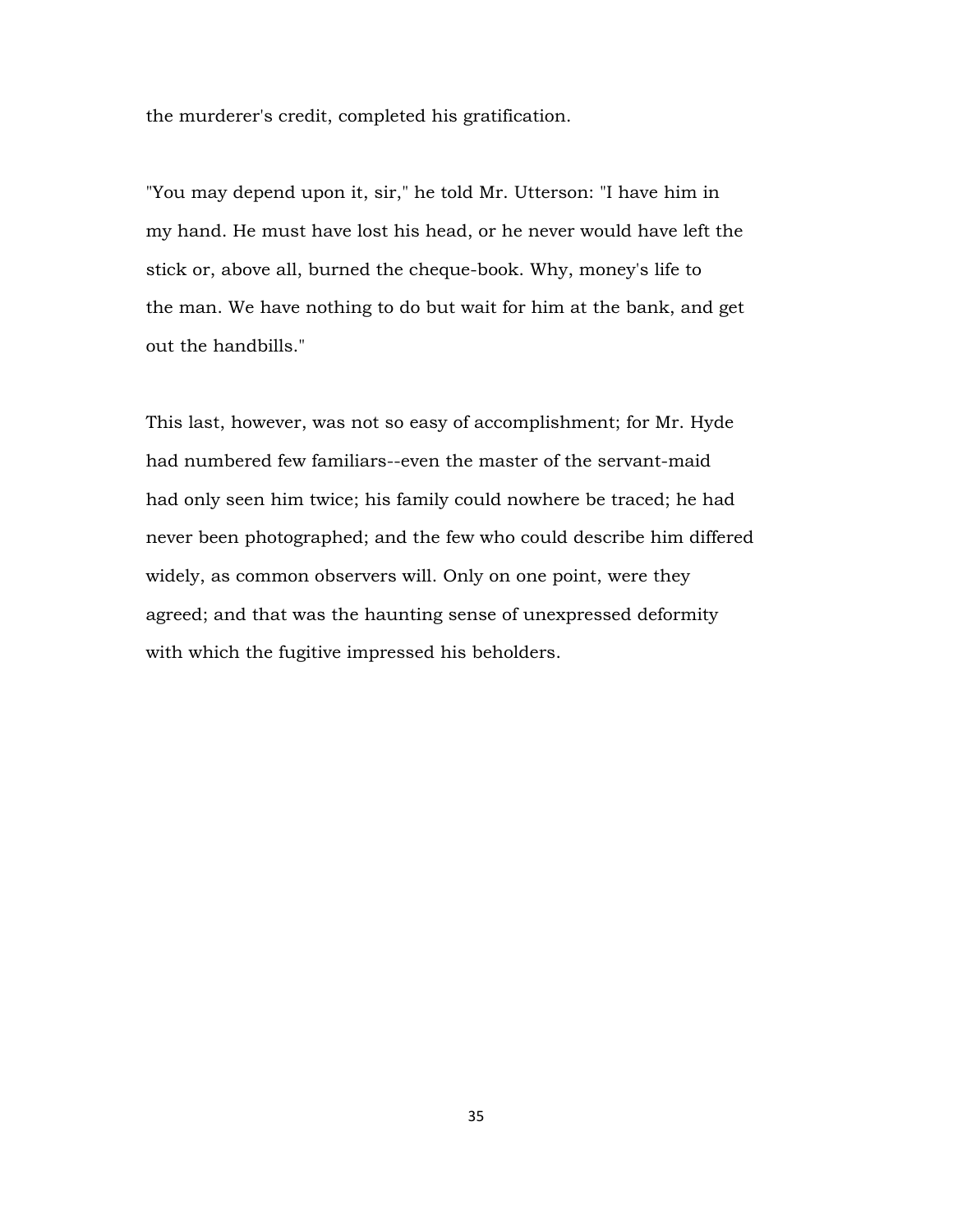the murderer's credit, completed his gratification.

"You may depend upon it, sir," he told Mr. Utterson: "I have him in my hand. He must have lost his head, or he never would have left the stick or, above all, burned the cheque-book. Why, money's life to the man. We have nothing to do but wait for him at the bank, and get out the handbills."

This last, however, was not so easy of accomplishment; for Mr. Hyde had numbered few familiars--even the master of the servant-maid had only seen him twice; his family could nowhere be traced; he had never been photographed; and the few who could describe him differed widely, as common observers will. Only on one point, were they agreed; and that was the haunting sense of unexpressed deformity with which the fugitive impressed his beholders.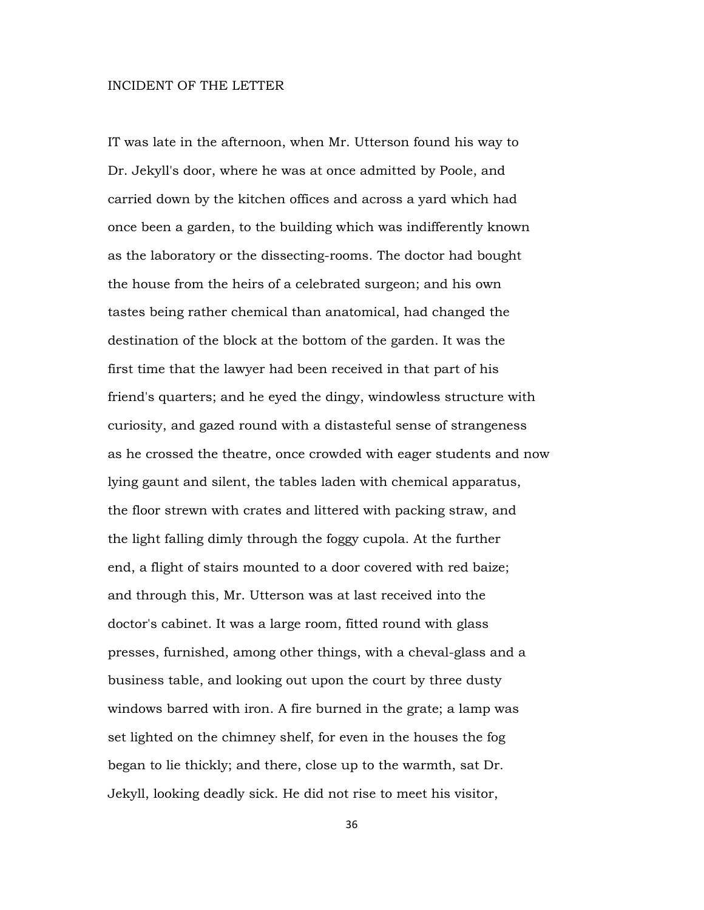## INCIDENT OF THE LETTER

IT was late in the afternoon, when Mr. Utterson found his way to Dr. Jekyll's door, where he was at once admitted by Poole, and carried down by the kitchen offices and across a yard which had once been a garden, to the building which was indifferently known as the laboratory or the dissecting-rooms. The doctor had bought the house from the heirs of a celebrated surgeon; and his own tastes being rather chemical than anatomical, had changed the destination of the block at the bottom of the garden. It was the first time that the lawyer had been received in that part of his friend's quarters; and he eyed the dingy, windowless structure with curiosity, and gazed round with a distasteful sense of strangeness as he crossed the theatre, once crowded with eager students and now lying gaunt and silent, the tables laden with chemical apparatus, the floor strewn with crates and littered with packing straw, and the light falling dimly through the foggy cupola. At the further end, a flight of stairs mounted to a door covered with red baize; and through this, Mr. Utterson was at last received into the doctor's cabinet. It was a large room, fitted round with glass presses, furnished, among other things, with a cheval-glass and a business table, and looking out upon the court by three dusty windows barred with iron. A fire burned in the grate; a lamp was set lighted on the chimney shelf, for even in the houses the fog began to lie thickly; and there, close up to the warmth, sat Dr. Jekyll, looking deadly sick. He did not rise to meet his visitor,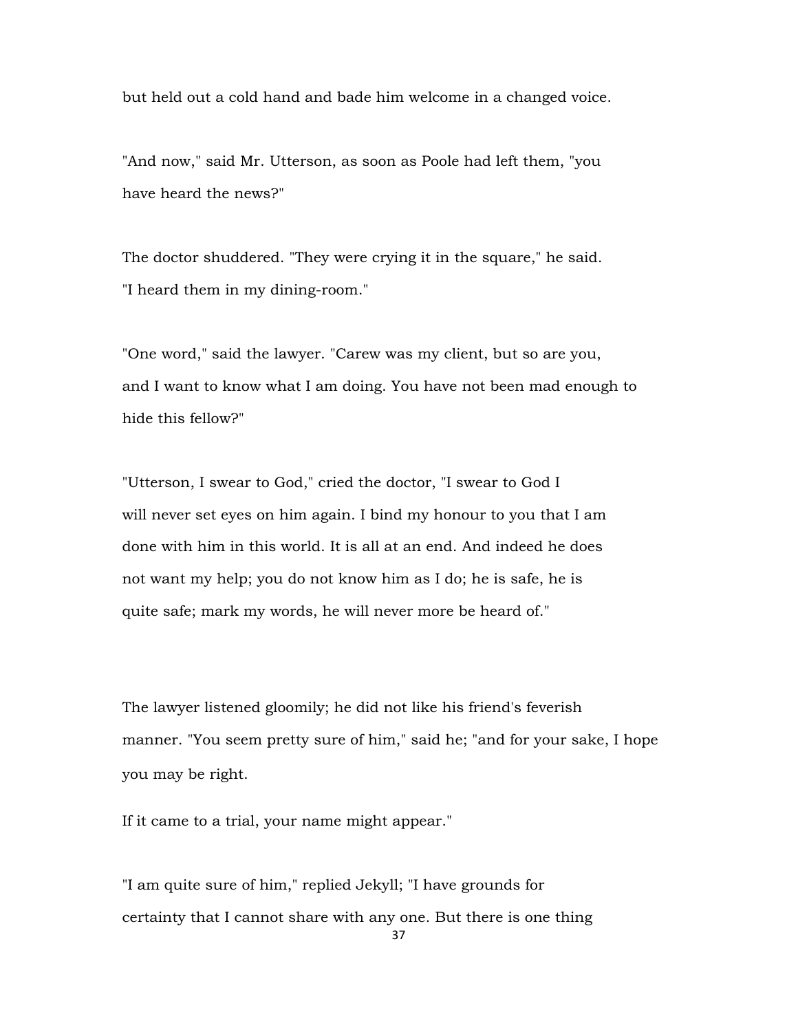but held out a cold hand and bade him welcome in a changed voice.

"And now," said Mr. Utterson, as soon as Poole had left them, "you have heard the news?"

The doctor shuddered. "They were crying it in the square," he said. "I heard them in my dining-room."

"One word," said the lawyer. "Carew was my client, but so are you, and I want to know what I am doing. You have not been mad enough to hide this fellow?"

"Utterson, I swear to God," cried the doctor, "I swear to God I will never set eyes on him again. I bind my honour to you that I am done with him in this world. It is all at an end. And indeed he does not want my help; you do not know him as I do; he is safe, he is quite safe; mark my words, he will never more be heard of."

The lawyer listened gloomily; he did not like his friend's feverish manner. "You seem pretty sure of him," said he; "and for your sake, I hope you may be right.

If it came to a trial, your name might appear."

"I am quite sure of him," replied Jekyll; "I have grounds for certainty that I cannot share with any one. But there is one thing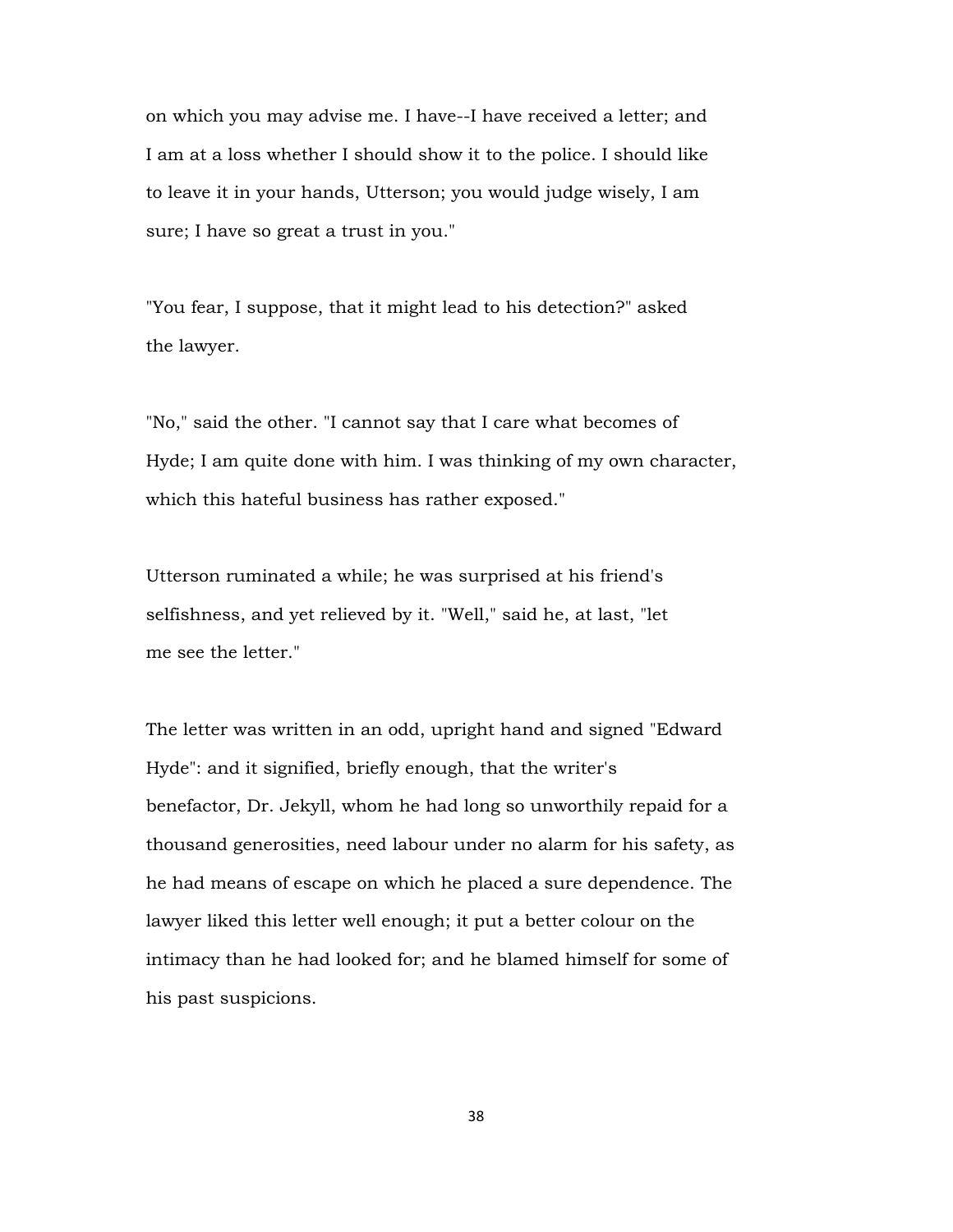on which you may advise me. I have--I have received a letter; and I am at a loss whether I should show it to the police. I should like to leave it in your hands, Utterson; you would judge wisely, I am sure; I have so great a trust in you."

"You fear, I suppose, that it might lead to his detection?" asked the lawyer.

"No," said the other. "I cannot say that I care what becomes of Hyde; I am quite done with him. I was thinking of my own character, which this hateful business has rather exposed."

Utterson ruminated a while; he was surprised at his friend's selfishness, and yet relieved by it. "Well," said he, at last, "let me see the letter."

The letter was written in an odd, upright hand and signed "Edward Hyde": and it signified, briefly enough, that the writer's benefactor, Dr. Jekyll, whom he had long so unworthily repaid for a thousand generosities, need labour under no alarm for his safety, as he had means of escape on which he placed a sure dependence. The lawyer liked this letter well enough; it put a better colour on the intimacy than he had looked for; and he blamed himself for some of his past suspicions.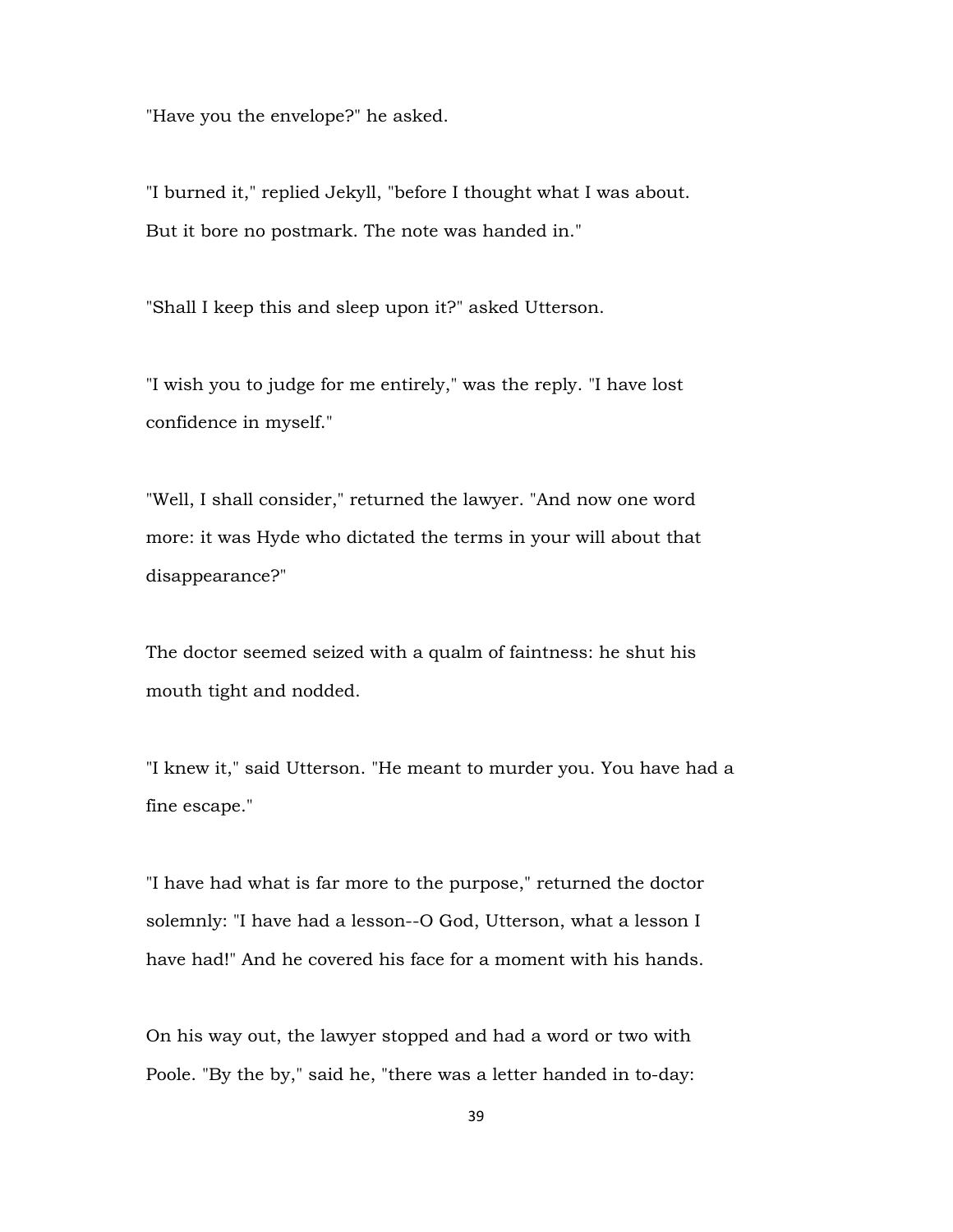"Have you the envelope?" he asked.

"I burned it," replied Jekyll, "before I thought what I was about. But it bore no postmark. The note was handed in."

"Shall I keep this and sleep upon it?" asked Utterson.

"I wish you to judge for me entirely," was the reply. "I have lost confidence in myself."

"Well, I shall consider," returned the lawyer. "And now one word more: it was Hyde who dictated the terms in your will about that disappearance?"

The doctor seemed seized with a qualm of faintness: he shut his mouth tight and nodded.

"I knew it," said Utterson. "He meant to murder you. You have had a fine escape."

"I have had what is far more to the purpose," returned the doctor solemnly: "I have had a lesson--O God, Utterson, what a lesson I have had!" And he covered his face for a moment with his hands.

On his way out, the lawyer stopped and had a word or two with Poole. "By the by," said he, "there was a letter handed in to-day: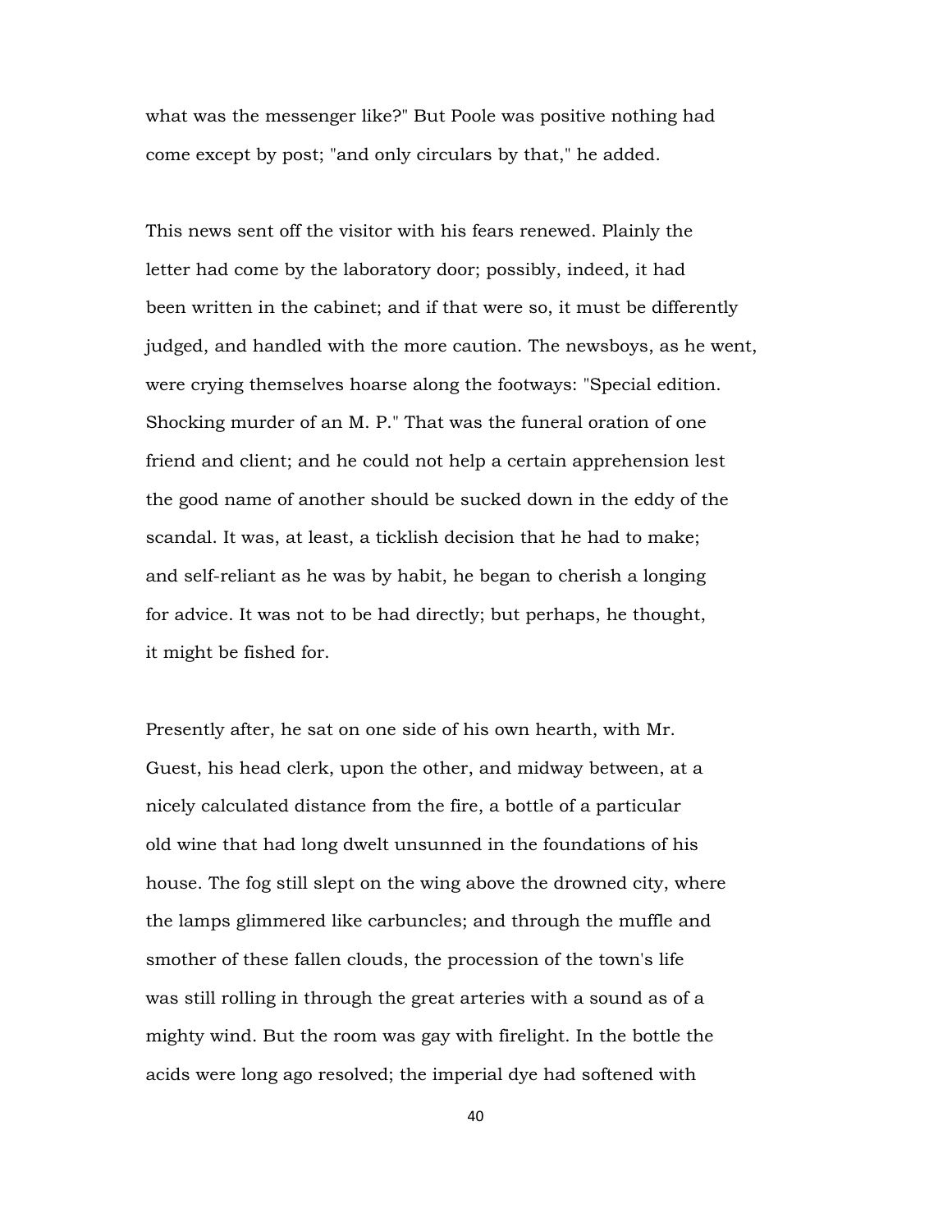what was the messenger like?" But Poole was positive nothing had come except by post; "and only circulars by that," he added.

This news sent off the visitor with his fears renewed. Plainly the letter had come by the laboratory door; possibly, indeed, it had been written in the cabinet; and if that were so, it must be differently judged, and handled with the more caution. The newsboys, as he went, were crying themselves hoarse along the footways: "Special edition. Shocking murder of an M. P." That was the funeral oration of one friend and client; and he could not help a certain apprehension lest the good name of another should be sucked down in the eddy of the scandal. It was, at least, a ticklish decision that he had to make; and self-reliant as he was by habit, he began to cherish a longing for advice. It was not to be had directly; but perhaps, he thought, it might be fished for.

Presently after, he sat on one side of his own hearth, with Mr. Guest, his head clerk, upon the other, and midway between, at a nicely calculated distance from the fire, a bottle of a particular old wine that had long dwelt unsunned in the foundations of his house. The fog still slept on the wing above the drowned city, where the lamps glimmered like carbuncles; and through the muffle and smother of these fallen clouds, the procession of the town's life was still rolling in through the great arteries with a sound as of a mighty wind. But the room was gay with firelight. In the bottle the acids were long ago resolved; the imperial dye had softened with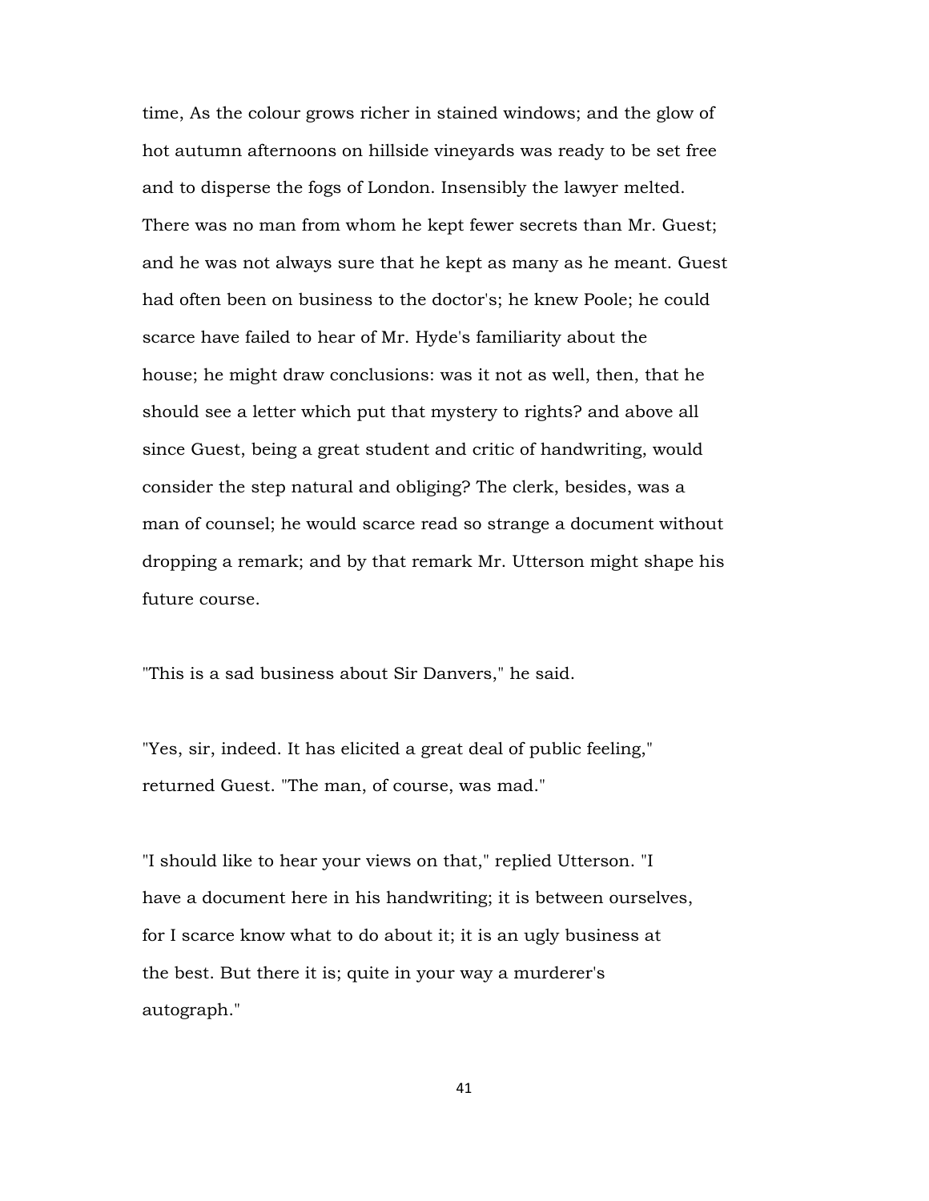time, As the colour grows richer in stained windows; and the glow of hot autumn afternoons on hillside vineyards was ready to be set free and to disperse the fogs of London. Insensibly the lawyer melted. There was no man from whom he kept fewer secrets than Mr. Guest; and he was not always sure that he kept as many as he meant. Guest had often been on business to the doctor's; he knew Poole; he could scarce have failed to hear of Mr. Hyde's familiarity about the house; he might draw conclusions: was it not as well, then, that he should see a letter which put that mystery to rights? and above all since Guest, being a great student and critic of handwriting, would consider the step natural and obliging? The clerk, besides, was a man of counsel; he would scarce read so strange a document without dropping a remark; and by that remark Mr. Utterson might shape his future course.

"This is a sad business about Sir Danvers," he said.

"Yes, sir, indeed. It has elicited a great deal of public feeling," returned Guest. "The man, of course, was mad."

"I should like to hear your views on that," replied Utterson. "I have a document here in his handwriting; it is between ourselves, for I scarce know what to do about it; it is an ugly business at the best. But there it is; quite in your way a murderer's autograph."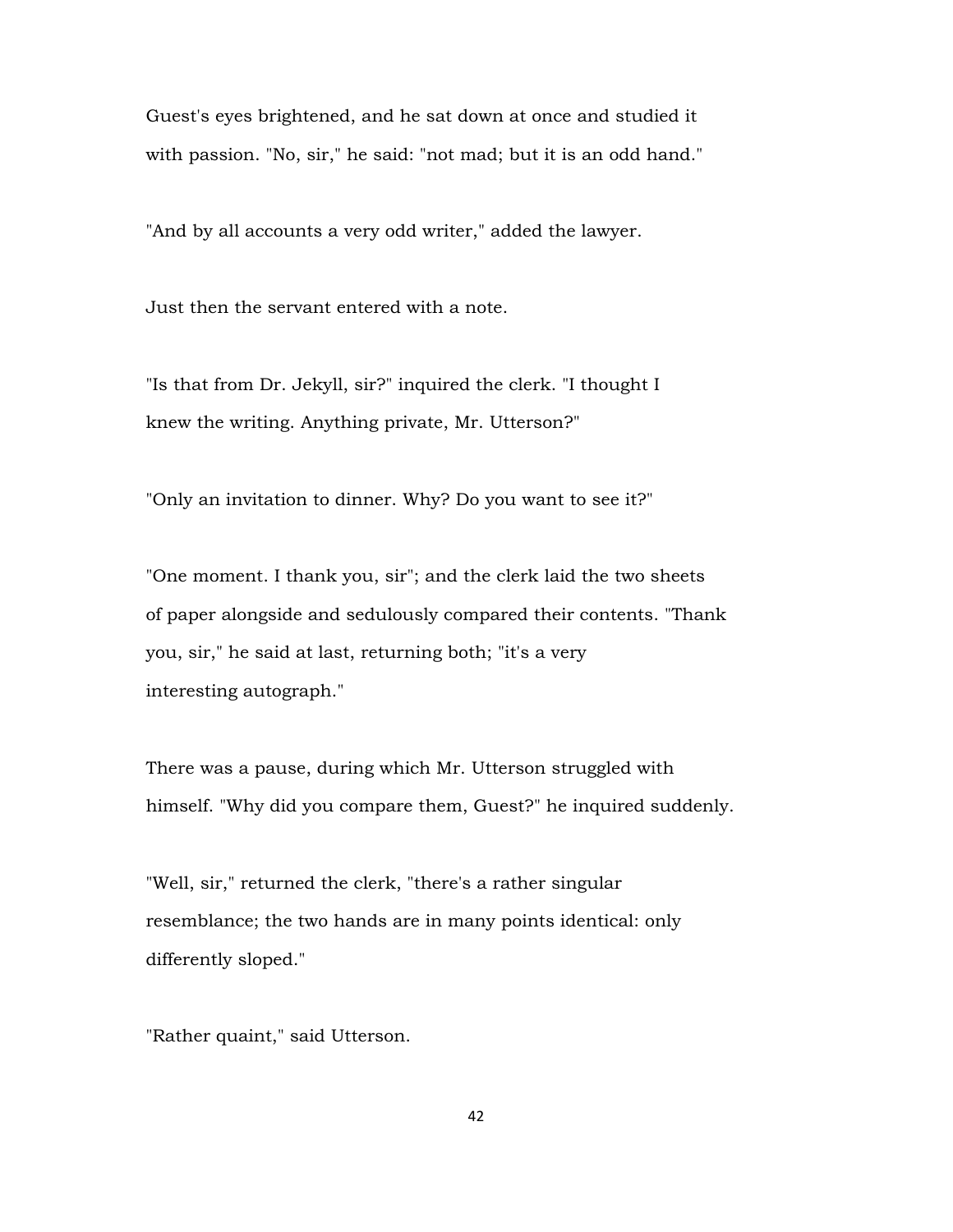Guest's eyes brightened, and he sat down at once and studied it with passion. "No, sir," he said: "not mad; but it is an odd hand."

"And by all accounts a very odd writer," added the lawyer.

Just then the servant entered with a note.

"Is that from Dr. Jekyll, sir?" inquired the clerk. "I thought I knew the writing. Anything private, Mr. Utterson?"

"Only an invitation to dinner. Why? Do you want to see it?"

"One moment. I thank you, sir"; and the clerk laid the two sheets of paper alongside and sedulously compared their contents. "Thank you, sir," he said at last, returning both; "it's a very interesting autograph."

There was a pause, during which Mr. Utterson struggled with himself. "Why did you compare them, Guest?" he inquired suddenly.

"Well, sir," returned the clerk, "there's a rather singular resemblance; the two hands are in many points identical: only differently sloped."

"Rather quaint," said Utterson.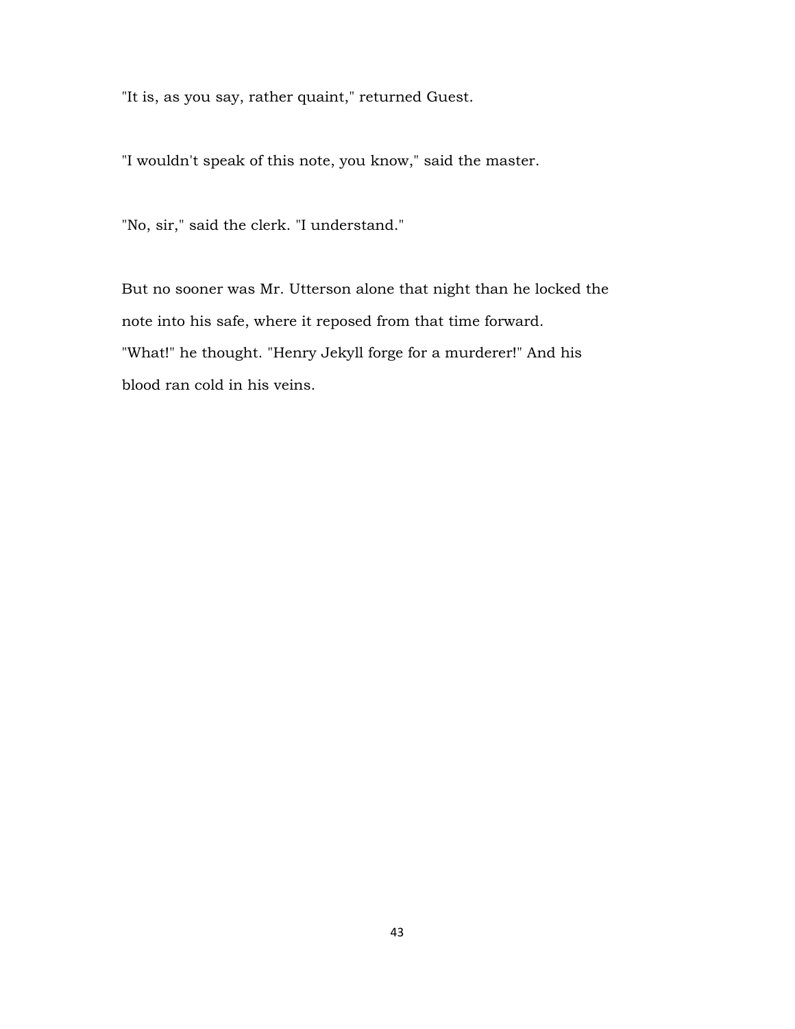"It is, as you say, rather quaint," returned Guest.

"I wouldn't speak of this note, you know," said the master.

"No, sir," said the clerk. "I understand."

But no sooner was Mr. Utterson alone that night than he locked the note into his safe, where it reposed from that time forward. "What!" he thought. "Henry Jekyll forge for a murderer!" And his blood ran cold in his veins.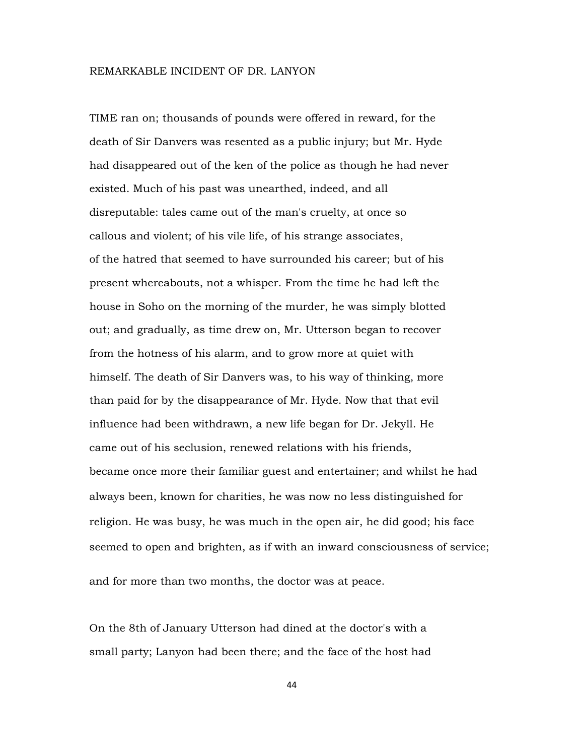## REMARKABLE INCIDENT OF DR. LANYON

TIME ran on; thousands of pounds were offered in reward, for the death of Sir Danvers was resented as a public injury; but Mr. Hyde had disappeared out of the ken of the police as though he had never existed. Much of his past was unearthed, indeed, and all disreputable: tales came out of the man's cruelty, at once so callous and violent; of his vile life, of his strange associates, of the hatred that seemed to have surrounded his career; but of his present whereabouts, not a whisper. From the time he had left the house in Soho on the morning of the murder, he was simply blotted out; and gradually, as time drew on, Mr. Utterson began to recover from the hotness of his alarm, and to grow more at quiet with himself. The death of Sir Danvers was, to his way of thinking, more than paid for by the disappearance of Mr. Hyde. Now that that evil influence had been withdrawn, a new life began for Dr. Jekyll. He came out of his seclusion, renewed relations with his friends, became once more their familiar guest and entertainer; and whilst he had always been, known for charities, he was now no less distinguished for religion. He was busy, he was much in the open air, he did good; his face seemed to open and brighten, as if with an inward consciousness of service; and for more than two months, the doctor was at peace.

On the 8th of January Utterson had dined at the doctor's with a small party; Lanyon had been there; and the face of the host had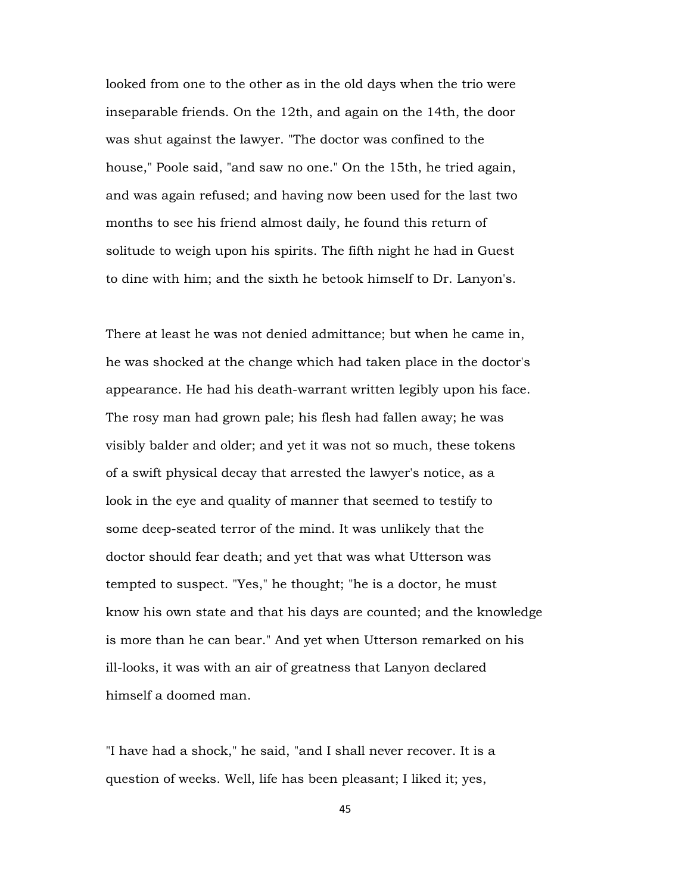looked from one to the other as in the old days when the trio were inseparable friends. On the 12th, and again on the 14th, the door was shut against the lawyer. "The doctor was confined to the house," Poole said, "and saw no one." On the 15th, he tried again, and was again refused; and having now been used for the last two months to see his friend almost daily, he found this return of solitude to weigh upon his spirits. The fifth night he had in Guest to dine with him; and the sixth he betook himself to Dr. Lanyon's.

There at least he was not denied admittance; but when he came in, he was shocked at the change which had taken place in the doctor's appearance. He had his death-warrant written legibly upon his face. The rosy man had grown pale; his flesh had fallen away; he was visibly balder and older; and yet it was not so much, these tokens of a swift physical decay that arrested the lawyer's notice, as a look in the eye and quality of manner that seemed to testify to some deep-seated terror of the mind. It was unlikely that the doctor should fear death; and yet that was what Utterson was tempted to suspect. "Yes," he thought; "he is a doctor, he must know his own state and that his days are counted; and the knowledge is more than he can bear." And yet when Utterson remarked on his ill-looks, it was with an air of greatness that Lanyon declared himself a doomed man.

"I have had a shock," he said, "and I shall never recover. It is a question of weeks. Well, life has been pleasant; I liked it; yes,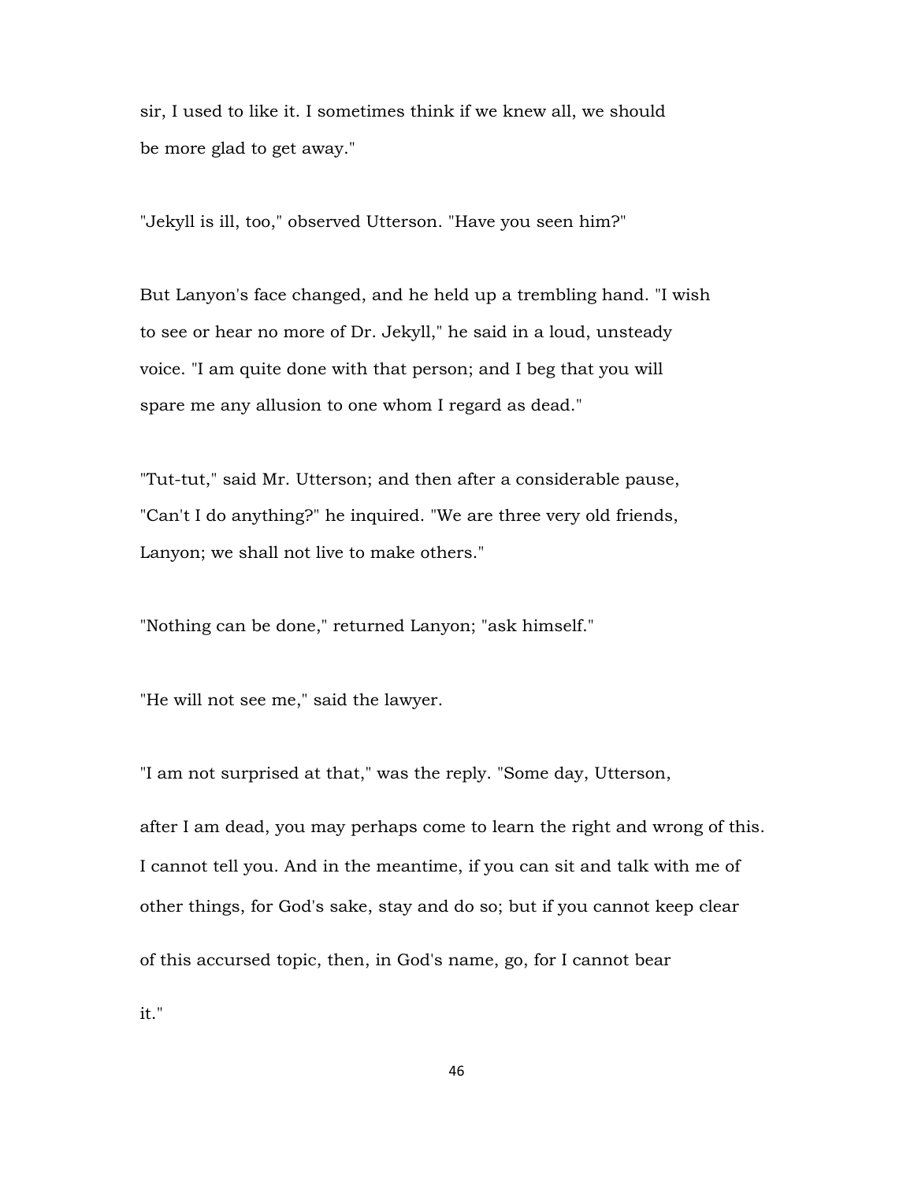sir, I used to like it. I sometimes think if we knew all, we should be more glad to get away."

"Jekyll is ill, too," observed Utterson. "Have you seen him?"

But Lanyon's face changed, and he held up a trembling hand. "I wish to see or hear no more of Dr. Jekyll," he said in a loud, unsteady voice. "I am quite done with that person; and I beg that you will spare me any allusion to one whom I regard as dead."

"Tut-tut," said Mr. Utterson; and then after a considerable pause, "Can't I do anything?" he inquired. "We are three very old friends, Lanyon; we shall not live to make others."

"Nothing can be done," returned Lanyon; "ask himself."

"He will not see me," said the lawyer.

"I am not surprised at that," was the reply. "Some day, Utterson, after I am dead, you may perhaps come to learn the right and wrong of this. I cannot tell you. And in the meantime, if you can sit and talk with me of other things, for God's sake, stay and do so; but if you cannot keep clear of this accursed topic, then, in God's name, go, for I cannot bear it."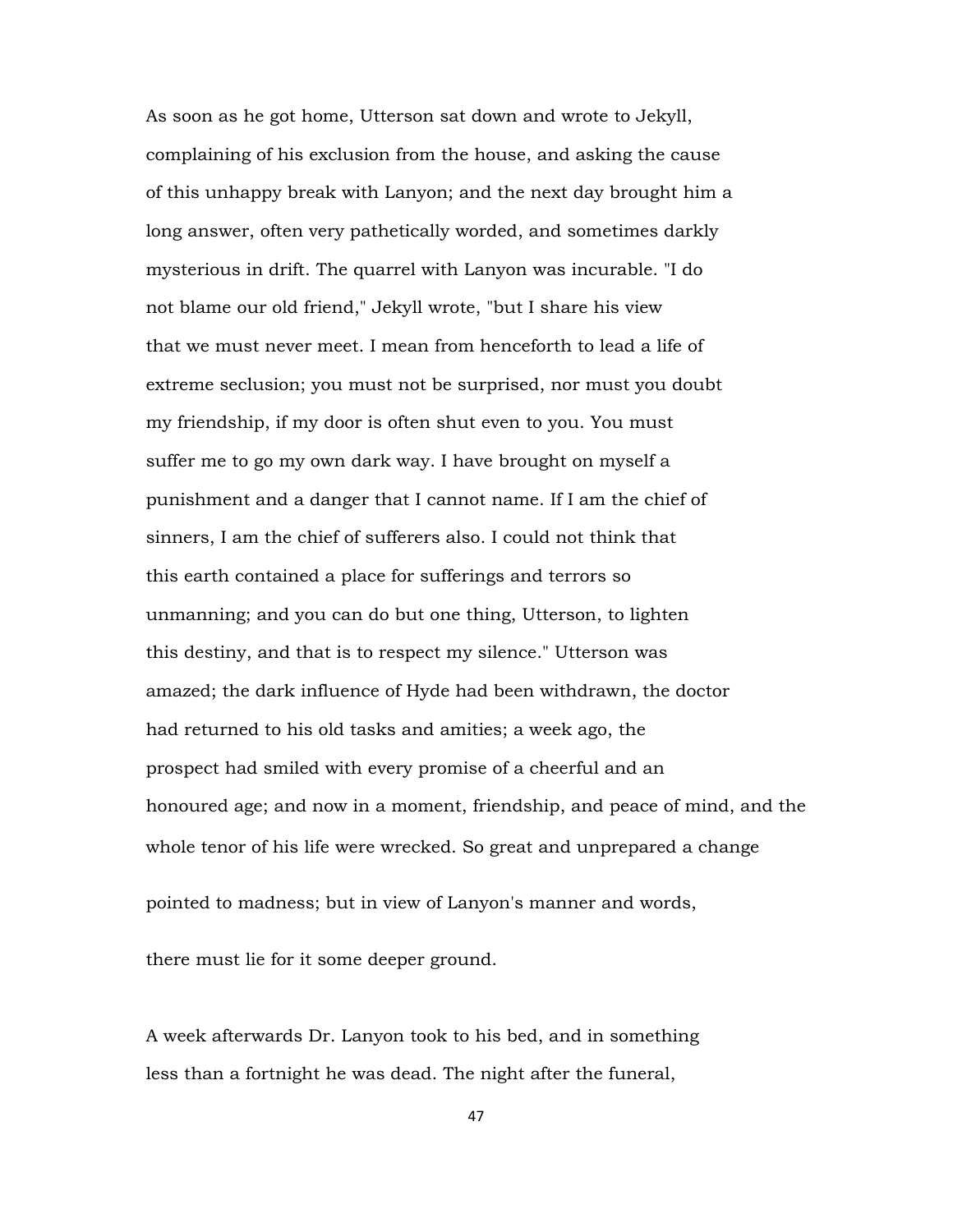As soon as he got home, Utterson sat down and wrote to Jekyll, complaining of his exclusion from the house, and asking the cause of this unhappy break with Lanyon; and the next day brought him a long answer, often very pathetically worded, and sometimes darkly mysterious in drift. The quarrel with Lanyon was incurable. "I do not blame our old friend," Jekyll wrote, "but I share his view that we must never meet. I mean from henceforth to lead a life of extreme seclusion; you must not be surprised, nor must you doubt my friendship, if my door is often shut even to you. You must suffer me to go my own dark way. I have brought on myself a punishment and a danger that I cannot name. If I am the chief of sinners, I am the chief of sufferers also. I could not think that this earth contained a place for sufferings and terrors so unmanning; and you can do but one thing, Utterson, to lighten this destiny, and that is to respect my silence." Utterson was amazed; the dark influence of Hyde had been withdrawn, the doctor had returned to his old tasks and amities; a week ago, the prospect had smiled with every promise of a cheerful and an honoured age; and now in a moment, friendship, and peace of mind, and the whole tenor of his life were wrecked. So great and unprepared a change pointed to madness; but in view of Lanyon's manner and words, there must lie for it some deeper ground.

A week afterwards Dr. Lanyon took to his bed, and in something less than a fortnight he was dead. The night after the funeral,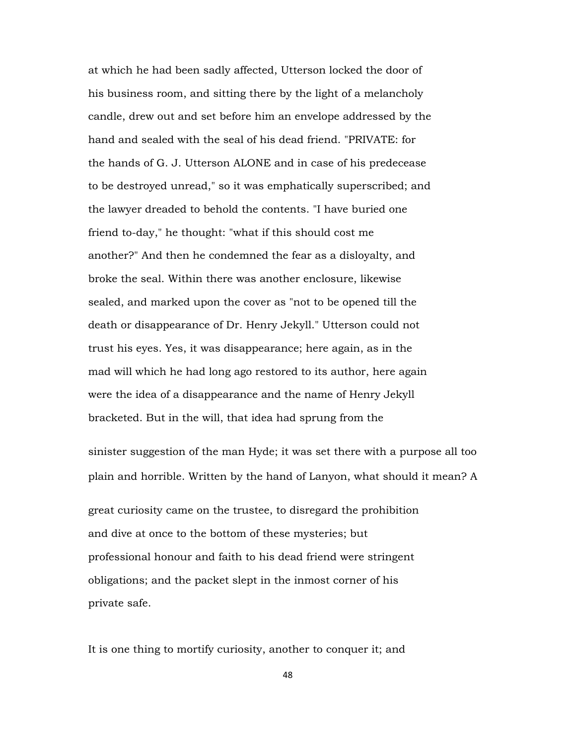at which he had been sadly affected, Utterson locked the door of his business room, and sitting there by the light of a melancholy candle, drew out and set before him an envelope addressed by the hand and sealed with the seal of his dead friend. "PRIVATE: for the hands of G. J. Utterson ALONE and in case of his predecease to be destroyed unread," so it was emphatically superscribed; and the lawyer dreaded to behold the contents. "I have buried one friend to-day," he thought: "what if this should cost me another?" And then he condemned the fear as a disloyalty, and broke the seal. Within there was another enclosure, likewise sealed, and marked upon the cover as "not to be opened till the death or disappearance of Dr. Henry Jekyll." Utterson could not trust his eyes. Yes, it was disappearance; here again, as in the mad will which he had long ago restored to its author, here again were the idea of a disappearance and the name of Henry Jekyll bracketed. But in the will, that idea had sprung from the sinister suggestion of the man Hyde; it was set there with a purpose all too plain and horrible. Written by the hand of Lanyon, what should it mean? A great curiosity came on the trustee, to disregard the prohibition and dive at once to the bottom of these mysteries; but professional honour and faith to his dead friend were stringent obligations; and the packet slept in the inmost corner of his private safe.

It is one thing to mortify curiosity, another to conquer it; and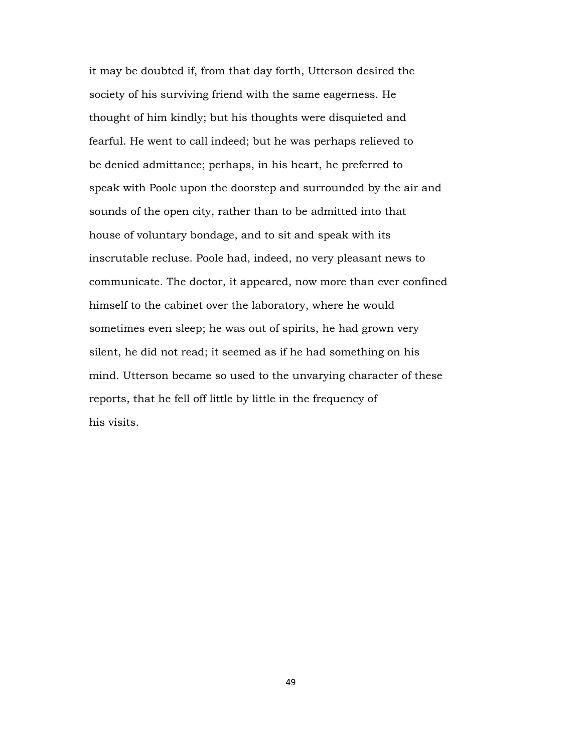it may be doubted if, from that day forth, Utterson desired the society of his surviving friend with the same eagerness. He thought of him kindly; but his thoughts were disquieted and fearful. He went to call indeed; but he was perhaps relieved to be denied admittance; perhaps, in his heart, he preferred to speak with Poole upon the doorstep and surrounded by the air and sounds of the open city, rather than to be admitted into that house of voluntary bondage, and to sit and speak with its inscrutable recluse. Poole had, indeed, no very pleasant news to communicate. The doctor, it appeared, now more than ever confined himself to the cabinet over the laboratory, where he would sometimes even sleep; he was out of spirits, he had grown very silent, he did not read; it seemed as if he had something on his mind. Utterson became so used to the unvarying character of these reports, that he fell off little by little in the frequency of his visits.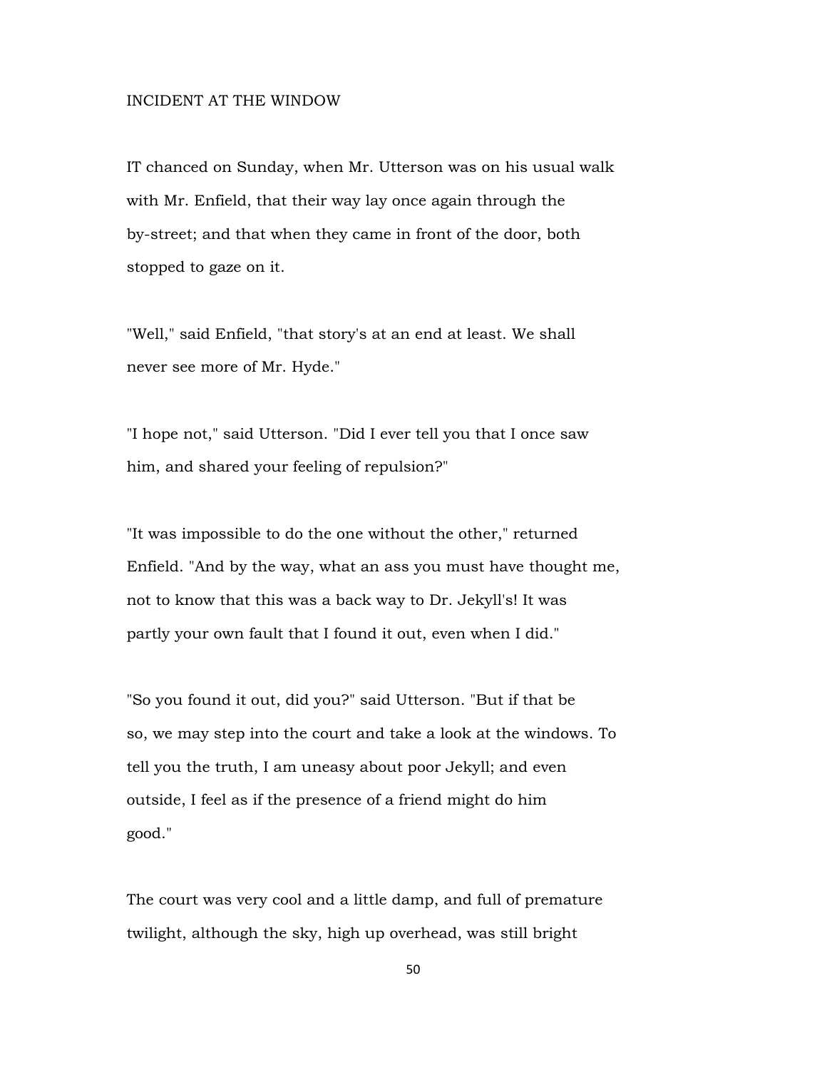## INCIDENT AT THE WINDOW

IT chanced on Sunday, when Mr. Utterson was on his usual walk with Mr. Enfield, that their way lay once again through the by-street; and that when they came in front of the door, both stopped to gaze on it.

"Well," said Enfield, "that story's at an end at least. We shall never see more of Mr. Hyde."

"I hope not," said Utterson. "Did I ever tell you that I once saw him, and shared your feeling of repulsion?"

"It was impossible to do the one without the other," returned Enfield. "And by the way, what an ass you must have thought me, not to know that this was a back way to Dr. Jekyll's! It was partly your own fault that I found it out, even when I did."

"So you found it out, did you?" said Utterson. "But if that be so, we may step into the court and take a look at the windows. To tell you the truth, I am uneasy about poor Jekyll; and even outside, I feel as if the presence of a friend might do him good."

The court was very cool and a little damp, and full of premature twilight, although the sky, high up overhead, was still bright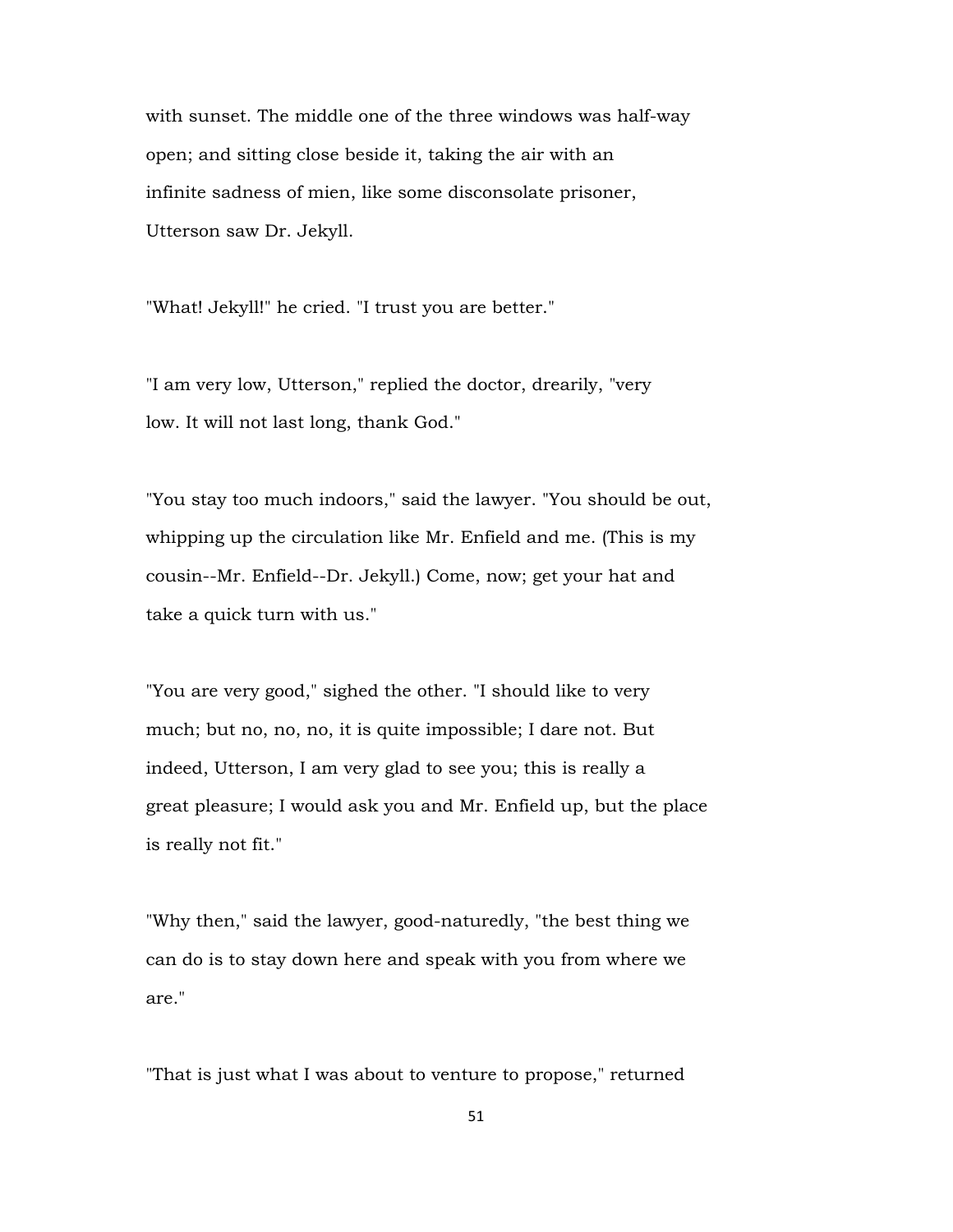with sunset. The middle one of the three windows was half-way open; and sitting close beside it, taking the air with an infinite sadness of mien, like some disconsolate prisoner, Utterson saw Dr. Jekyll.

"What! Jekyll!" he cried. "I trust you are better."

"I am very low, Utterson," replied the doctor, drearily, "very low. It will not last long, thank God."

"You stay too much indoors," said the lawyer. "You should be out, whipping up the circulation like Mr. Enfield and me. (This is my cousin--Mr. Enfield--Dr. Jekyll.) Come, now; get your hat and take a quick turn with us."

"You are very good," sighed the other. "I should like to very much; but no, no, no, it is quite impossible; I dare not. But indeed, Utterson, I am very glad to see you; this is really a great pleasure; I would ask you and Mr. Enfield up, but the place is really not fit."

"Why then," said the lawyer, good-naturedly, "the best thing we can do is to stay down here and speak with you from where we are."

"That is just what I was about to venture to propose," returned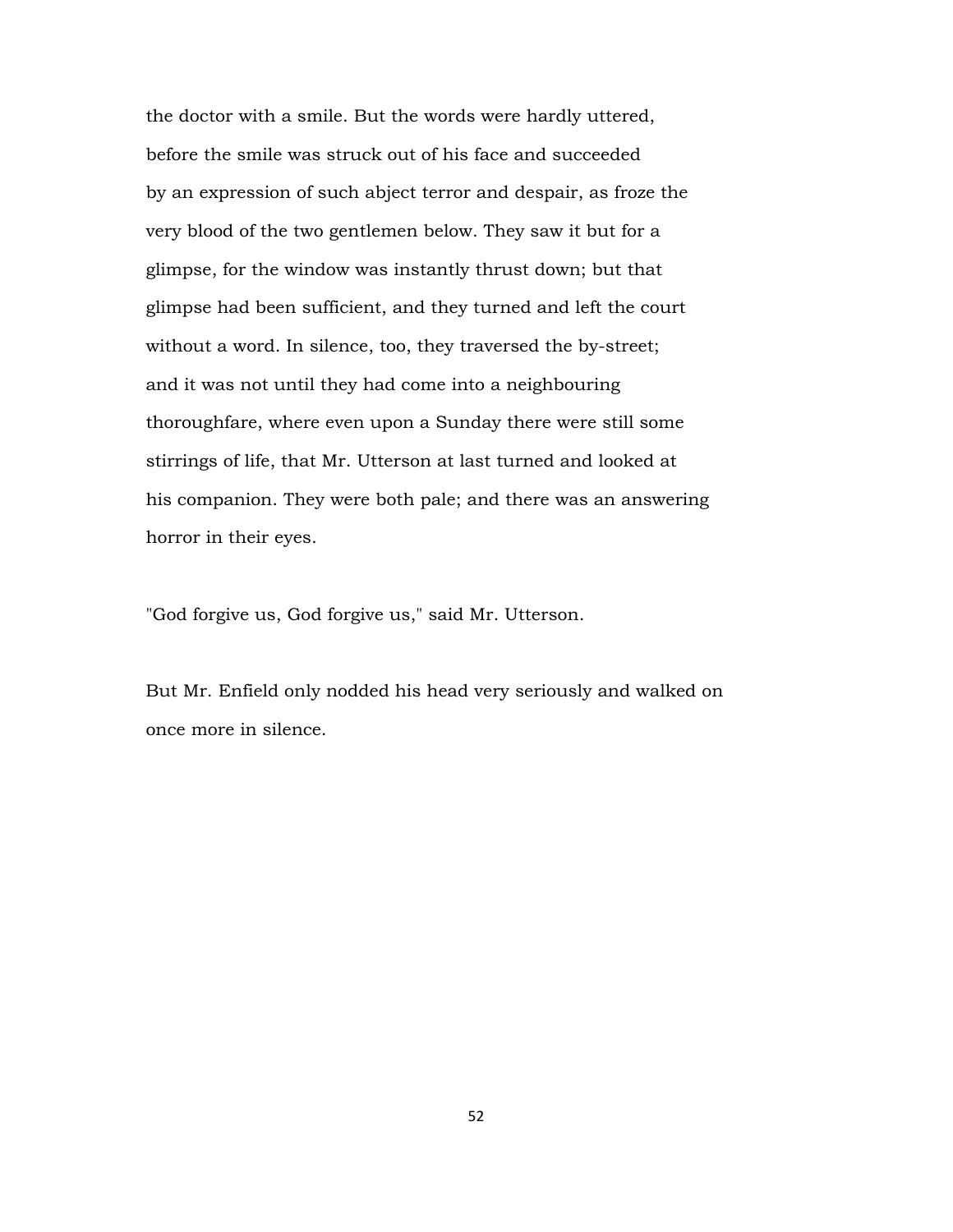the doctor with a smile. But the words were hardly uttered, before the smile was struck out of his face and succeeded by an expression of such abject terror and despair, as froze the very blood of the two gentlemen below. They saw it but for a glimpse, for the window was instantly thrust down; but that glimpse had been sufficient, and they turned and left the court without a word. In silence, too, they traversed the by-street; and it was not until they had come into a neighbouring thoroughfare, where even upon a Sunday there were still some stirrings of life, that Mr. Utterson at last turned and looked at his companion. They were both pale; and there was an answering horror in their eyes.

"God forgive us, God forgive us," said Mr. Utterson.

But Mr. Enfield only nodded his head very seriously and walked on once more in silence.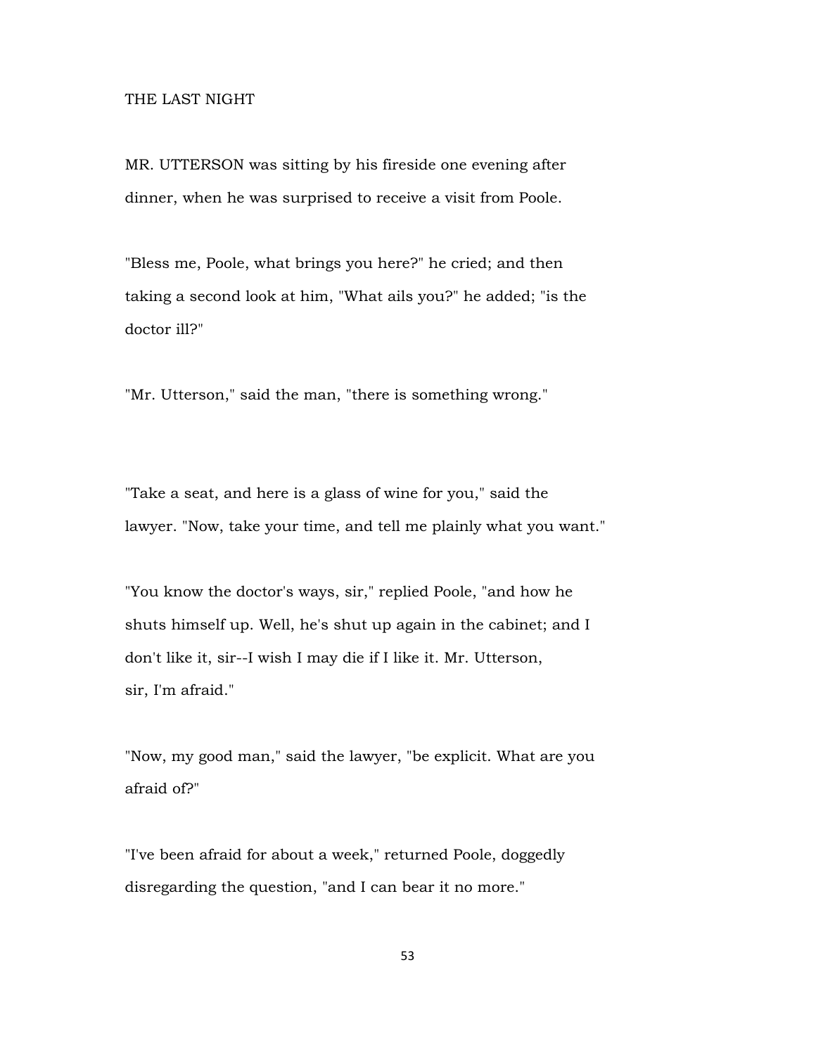## THE LAST NIGHT

MR. UTTERSON was sitting by his fireside one evening after dinner, when he was surprised to receive a visit from Poole.

"Bless me, Poole, what brings you here?" he cried; and then taking a second look at him, "What ails you?" he added; "is the doctor ill?"

"Mr. Utterson," said the man, "there is something wrong."

"Take a seat, and here is a glass of wine for you," said the lawyer. "Now, take your time, and tell me plainly what you want."

"You know the doctor's ways, sir," replied Poole, "and how he shuts himself up. Well, he's shut up again in the cabinet; and I don't like it, sir--I wish I may die if I like it. Mr. Utterson, sir, I'm afraid."

"Now, my good man," said the lawyer, "be explicit. What are you afraid of?"

"I've been afraid for about a week," returned Poole, doggedly disregarding the question, "and I can bear it no more."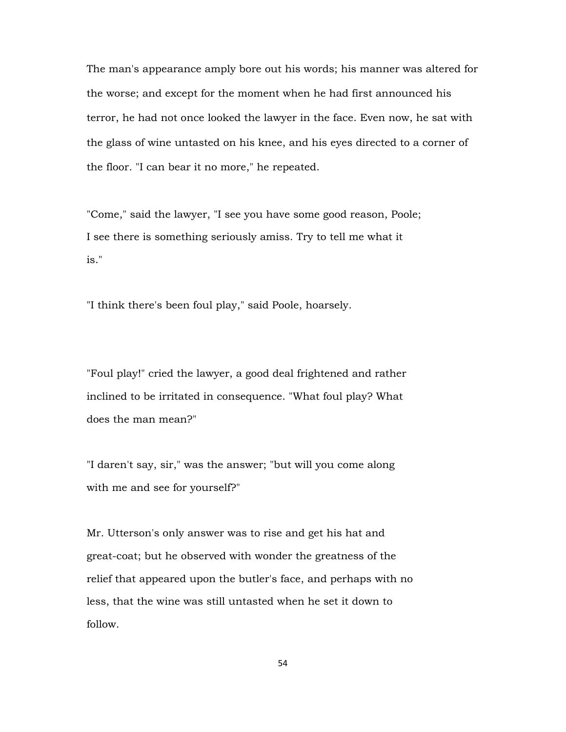The man's appearance amply bore out his words; his manner was altered for the worse; and except for the moment when he had first announced his terror, he had not once looked the lawyer in the face. Even now, he sat with the glass of wine untasted on his knee, and his eyes directed to a corner of the floor. "I can bear it no more," he repeated.

"Come," said the lawyer, "I see you have some good reason, Poole; I see there is something seriously amiss. Try to tell me what it is."

"I think there's been foul play," said Poole, hoarsely.

"Foul play!" cried the lawyer, a good deal frightened and rather inclined to be irritated in consequence. "What foul play? What does the man mean?"

"I daren't say, sir," was the answer; "but will you come along with me and see for yourself?"

Mr. Utterson's only answer was to rise and get his hat and great-coat; but he observed with wonder the greatness of the relief that appeared upon the butler's face, and perhaps with no less, that the wine was still untasted when he set it down to follow.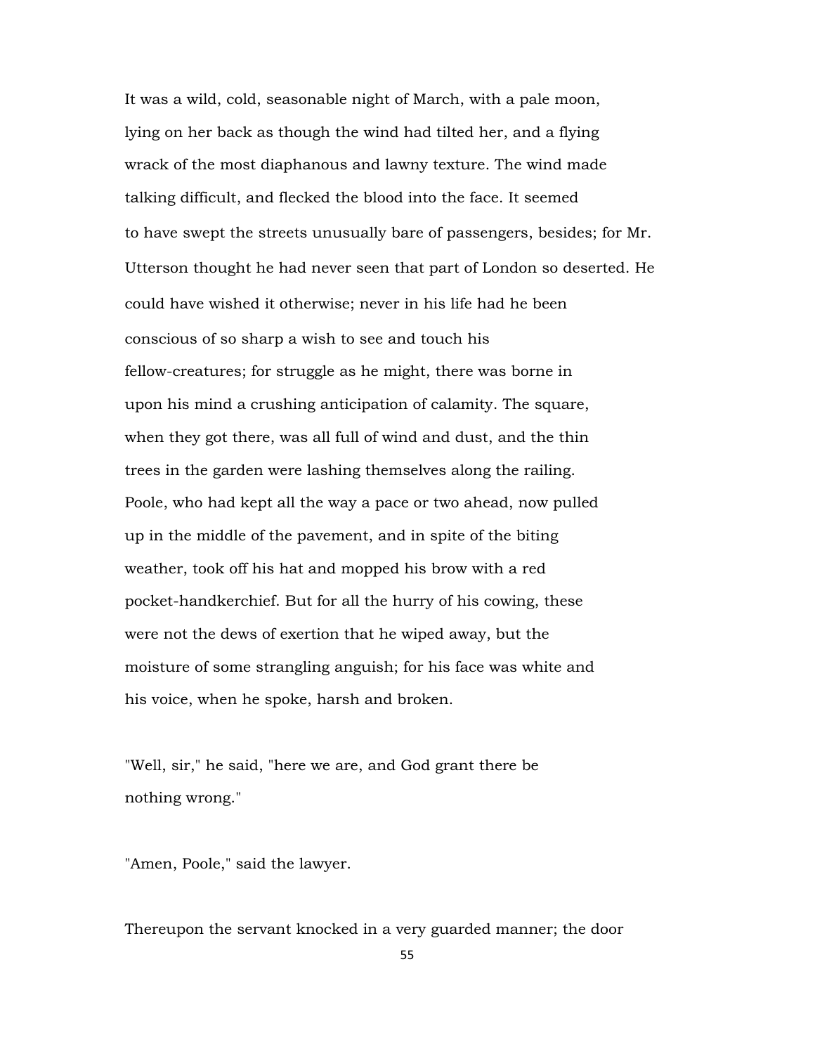It was a wild, cold, seasonable night of March, with a pale moon, lying on her back as though the wind had tilted her, and a flying wrack of the most diaphanous and lawny texture. The wind made talking difficult, and flecked the blood into the face. It seemed to have swept the streets unusually bare of passengers, besides; for Mr. Utterson thought he had never seen that part of London so deserted. He could have wished it otherwise; never in his life had he been conscious of so sharp a wish to see and touch his fellow-creatures; for struggle as he might, there was borne in upon his mind a crushing anticipation of calamity. The square, when they got there, was all full of wind and dust, and the thin trees in the garden were lashing themselves along the railing. Poole, who had kept all the way a pace or two ahead, now pulled up in the middle of the pavement, and in spite of the biting weather, took off his hat and mopped his brow with a red pocket-handkerchief. But for all the hurry of his cowing, these were not the dews of exertion that he wiped away, but the moisture of some strangling anguish; for his face was white and his voice, when he spoke, harsh and broken.

"Well, sir," he said, "here we are, and God grant there be nothing wrong."

"Amen, Poole," said the lawyer.

Thereupon the servant knocked in a very guarded manner; the door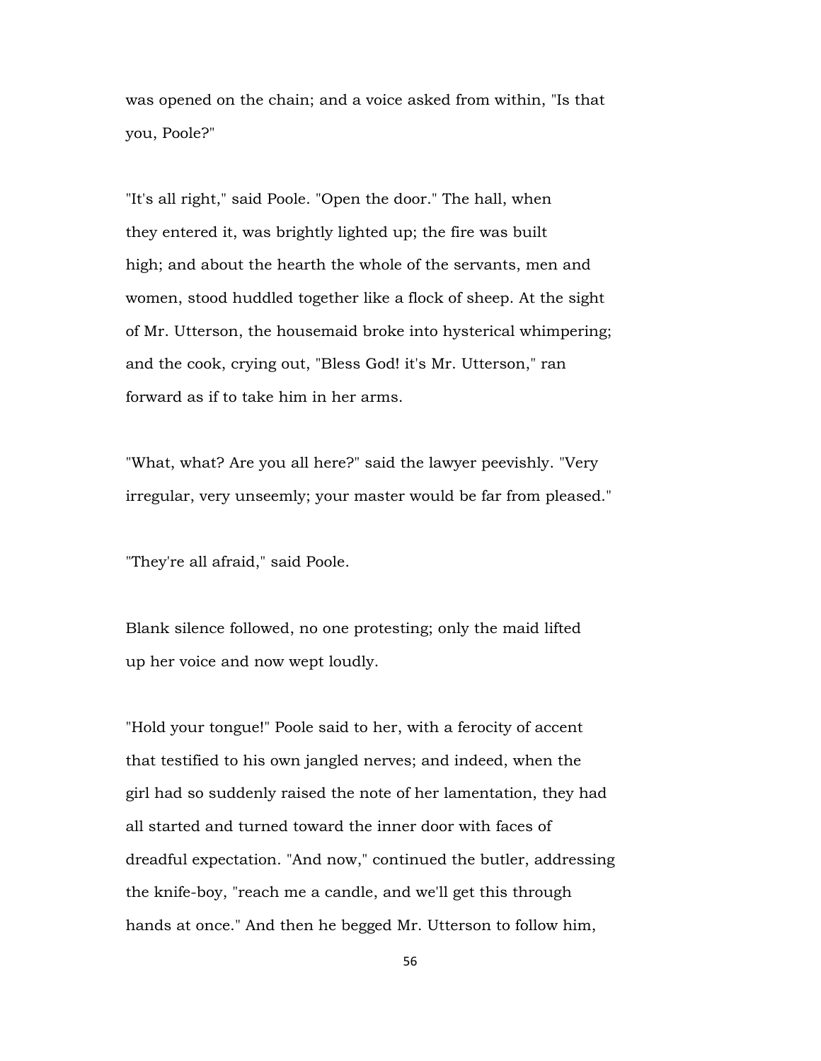was opened on the chain; and a voice asked from within, "Is that you, Poole?"

"It's all right," said Poole. "Open the door." The hall, when they entered it, was brightly lighted up; the fire was built high; and about the hearth the whole of the servants, men and women, stood huddled together like a flock of sheep. At the sight of Mr. Utterson, the housemaid broke into hysterical whimpering; and the cook, crying out, "Bless God! it's Mr. Utterson," ran forward as if to take him in her arms.

"What, what? Are you all here?" said the lawyer peevishly. "Very irregular, very unseemly; your master would be far from pleased."

"They're all afraid," said Poole.

Blank silence followed, no one protesting; only the maid lifted up her voice and now wept loudly.

"Hold your tongue!" Poole said to her, with a ferocity of accent that testified to his own jangled nerves; and indeed, when the girl had so suddenly raised the note of her lamentation, they had all started and turned toward the inner door with faces of dreadful expectation. "And now," continued the butler, addressing the knife-boy, "reach me a candle, and we'll get this through hands at once." And then he begged Mr. Utterson to follow him,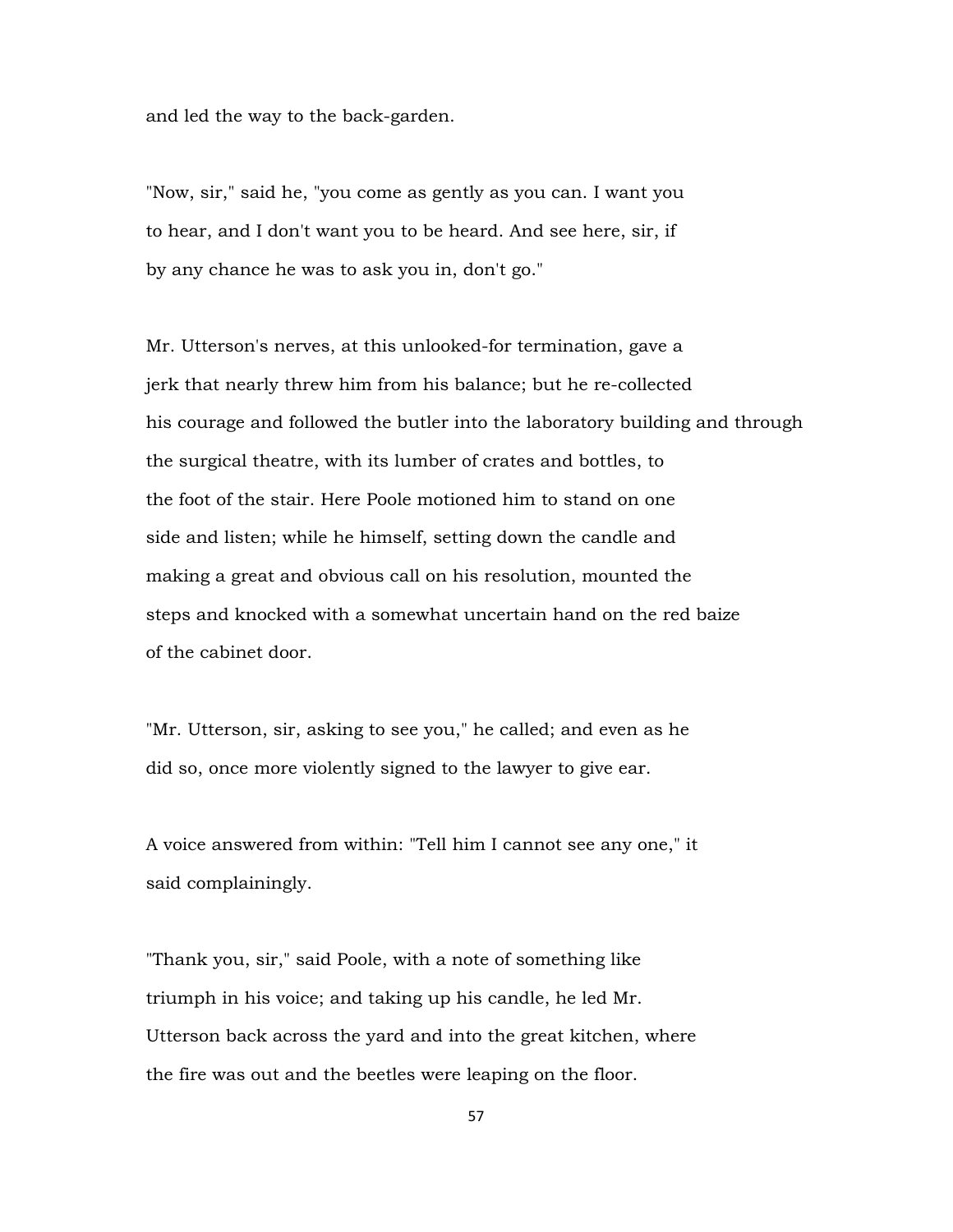and led the way to the back-garden.

"Now, sir," said he, "you come as gently as you can. I want you to hear, and I don't want you to be heard. And see here, sir, if by any chance he was to ask you in, don't go."

Mr. Utterson's nerves, at this unlooked-for termination, gave a jerk that nearly threw him from his balance; but he re-collected his courage and followed the butler into the laboratory building and through the surgical theatre, with its lumber of crates and bottles, to the foot of the stair. Here Poole motioned him to stand on one side and listen; while he himself, setting down the candle and making a great and obvious call on his resolution, mounted the steps and knocked with a somewhat uncertain hand on the red baize of the cabinet door.

"Mr. Utterson, sir, asking to see you," he called; and even as he did so, once more violently signed to the lawyer to give ear.

A voice answered from within: "Tell him I cannot see any one," it said complainingly.

"Thank you, sir," said Poole, with a note of something like triumph in his voice; and taking up his candle, he led Mr. Utterson back across the yard and into the great kitchen, where the fire was out and the beetles were leaping on the floor.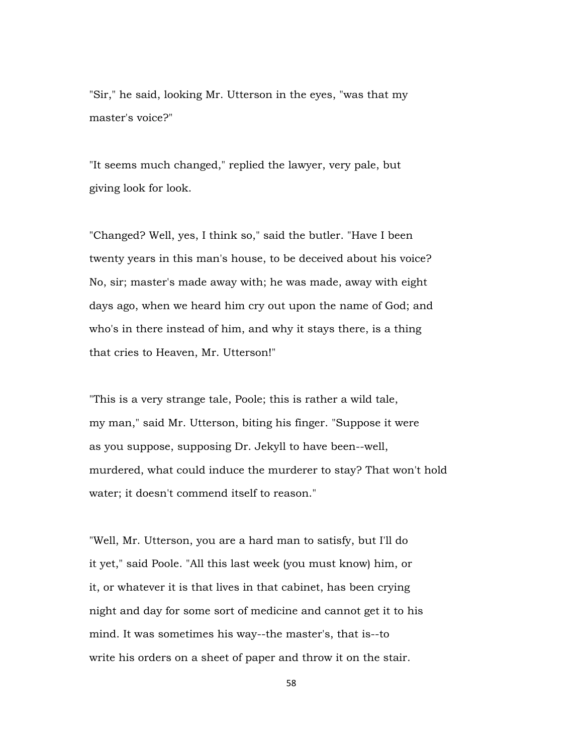"Sir," he said, looking Mr. Utterson in the eyes, "was that my master's voice?"

"It seems much changed," replied the lawyer, very pale, but giving look for look.

"Changed? Well, yes, I think so," said the butler. "Have I been twenty years in this man's house, to be deceived about his voice? No, sir; master's made away with; he was made, away with eight days ago, when we heard him cry out upon the name of God; and who's in there instead of him, and why it stays there, is a thing that cries to Heaven, Mr. Utterson!"

"This is a very strange tale, Poole; this is rather a wild tale, my man," said Mr. Utterson, biting his finger. "Suppose it were as you suppose, supposing Dr. Jekyll to have been--well, murdered, what could induce the murderer to stay? That won't hold water; it doesn't commend itself to reason."

"Well, Mr. Utterson, you are a hard man to satisfy, but I'll do it yet," said Poole. "All this last week (you must know) him, or it, or whatever it is that lives in that cabinet, has been crying night and day for some sort of medicine and cannot get it to his mind. It was sometimes his way--the master's, that is--to write his orders on a sheet of paper and throw it on the stair.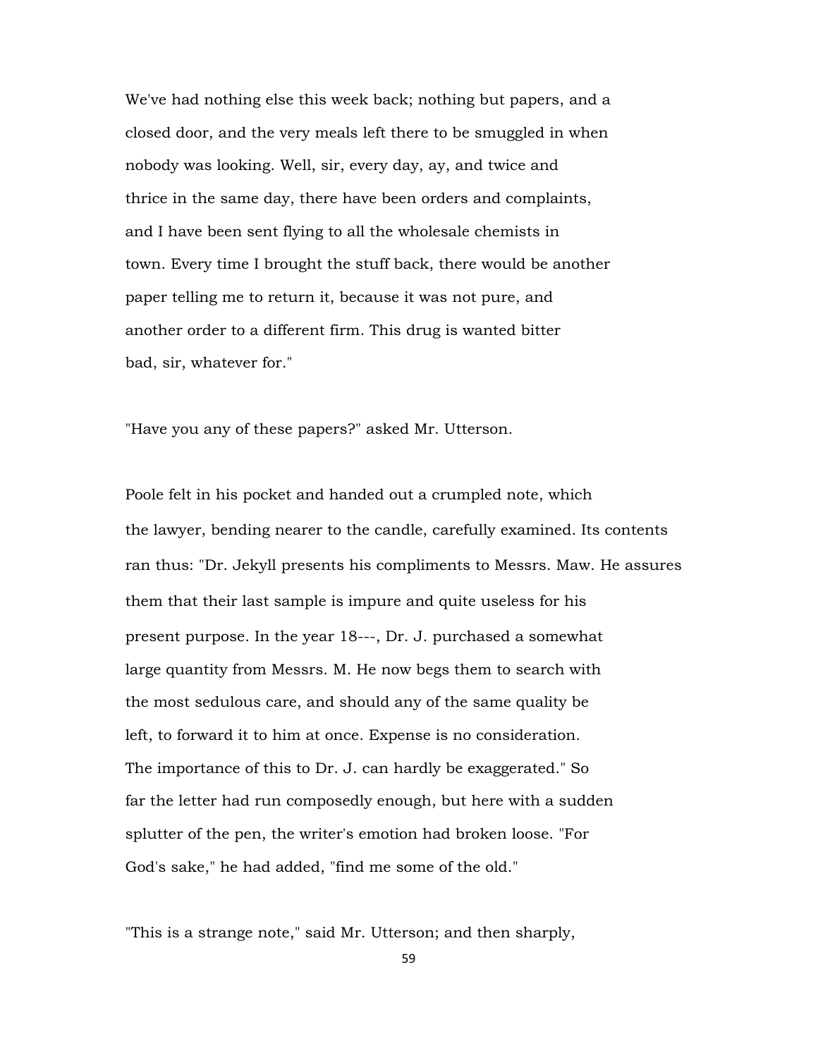We've had nothing else this week back; nothing but papers, and a closed door, and the very meals left there to be smuggled in when nobody was looking. Well, sir, every day, ay, and twice and thrice in the same day, there have been orders and complaints, and I have been sent flying to all the wholesale chemists in town. Every time I brought the stuff back, there would be another paper telling me to return it, because it was not pure, and another order to a different firm. This drug is wanted bitter bad, sir, whatever for."

"Have you any of these papers?" asked Mr. Utterson.

Poole felt in his pocket and handed out a crumpled note, which the lawyer, bending nearer to the candle, carefully examined. Its contents ran thus: "Dr. Jekyll presents his compliments to Messrs. Maw. He assures them that their last sample is impure and quite useless for his present purpose. In the year 18---, Dr. J. purchased a somewhat large quantity from Messrs. M. He now begs them to search with the most sedulous care, and should any of the same quality be left, to forward it to him at once. Expense is no consideration. The importance of this to Dr. J. can hardly be exaggerated." So far the letter had run composedly enough, but here with a sudden splutter of the pen, the writer's emotion had broken loose. "For God's sake," he had added, "find me some of the old."

"This is a strange note," said Mr. Utterson; and then sharply,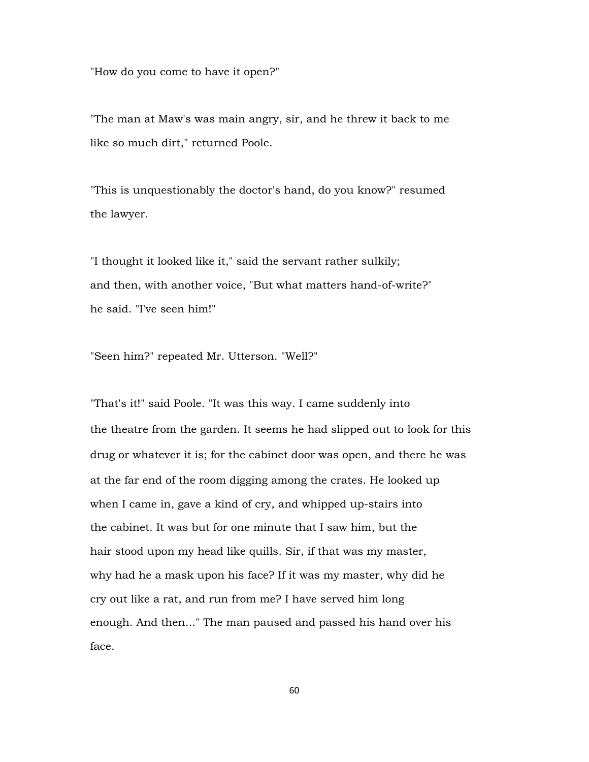"How do you come to have it open?"

"The man at Maw's was main angry, sir, and he threw it back to me like so much dirt," returned Poole.

"This is unquestionably the doctor's hand, do you know?" resumed the lawyer.

"I thought it looked like it," said the servant rather sulkily; and then, with another voice, "But what matters hand-of-write?" he said. "I've seen him!"

"Seen him?" repeated Mr. Utterson. "Well?"

"That's it!" said Poole. "It was this way. I came suddenly into the theatre from the garden. It seems he had slipped out to look for this drug or whatever it is; for the cabinet door was open, and there he was at the far end of the room digging among the crates. He looked up when I came in, gave a kind of cry, and whipped up-stairs into the cabinet. It was but for one minute that I saw him, but the hair stood upon my head like quills. Sir, if that was my master, why had he a mask upon his face? If it was my master, why did he cry out like a rat, and run from me? I have served him long enough. And then..." The man paused and passed his hand over his face.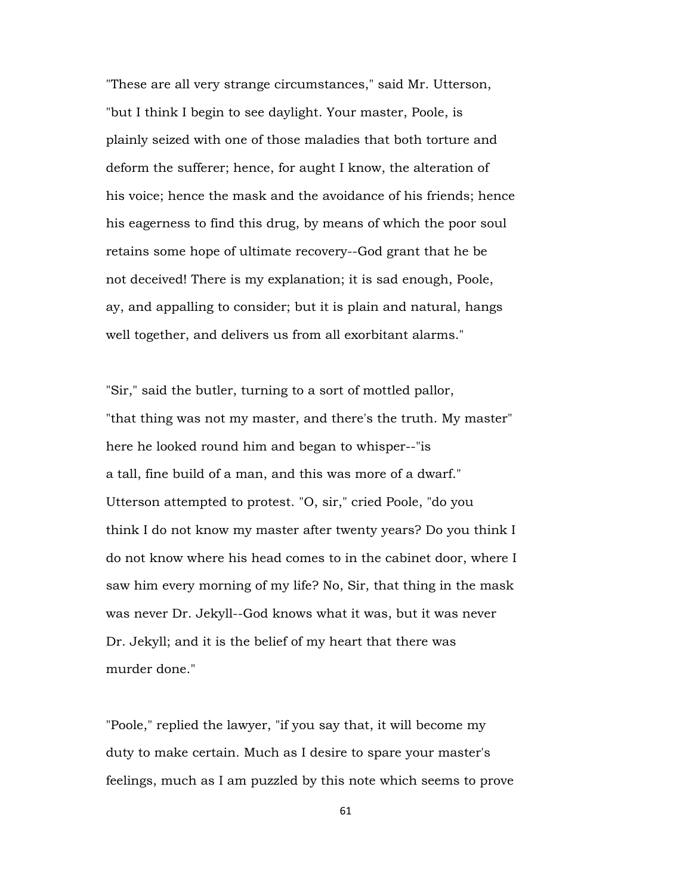"These are all very strange circumstances," said Mr. Utterson, "but I think I begin to see daylight. Your master, Poole, is plainly seized with one of those maladies that both torture and deform the sufferer; hence, for aught I know, the alteration of his voice; hence the mask and the avoidance of his friends; hence his eagerness to find this drug, by means of which the poor soul retains some hope of ultimate recovery--God grant that he be not deceived! There is my explanation; it is sad enough, Poole, ay, and appalling to consider; but it is plain and natural, hangs well together, and delivers us from all exorbitant alarms."

"Sir," said the butler, turning to a sort of mottled pallor, "that thing was not my master, and there's the truth. My master" here he looked round him and began to whisper--"is a tall, fine build of a man, and this was more of a dwarf." Utterson attempted to protest. "O, sir," cried Poole, "do you think I do not know my master after twenty years? Do you think I do not know where his head comes to in the cabinet door, where I saw him every morning of my life? No, Sir, that thing in the mask was never Dr. Jekyll--God knows what it was, but it was never Dr. Jekyll; and it is the belief of my heart that there was murder done."

"Poole," replied the lawyer, "if you say that, it will become my duty to make certain. Much as I desire to spare your master's feelings, much as I am puzzled by this note which seems to prove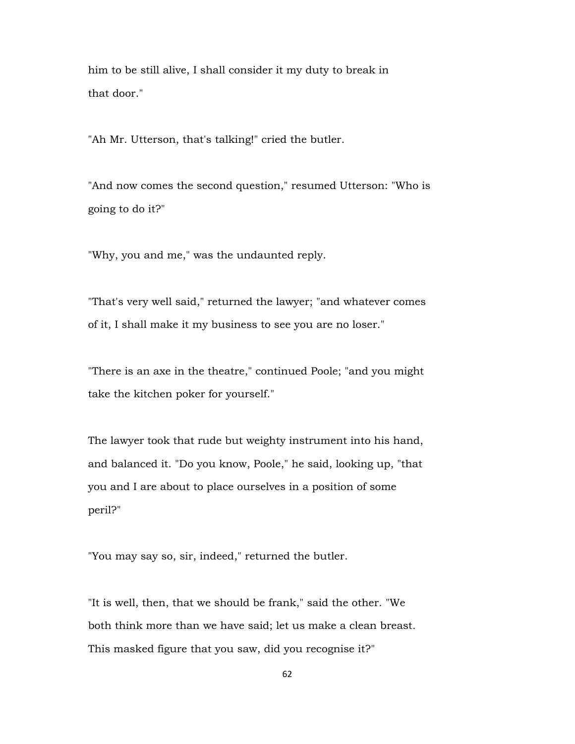him to be still alive, I shall consider it my duty to break in that door."

"Ah Mr. Utterson, that's talking!" cried the butler.

"And now comes the second question," resumed Utterson: "Who is going to do it?"

"Why, you and me," was the undaunted reply.

"That's very well said," returned the lawyer; "and whatever comes of it, I shall make it my business to see you are no loser."

"There is an axe in the theatre," continued Poole; "and you might take the kitchen poker for yourself."

The lawyer took that rude but weighty instrument into his hand, and balanced it. "Do you know, Poole," he said, looking up, "that you and I are about to place ourselves in a position of some peril?"

"You may say so, sir, indeed," returned the butler.

"It is well, then, that we should be frank," said the other. "We both think more than we have said; let us make a clean breast. This masked figure that you saw, did you recognise it?"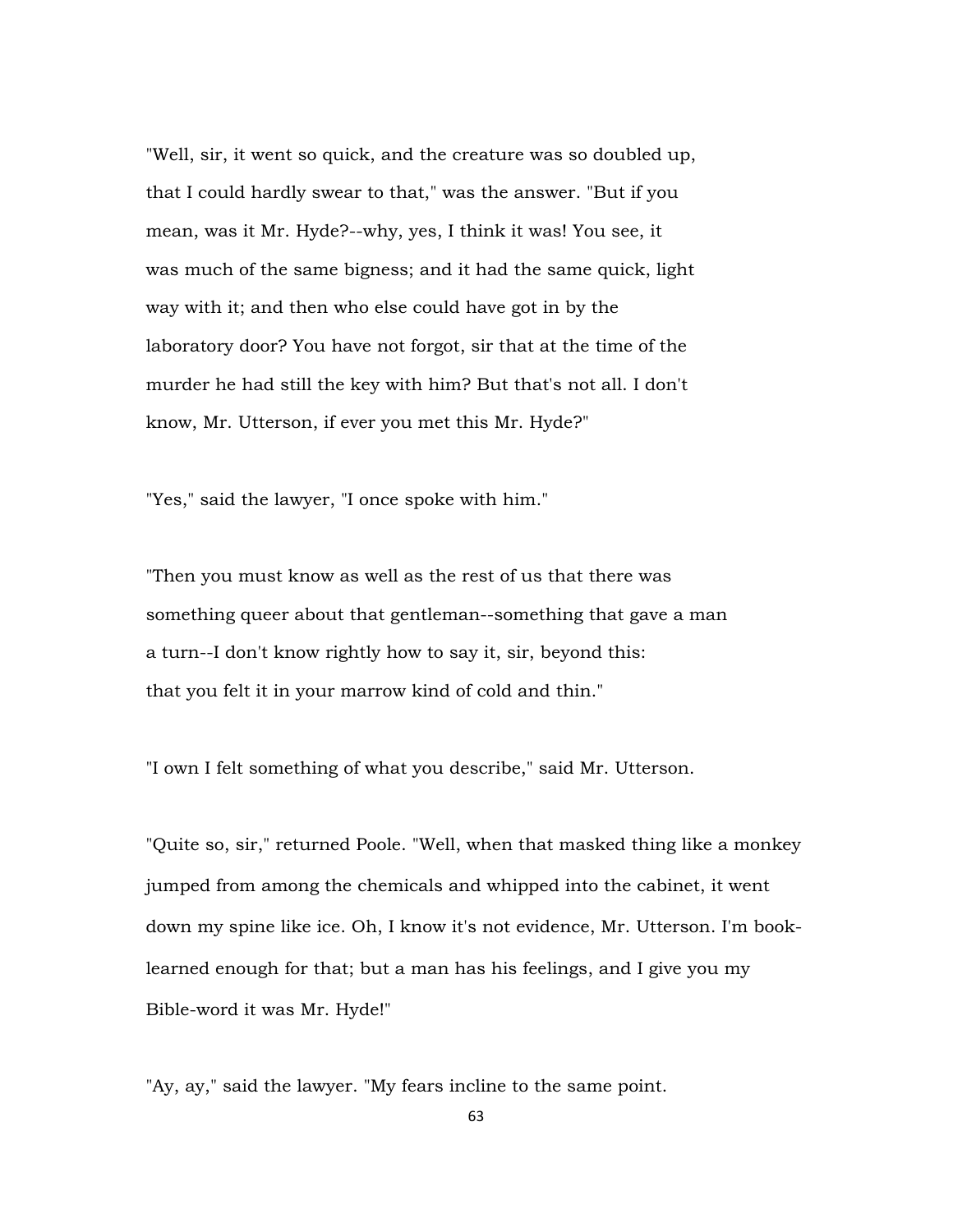"Well, sir, it went so quick, and the creature was so doubled up, that I could hardly swear to that," was the answer. "But if you mean, was it Mr. Hyde?--why, yes, I think it was! You see, it was much of the same bigness; and it had the same quick, light way with it; and then who else could have got in by the laboratory door? You have not forgot, sir that at the time of the murder he had still the key with him? But that's not all. I don't know, Mr. Utterson, if ever you met this Mr. Hyde?"

"Yes," said the lawyer, "I once spoke with him."

"Then you must know as well as the rest of us that there was something queer about that gentleman--something that gave a man a turn--I don't know rightly how to say it, sir, beyond this: that you felt it in your marrow kind of cold and thin."

"I own I felt something of what you describe," said Mr. Utterson.

"Quite so, sir," returned Poole. "Well, when that masked thing like a monkey jumped from among the chemicals and whipped into the cabinet, it went down my spine like ice. Oh, I know it's not evidence, Mr. Utterson. I'm book-learned enough for that; but a man has his feelings, and I give you my Bible-word it was Mr. Hyde!"

"Ay, ay," said the lawyer. "My fears incline to the same point.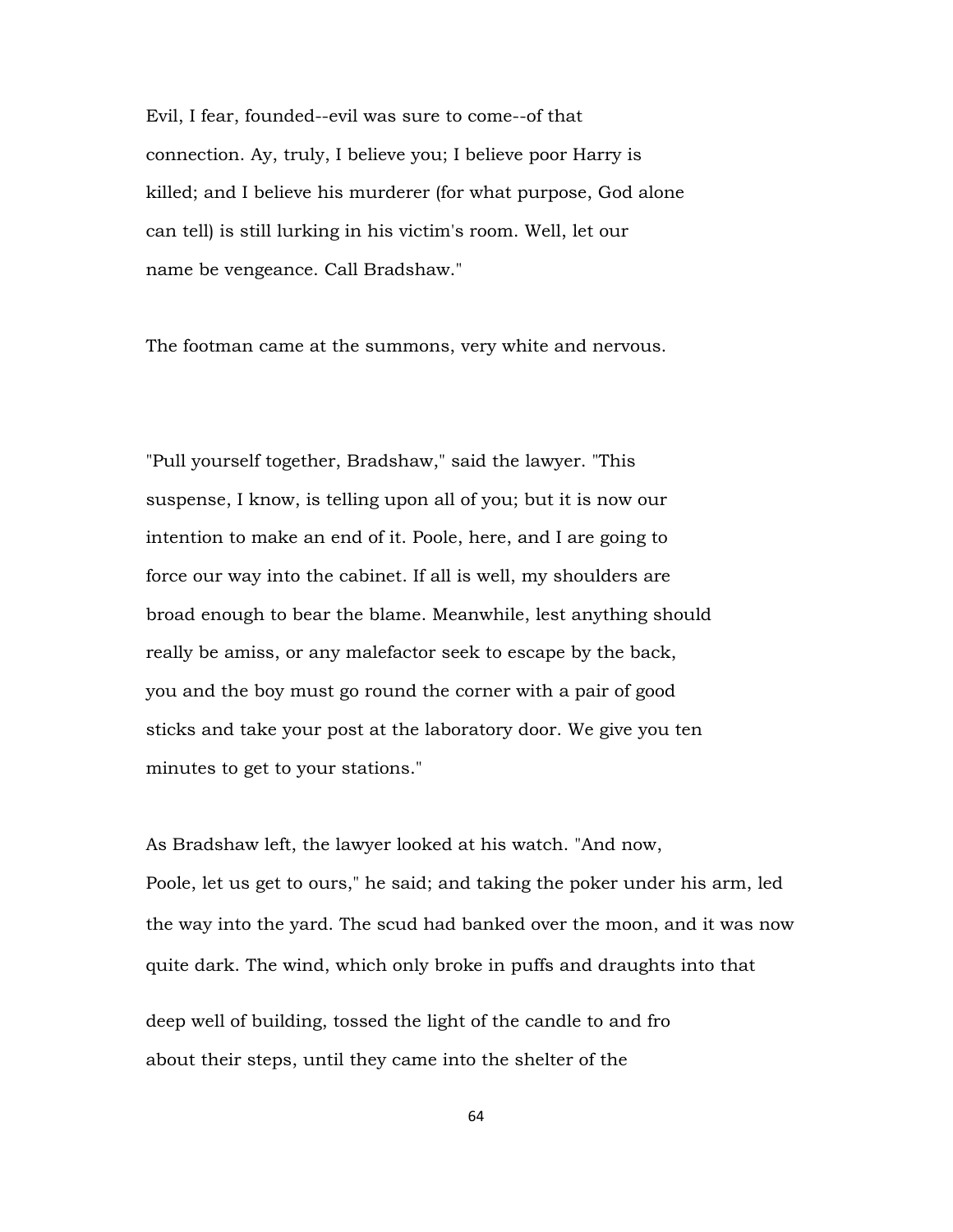Evil, I fear, founded--evil was sure to come--of that connection. Ay, truly, I believe you; I believe poor Harry is killed; and I believe his murderer (for what purpose, God alone can tell) is still lurking in his victim's room. Well, let our name be vengeance. Call Bradshaw."

The footman came at the summons, very white and nervous.

"Pull yourself together, Bradshaw," said the lawyer. "This suspense, I know, is telling upon all of you; but it is now our intention to make an end of it. Poole, here, and I are going to force our way into the cabinet. If all is well, my shoulders are broad enough to bear the blame. Meanwhile, lest anything should really be amiss, or any malefactor seek to escape by the back, you and the boy must go round the corner with a pair of good sticks and take your post at the laboratory door. We give you ten minutes to get to your stations."

As Bradshaw left, the lawyer looked at his watch. "And now, Poole, let us get to ours," he said; and taking the poker under his arm, led the way into the yard. The scud had banked over the moon, and it was now quite dark. The wind, which only broke in puffs and draughts into that deep well of building, tossed the light of the candle to and fro about their steps, until they came into the shelter of the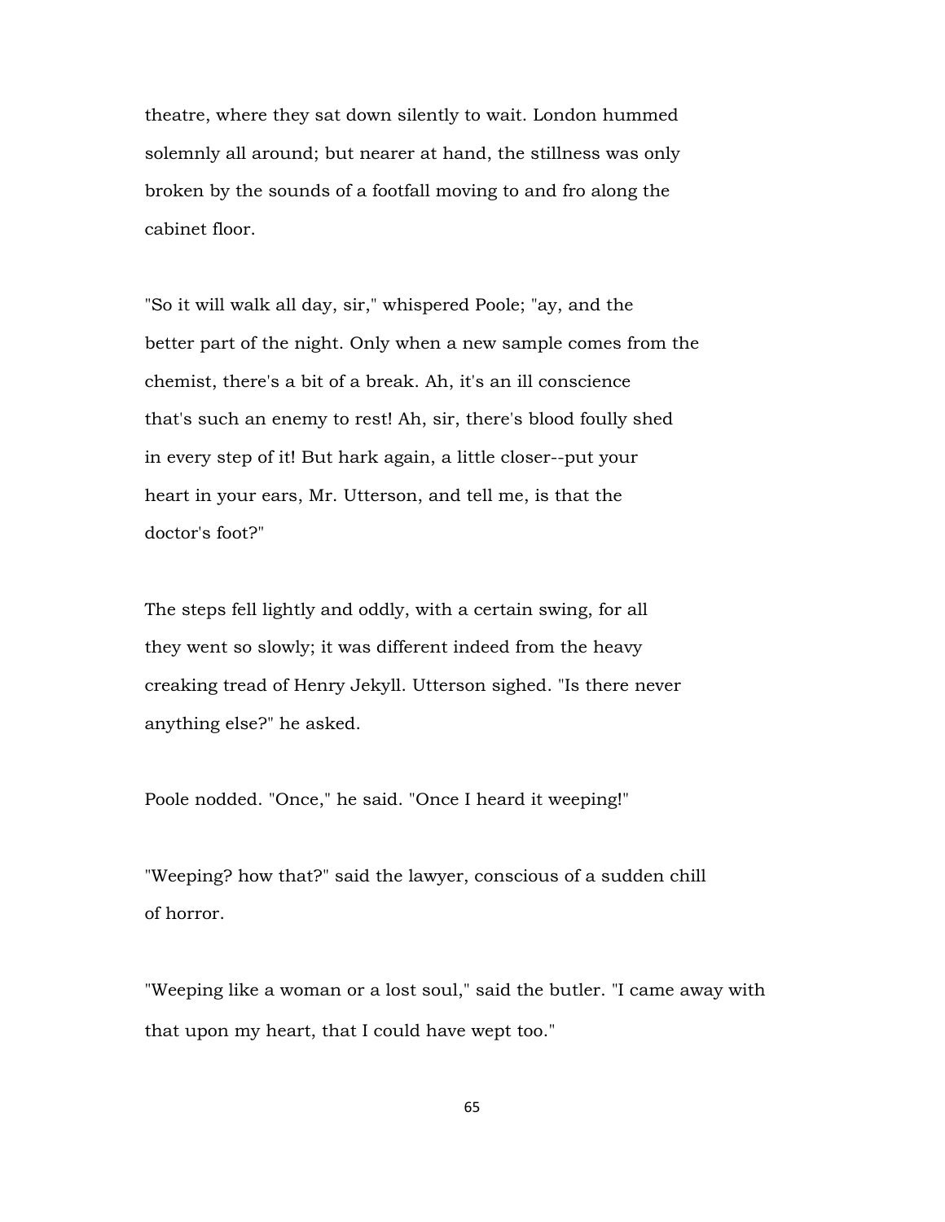theatre, where they sat down silently to wait. London hummed solemnly all around; but nearer at hand, the stillness was only broken by the sounds of a footfall moving to and fro along the cabinet floor.

"So it will walk all day, sir," whispered Poole; "ay, and the better part of the night. Only when a new sample comes from the chemist, there's a bit of a break. Ah, it's an ill conscience that's such an enemy to rest! Ah, sir, there's blood foully shed in every step of it! But hark again, a little closer--put your heart in your ears, Mr. Utterson, and tell me, is that the doctor's foot?"

The steps fell lightly and oddly, with a certain swing, for all they went so slowly; it was different indeed from the heavy creaking tread of Henry Jekyll. Utterson sighed. "Is there never anything else?" he asked.

Poole nodded. "Once," he said. "Once I heard it weeping!"

"Weeping? how that?" said the lawyer, conscious of a sudden chill of horror.

"Weeping like a woman or a lost soul," said the butler. "I came away with that upon my heart, that I could have wept too."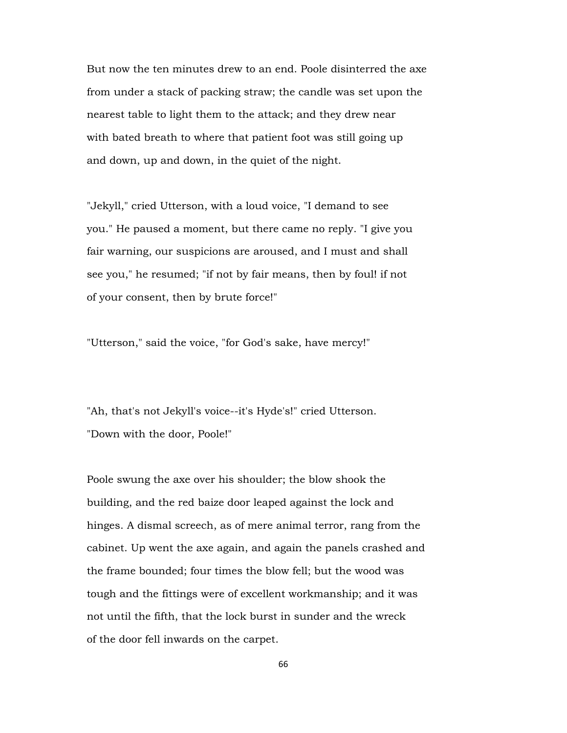But now the ten minutes drew to an end. Poole disinterred the axe from under a stack of packing straw; the candle was set upon the nearest table to light them to the attack; and they drew near with bated breath to where that patient foot was still going up and down, up and down, in the quiet of the night.

"Jekyll," cried Utterson, with a loud voice, "I demand to see you." He paused a moment, but there came no reply. "I give you fair warning, our suspicions are aroused, and I must and shall see you," he resumed; "if not by fair means, then by foul! if not of your consent, then by brute force!"

"Utterson," said the voice, "for God's sake, have mercy!"

"Ah, that's not Jekyll's voice--it's Hyde's!" cried Utterson. "Down with the door, Poole!"

Poole swung the axe over his shoulder; the blow shook the building, and the red baize door leaped against the lock and hinges. A dismal screech, as of mere animal terror, rang from the cabinet. Up went the axe again, and again the panels crashed and the frame bounded; four times the blow fell; but the wood was tough and the fittings were of excellent workmanship; and it was not until the fifth, that the lock burst in sunder and the wreck of the door fell inwards on the carpet.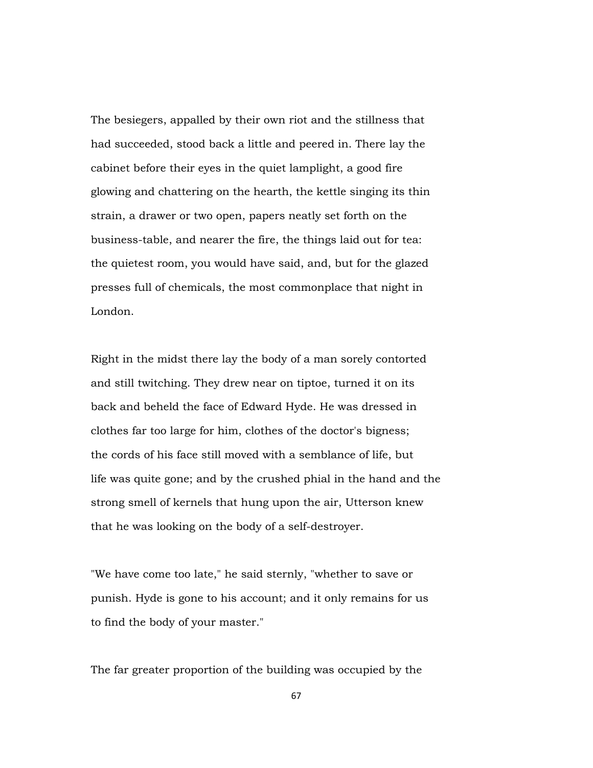The besiegers, appalled by their own riot and the stillness that had succeeded, stood back a little and peered in. There lay the cabinet before their eyes in the quiet lamplight, a good fire glowing and chattering on the hearth, the kettle singing its thin strain, a drawer or two open, papers neatly set forth on the business-table, and nearer the fire, the things laid out for tea: the quietest room, you would have said, and, but for the glazed presses full of chemicals, the most commonplace that night in London.

Right in the midst there lay the body of a man sorely contorted and still twitching. They drew near on tiptoe, turned it on its back and beheld the face of Edward Hyde. He was dressed in clothes far too large for him, clothes of the doctor's bigness; the cords of his face still moved with a semblance of life, but life was quite gone; and by the crushed phial in the hand and the strong smell of kernels that hung upon the air, Utterson knew that he was looking on the body of a self-destroyer.

"We have come too late," he said sternly, "whether to save or punish. Hyde is gone to his account; and it only remains for us to find the body of your master."

The far greater proportion of the building was occupied by the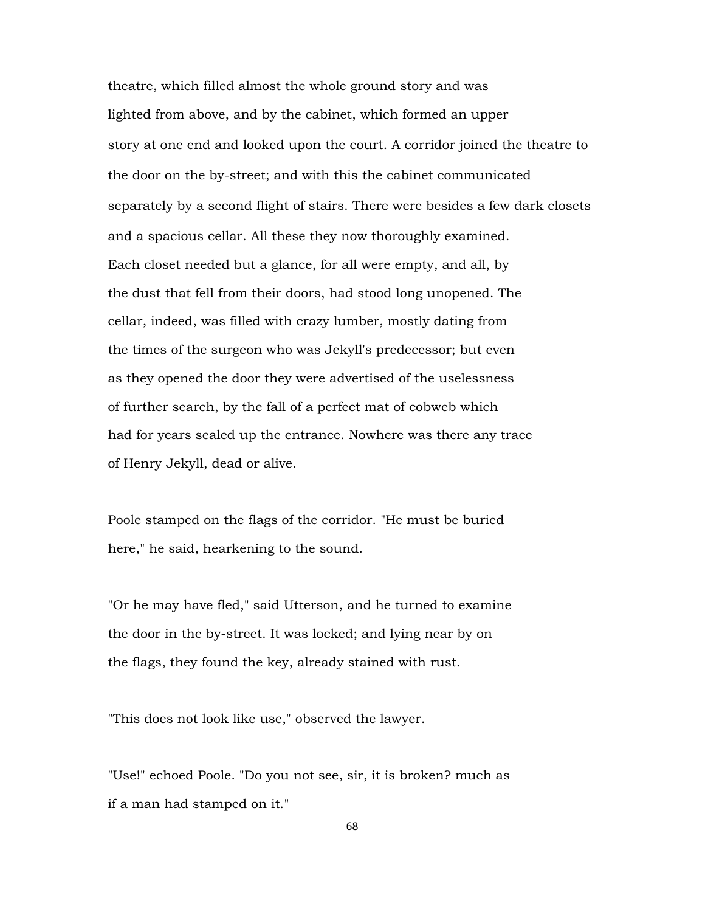theatre, which filled almost the whole ground story and was lighted from above, and by the cabinet, which formed an upper story at one end and looked upon the court. A corridor joined the theatre to the door on the by-street; and with this the cabinet communicated separately by a second flight of stairs. There were besides a few dark closets and a spacious cellar. All these they now thoroughly examined. Each closet needed but a glance, for all were empty, and all, by the dust that fell from their doors, had stood long unopened. The cellar, indeed, was filled with crazy lumber, mostly dating from the times of the surgeon who was Jekyll's predecessor; but even as they opened the door they were advertised of the uselessness of further search, by the fall of a perfect mat of cobweb which had for years sealed up the entrance. Nowhere was there any trace of Henry Jekyll, dead or alive.

Poole stamped on the flags of the corridor. "He must be buried here," he said, hearkening to the sound.

"Or he may have fled," said Utterson, and he turned to examine the door in the by-street. It was locked; and lying near by on the flags, they found the key, already stained with rust.

"This does not look like use," observed the lawyer.

"Use!" echoed Poole. "Do you not see, sir, it is broken? much as if a man had stamped on it."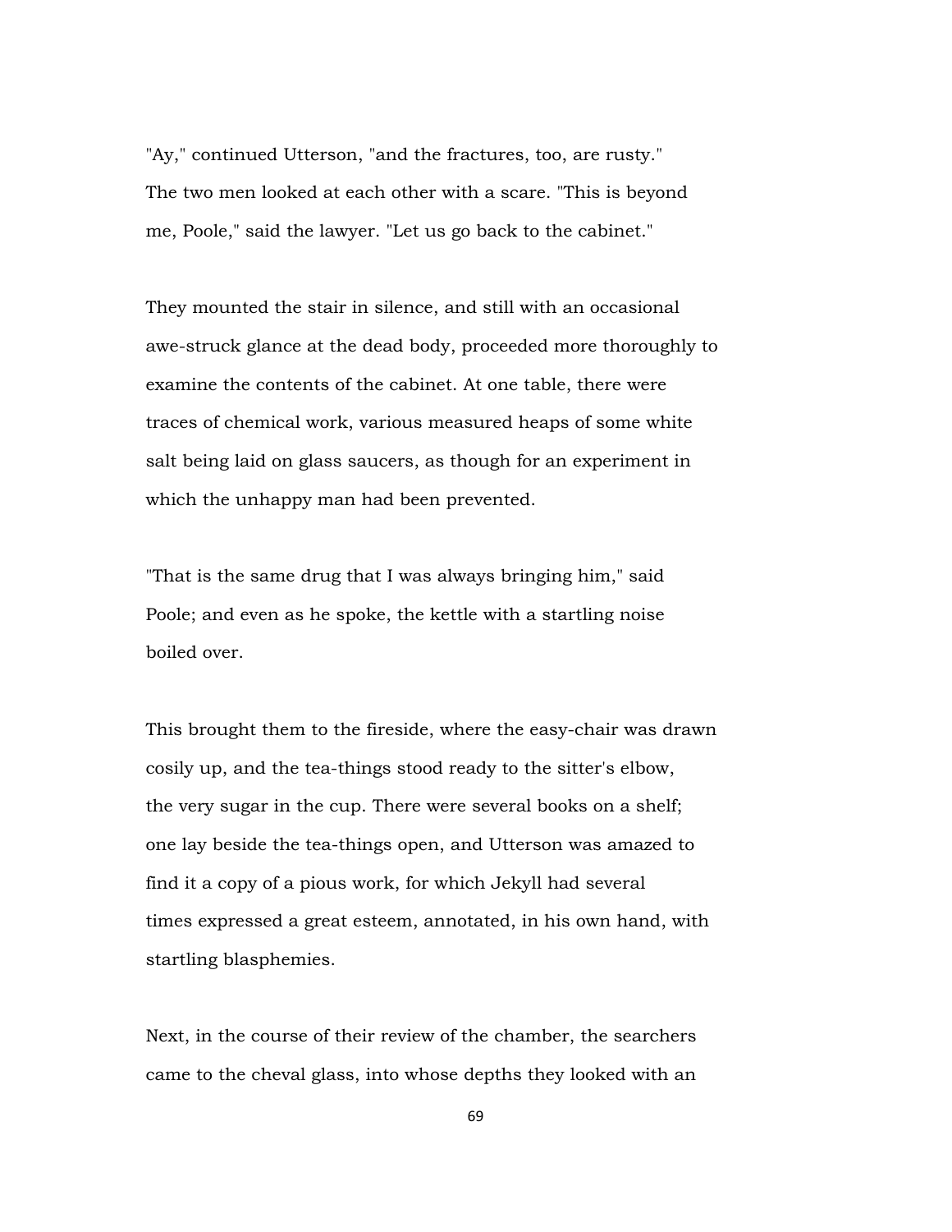"Ay," continued Utterson, "and the fractures, too, are rusty." The two men looked at each other with a scare. "This is beyond me, Poole," said the lawyer. "Let us go back to the cabinet."

They mounted the stair in silence, and still with an occasional awe-struck glance at the dead body, proceeded more thoroughly to examine the contents of the cabinet. At one table, there were traces of chemical work, various measured heaps of some white salt being laid on glass saucers, as though for an experiment in which the unhappy man had been prevented.

"That is the same drug that I was always bringing him," said Poole; and even as he spoke, the kettle with a startling noise boiled over.

This brought them to the fireside, where the easy-chair was drawn cosily up, and the tea-things stood ready to the sitter's elbow, the very sugar in the cup. There were several books on a shelf; one lay beside the tea-things open, and Utterson was amazed to find it a copy of a pious work, for which Jekyll had several times expressed a great esteem, annotated, in his own hand, with startling blasphemies.

Next, in the course of their review of the chamber, the searchers came to the cheval glass, into whose depths they looked with an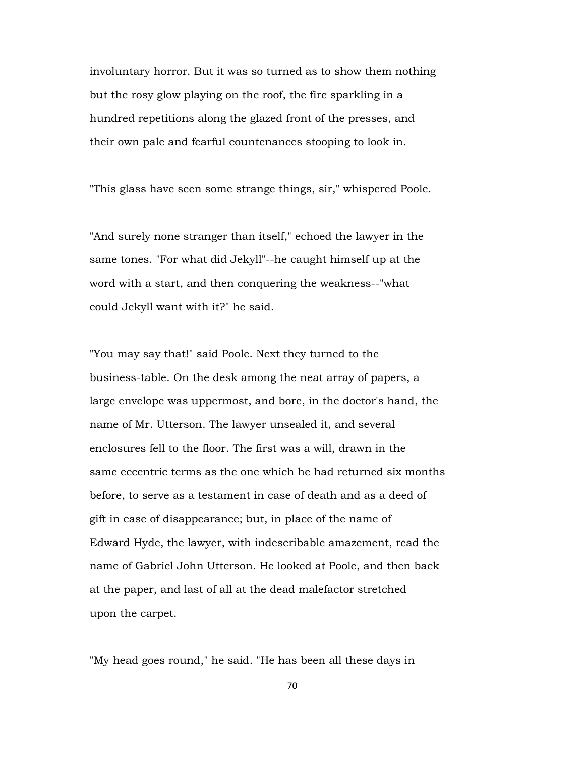involuntary horror. But it was so turned as to show them nothing but the rosy glow playing on the roof, the fire sparkling in a hundred repetitions along the glazed front of the presses, and their own pale and fearful countenances stooping to look in.

"This glass have seen some strange things, sir," whispered Poole.

"And surely none stranger than itself," echoed the lawyer in the same tones. "For what did Jekyll"--he caught himself up at the word with a start, and then conquering the weakness--"what could Jekyll want with it?" he said.

"You may say that!" said Poole. Next they turned to the business-table. On the desk among the neat array of papers, a large envelope was uppermost, and bore, in the doctor's hand, the name of Mr. Utterson. The lawyer unsealed it, and several enclosures fell to the floor. The first was a will, drawn in the same eccentric terms as the one which he had returned six months before, to serve as a testament in case of death and as a deed of gift in case of disappearance; but, in place of the name of Edward Hyde, the lawyer, with indescribable amazement, read the name of Gabriel John Utterson. He looked at Poole, and then back at the paper, and last of all at the dead malefactor stretched upon the carpet.

"My head goes round," he said. "He has been all these days in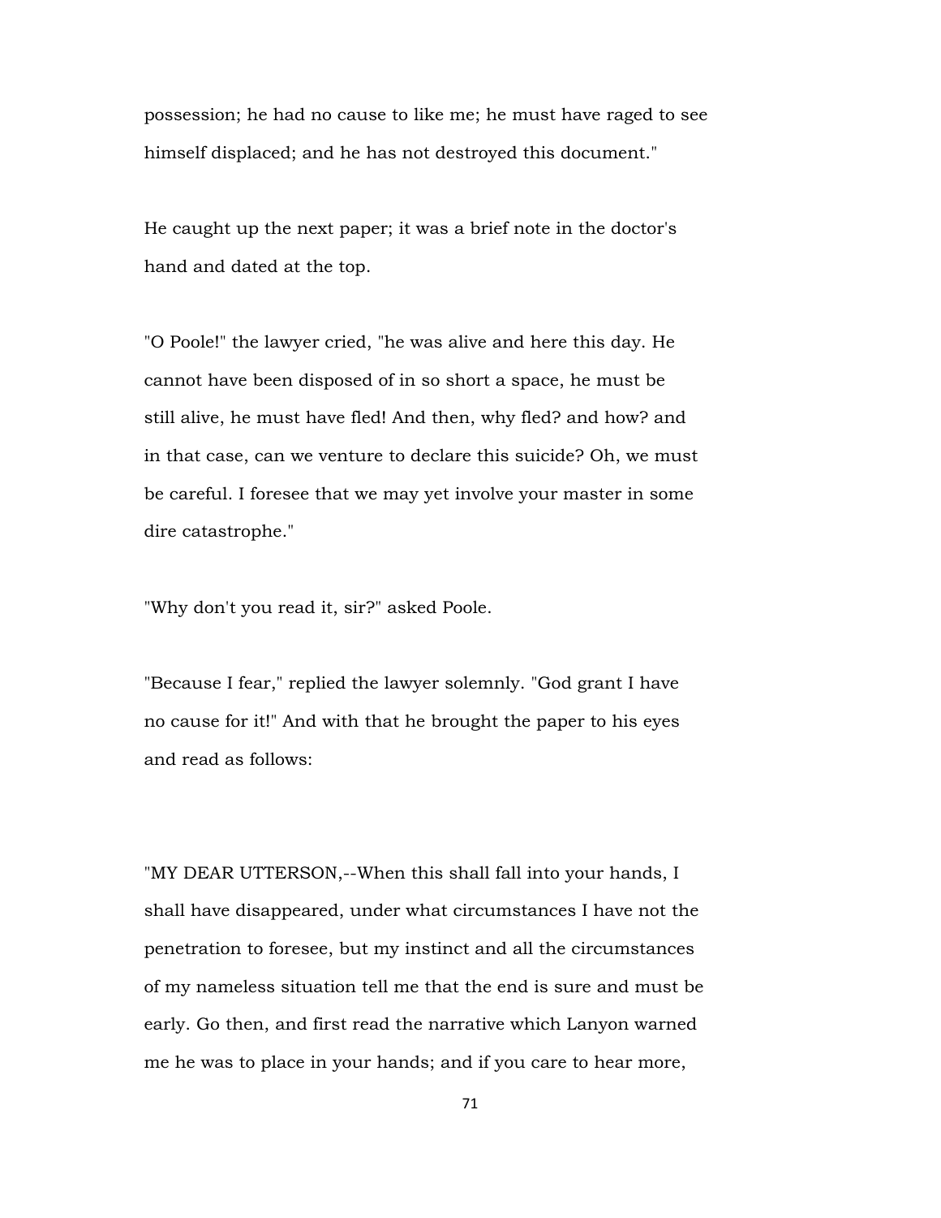possession; he had no cause to like me; he must have raged to see himself displaced; and he has not destroyed this document."

He caught up the next paper; it was a brief note in the doctor's hand and dated at the top.

"O Poole!" the lawyer cried, "he was alive and here this day. He cannot have been disposed of in so short a space, he must be still alive, he must have fled! And then, why fled? and how? and in that case, can we venture to declare this suicide? Oh, we must be careful. I foresee that we may yet involve your master in some dire catastrophe."

"Why don't you read it, sir?" asked Poole.

"Because I fear," replied the lawyer solemnly. "God grant I have no cause for it!" And with that he brought the paper to his eyes and read as follows:

"MY DEAR UTTERSON,--When this shall fall into your hands, I shall have disappeared, under what circumstances I have not the penetration to foresee, but my instinct and all the circumstances of my nameless situation tell me that the end is sure and must be early. Go then, and first read the narrative which Lanyon warned me he was to place in your hands; and if you care to hear more,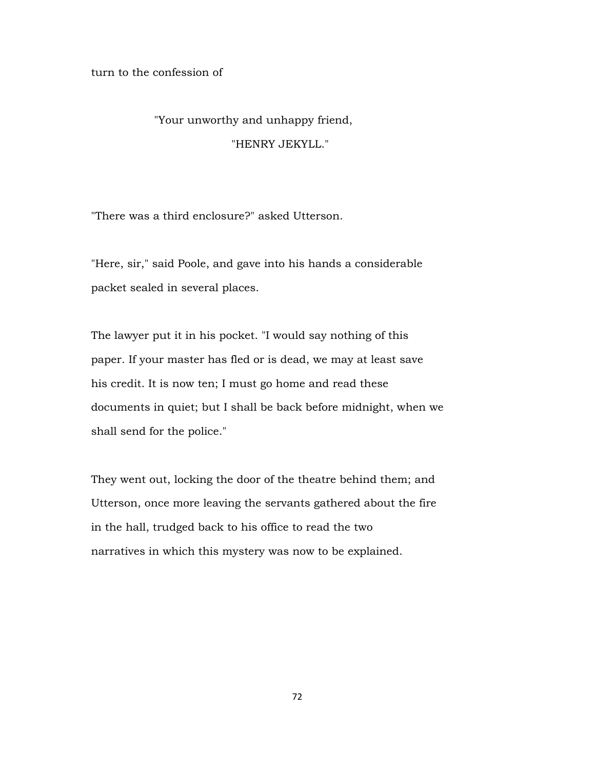turn to the confession of

"Your unworthy and unhappy friend,

"HENRY JEKYLL."

"There was a third enclosure?" asked Utterson.

"Here, sir," said Poole, and gave into his hands a considerable packet sealed in several places.

The lawyer put it in his pocket. "I would say nothing of this paper. If your master has fled or is dead, we may at least save his credit. It is now ten; I must go home and read these documents in quiet; but I shall be back before midnight, when we shall send for the police."

They went out, locking the door of the theatre behind them; and Utterson, once more leaving the servants gathered about the fire in the hall, trudged back to his office to read the two narratives in which this mystery was now to be explained.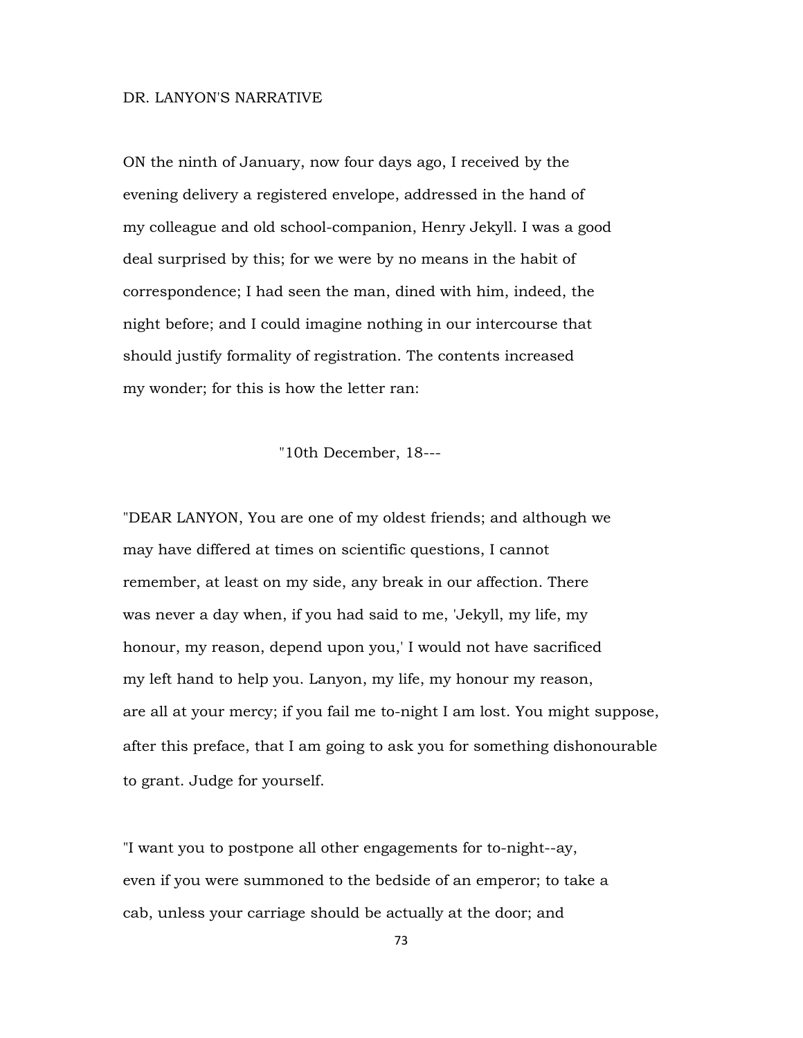## DR. LANYON'S NARRATIVE

ON the ninth of January, now four days ago, I received by the evening delivery a registered envelope, addressed in the hand of my colleague and old school-companion, Henry Jekyll. I was a good deal surprised by this; for we were by no means in the habit of correspondence; I had seen the man, dined with him, indeed, the night before; and I could imagine nothing in our intercourse that should justify formality of registration. The contents increased my wonder; for this is how the letter ran:

"10th December, 18---

"DEAR LANYON, You are one of my oldest friends; and although we may have differed at times on scientific questions, I cannot remember, at least on my side, any break in our affection. There was never a day when, if you had said to me, 'Jekyll, my life, my honour, my reason, depend upon you,' I would not have sacrificed my left hand to help you. Lanyon, my life, my honour my reason, are all at your mercy; if you fail me to-night I am lost. You might suppose, after this preface, that I am going to ask you for something dishonourable to grant. Judge for yourself.

"I want you to postpone all other engagements for to-night--ay, even if you were summoned to the bedside of an emperor; to take a cab, unless your carriage should be actually at the door; and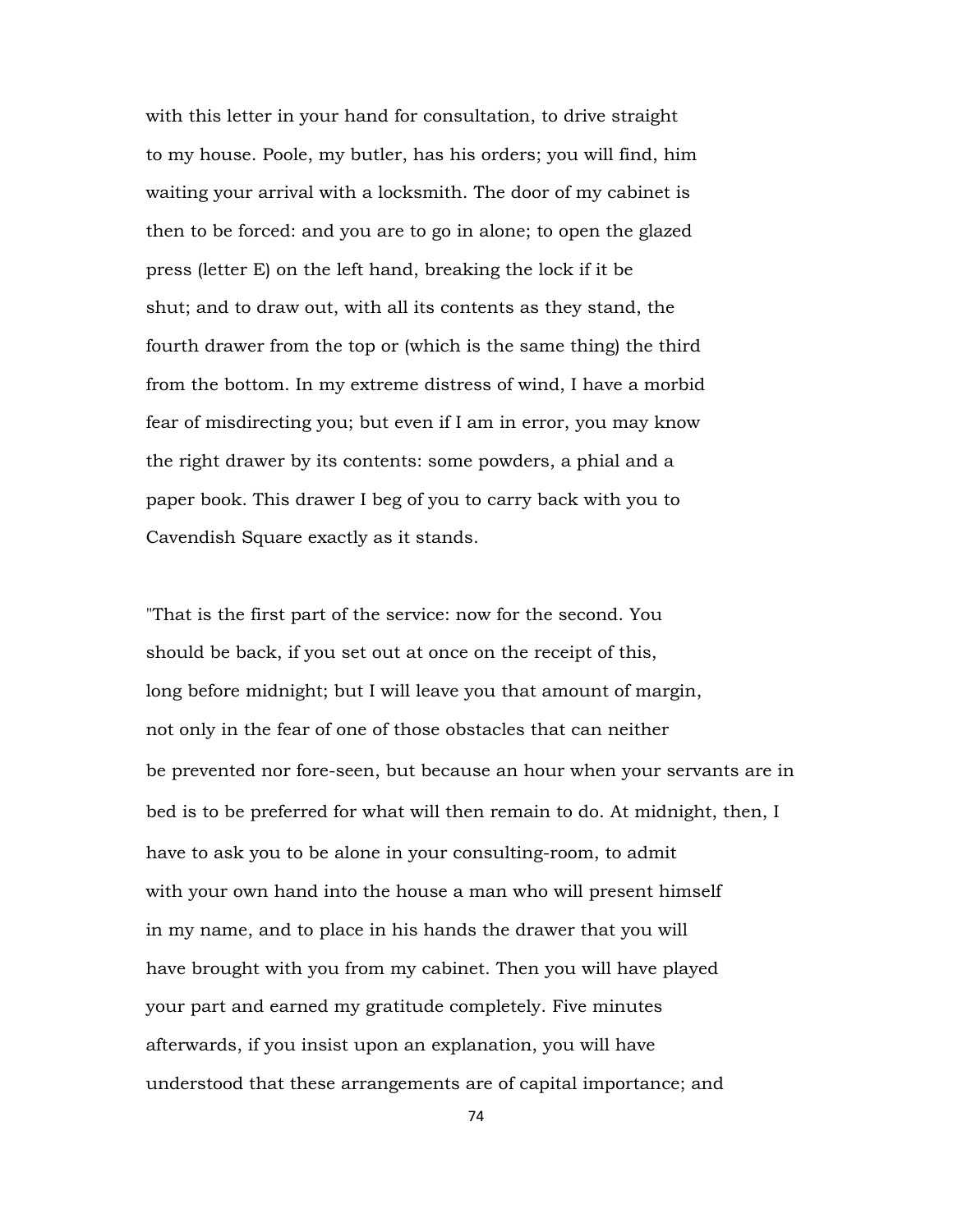with this letter in your hand for consultation, to drive straight to my house. Poole, my butler, has his orders; you will find, him waiting your arrival with a locksmith. The door of my cabinet is then to be forced: and you are to go in alone; to open the glazed press (letter E) on the left hand, breaking the lock if it be shut; and to draw out, with all its contents as they stand, the fourth drawer from the top or (which is the same thing) the third from the bottom. In my extreme distress of wind, I have a morbid fear of misdirecting you; but even if I am in error, you may know the right drawer by its contents: some powders, a phial and a paper book. This drawer I beg of you to carry back with you to Cavendish Square exactly as it stands.

"That is the first part of the service: now for the second. You should be back, if you set out at once on the receipt of this, long before midnight; but I will leave you that amount of margin, not only in the fear of one of those obstacles that can neither be prevented nor fore-seen, but because an hour when your servants are in bed is to be preferred for what will then remain to do. At midnight, then, I have to ask you to be alone in your consulting-room, to admit with your own hand into the house a man who will present himself in my name, and to place in his hands the drawer that you will have brought with you from my cabinet. Then you will have played your part and earned my gratitude completely. Five minutes afterwards, if you insist upon an explanation, you will have understood that these arrangements are of capital importance; and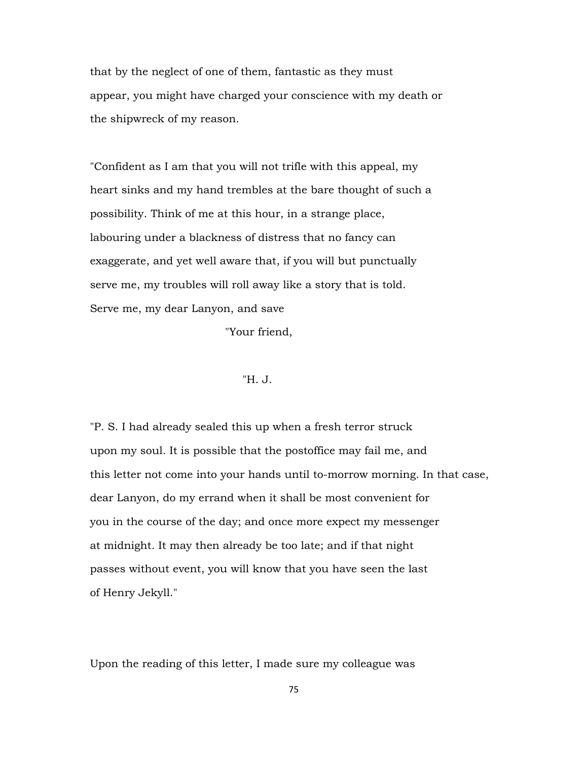that by the neglect of one of them, fantastic as they must appear, you might have charged your conscience with my death or the shipwreck of my reason.

"Confident as I am that you will not trifle with this appeal, my heart sinks and my hand trembles at the bare thought of such a possibility. Think of me at this hour, in a strange place, labouring under a blackness of distress that no fancy can exaggerate, and yet well aware that, if you will but punctually serve me, my troubles will roll away like a story that is told. Serve me, my dear Lanyon, and save

"Your friend,

"H. J.

"P. S. I had already sealed this up when a fresh terror struck upon my soul. It is possible that the postoffice may fail me, and this letter not come into your hands until to-morrow morning. In that case, dear Lanyon, do my errand when it shall be most convenient for you in the course of the day; and once more expect my messenger at midnight. It may then already be too late; and if that night passes without event, you will know that you have seen the last of Henry Jekyll."

Upon the reading of this letter, I made sure my colleague was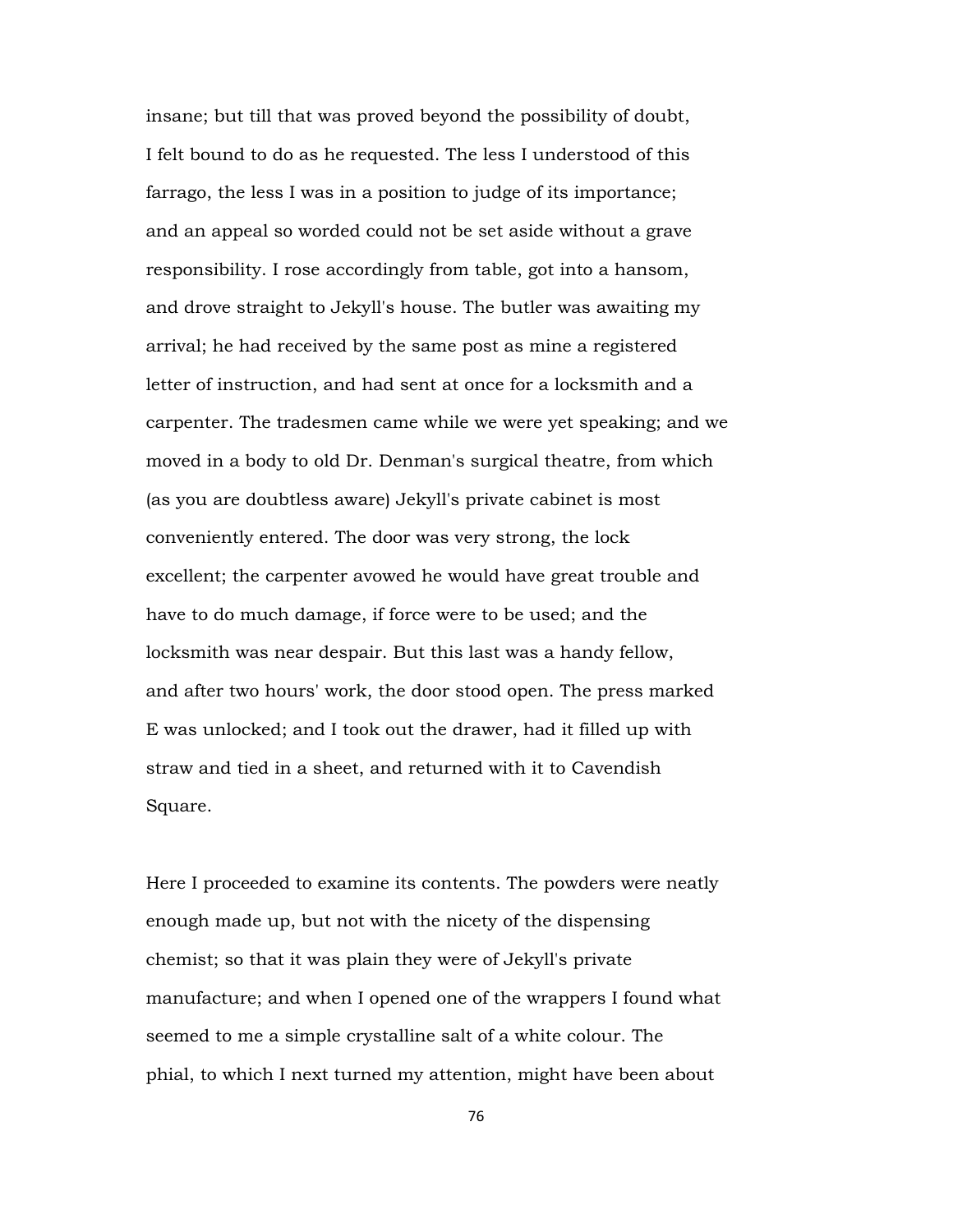insane; but till that was proved beyond the possibility of doubt, I felt bound to do as he requested. The less I understood of this farrago, the less I was in a position to judge of its importance; and an appeal so worded could not be set aside without a grave responsibility. I rose accordingly from table, got into a hansom, and drove straight to Jekyll's house. The butler was awaiting my arrival; he had received by the same post as mine a registered letter of instruction, and had sent at once for a locksmith and a carpenter. The tradesmen came while we were yet speaking; and we moved in a body to old Dr. Denman's surgical theatre, from which (as you are doubtless aware) Jekyll's private cabinet is most conveniently entered. The door was very strong, the lock excellent; the carpenter avowed he would have great trouble and have to do much damage, if force were to be used; and the locksmith was near despair. But this last was a handy fellow, and after two hours' work, the door stood open. The press marked E was unlocked; and I took out the drawer, had it filled up with straw and tied in a sheet, and returned with it to Cavendish Square.

Here I proceeded to examine its contents. The powders were neatly enough made up, but not with the nicety of the dispensing chemist; so that it was plain they were of Jekyll's private manufacture; and when I opened one of the wrappers I found what seemed to me a simple crystalline salt of a white colour. The phial, to which I next turned my attention, might have been about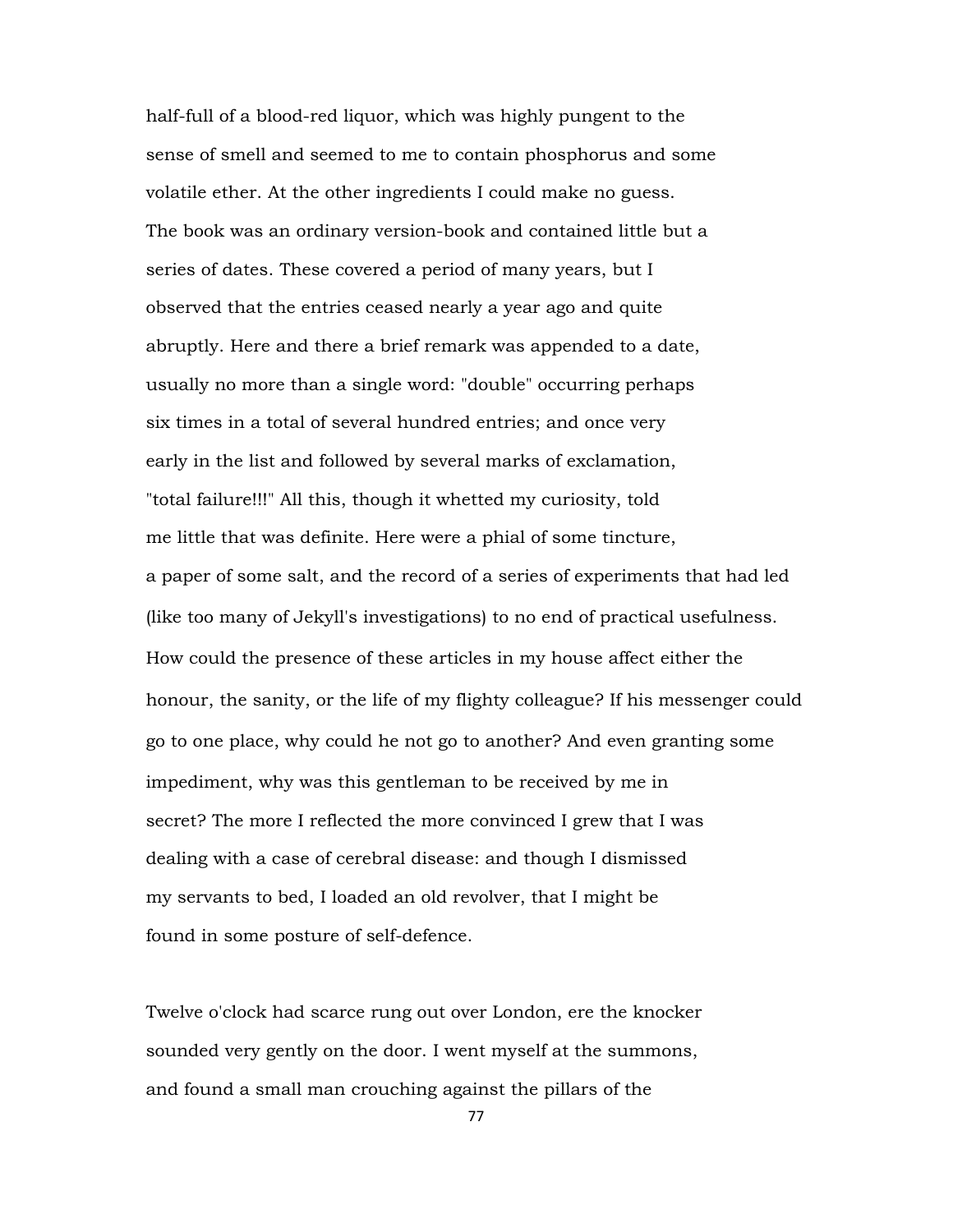half-full of a blood-red liquor, which was highly pungent to the sense of smell and seemed to me to contain phosphorus and some volatile ether. At the other ingredients I could make no guess. The book was an ordinary version-book and contained little but a series of dates. These covered a period of many years, but I observed that the entries ceased nearly a year ago and quite abruptly. Here and there a brief remark was appended to a date, usually no more than a single word: "double" occurring perhaps six times in a total of several hundred entries; and once very early in the list and followed by several marks of exclamation, "total failure!!!" All this, though it whetted my curiosity, told me little that was definite. Here were a phial of some tincture, a paper of some salt, and the record of a series of experiments that had led (like too many of Jekyll's investigations) to no end of practical usefulness. How could the presence of these articles in my house affect either the honour, the sanity, or the life of my flighty colleague? If his messenger could go to one place, why could he not go to another? And even granting some impediment, why was this gentleman to be received by me in secret? The more I reflected the more convinced I grew that I was dealing with a case of cerebral disease: and though I dismissed my servants to bed, I loaded an old revolver, that I might be found in some posture of self-defence.

Twelve o'clock had scarce rung out over London, ere the knocker sounded very gently on the door. I went myself at the summons, and found a small man crouching against the pillars of the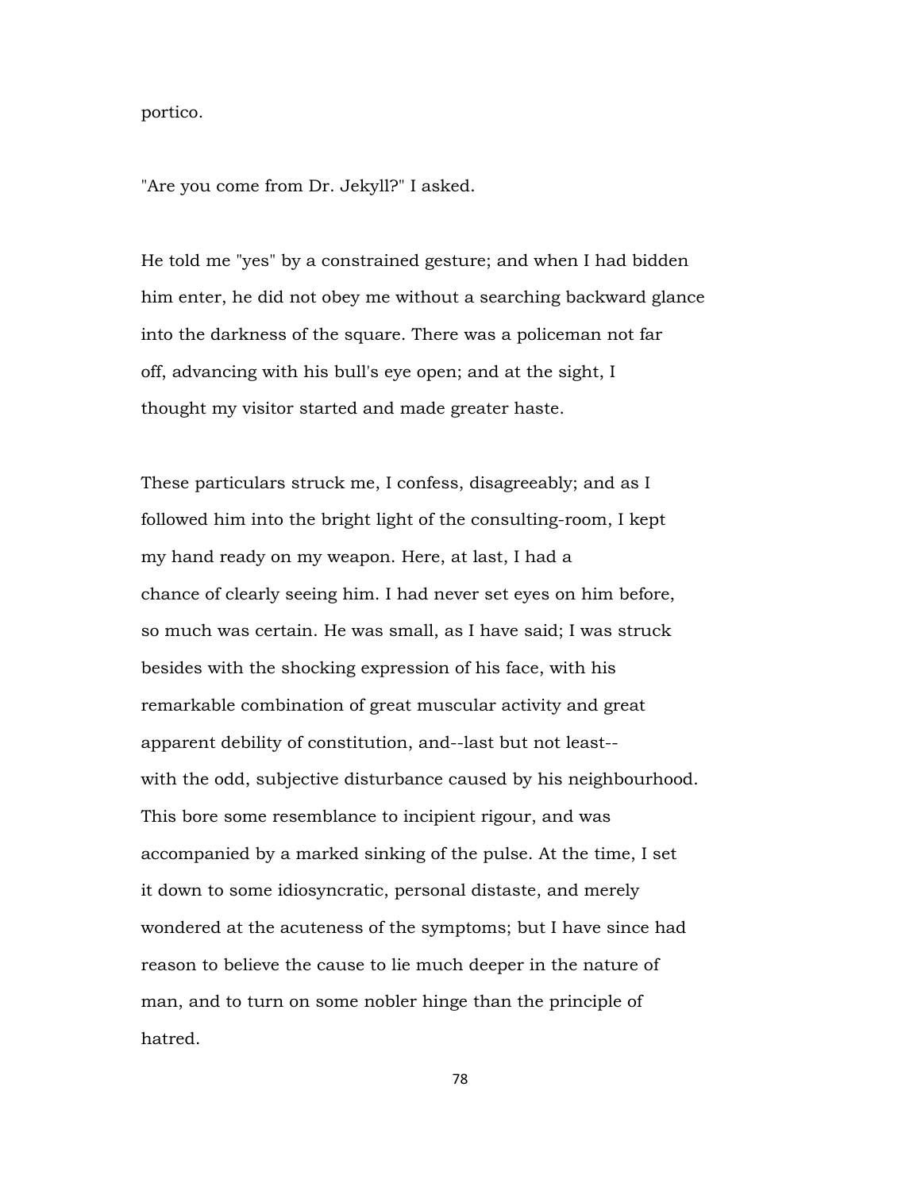portico.

"Are you come from Dr. Jekyll?" I asked.

He told me "yes" by a constrained gesture; and when I had bidden him enter, he did not obey me without a searching backward glance into the darkness of the square. There was a policeman not far off, advancing with his bull's eye open; and at the sight, I thought my visitor started and made greater haste.

These particulars struck me, I confess, disagreeably; and as I followed him into the bright light of the consulting-room, I kept my hand ready on my weapon. Here, at last, I had a chance of clearly seeing him. I had never set eyes on him before, so much was certain. He was small, as I have said; I was struck besides with the shocking expression of his face, with his remarkable combination of great muscular activity and great apparent debility of constitution, and--last but not least--with the odd, subjective disturbance caused by his neighbourhood. This bore some resemblance to incipient rigour, and was accompanied by a marked sinking of the pulse. At the time, I set it down to some idiosyncratic, personal distaste, and merely wondered at the acuteness of the symptoms; but I have since had reason to believe the cause to lie much deeper in the nature of man, and to turn on some nobler hinge than the principle of hatred.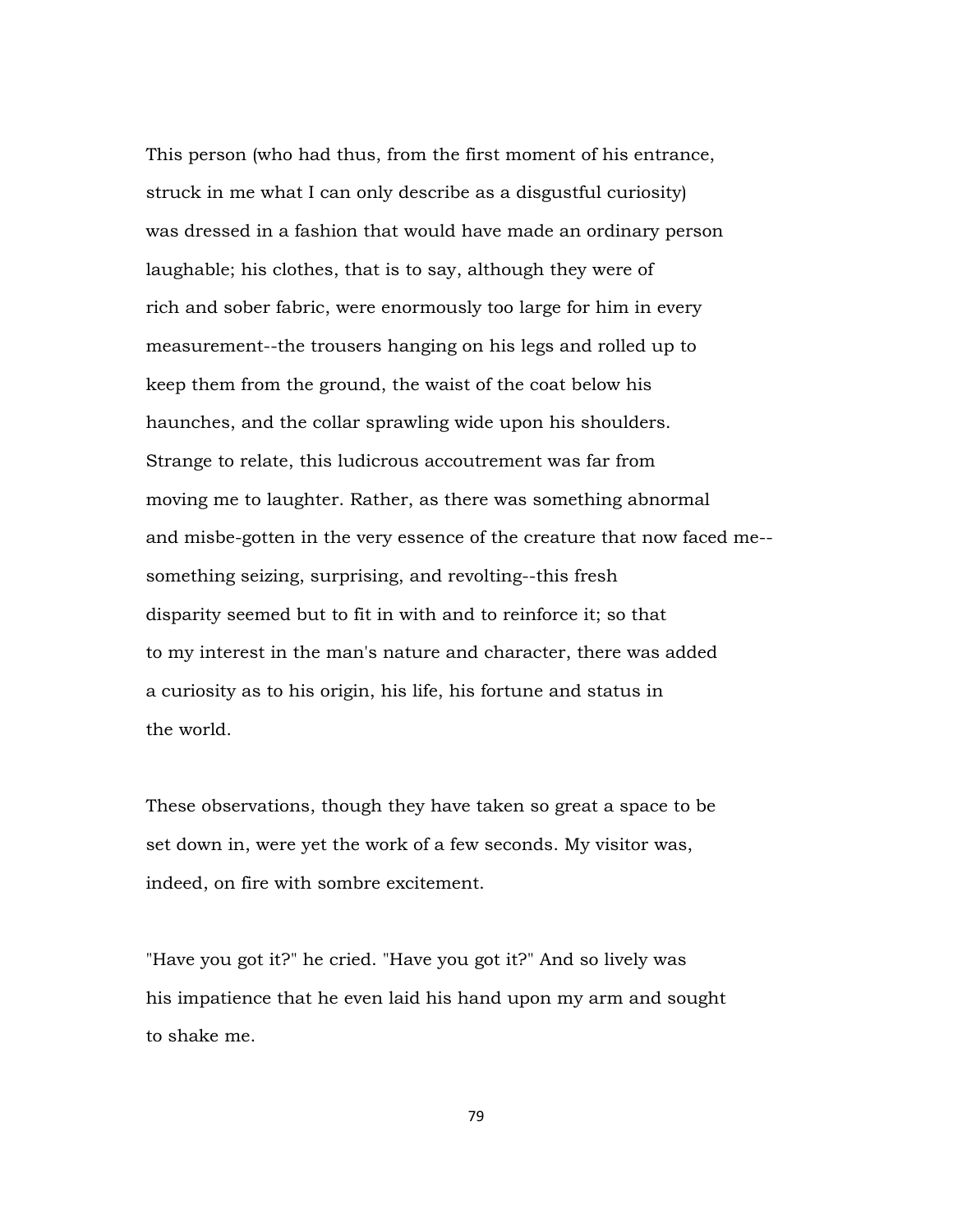This person (who had thus, from the first moment of his entrance, struck in me what I can only describe as a disgustful curiosity) was dressed in a fashion that would have made an ordinary person laughable; his clothes, that is to say, although they were of rich and sober fabric, were enormously too large for him in every measurement--the trousers hanging on his legs and rolled up to keep them from the ground, the waist of the coat below his haunches, and the collar sprawling wide upon his shoulders. Strange to relate, this ludicrous accoutrement was far from moving me to laughter. Rather, as there was something abnormal and misbe-gotten in the very essence of the creature that now faced me--something seizing, surprising, and revolting--this fresh disparity seemed but to fit in with and to reinforce it; so that to my interest in the man's nature and character, there was added a curiosity as to his origin, his life, his fortune and status in the world.

These observations, though they have taken so great a space to be set down in, were yet the work of a few seconds. My visitor was, indeed, on fire with sombre excitement.

"Have you got it?" he cried. "Have you got it?" And so lively was his impatience that he even laid his hand upon my arm and sought to shake me.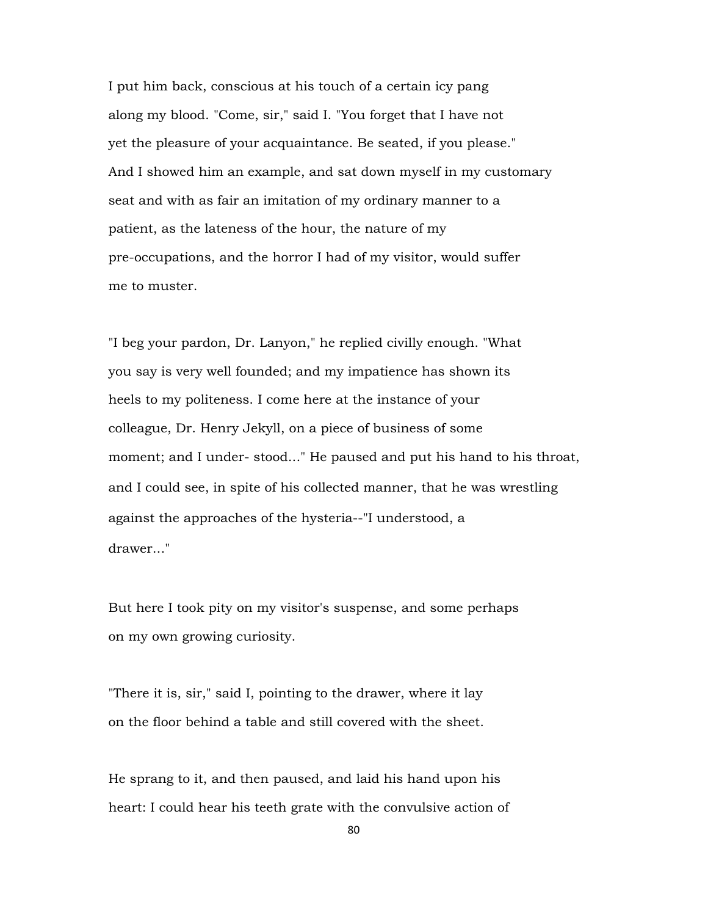I put him back, conscious at his touch of a certain icy pang along my blood. "Come, sir," said I. "You forget that I have not yet the pleasure of your acquaintance. Be seated, if you please." And I showed him an example, and sat down myself in my customary seat and with as fair an imitation of my ordinary manner to a patient, as the lateness of the hour, the nature of my pre-occupations, and the horror I had of my visitor, would suffer me to muster.

"I beg your pardon, Dr. Lanyon," he replied civilly enough. "What you say is very well founded; and my impatience has shown its heels to my politeness. I come here at the instance of your colleague, Dr. Henry Jekyll, on a piece of business of some moment; and I under- stood..." He paused and put his hand to his throat, and I could see, in spite of his collected manner, that he was wrestling against the approaches of the hysteria--"I understood, a drawer..."

But here I took pity on my visitor's suspense, and some perhaps on my own growing curiosity.

"There it is, sir," said I, pointing to the drawer, where it lay on the floor behind a table and still covered with the sheet.

He sprang to it, and then paused, and laid his hand upon his heart: I could hear his teeth grate with the convulsive action of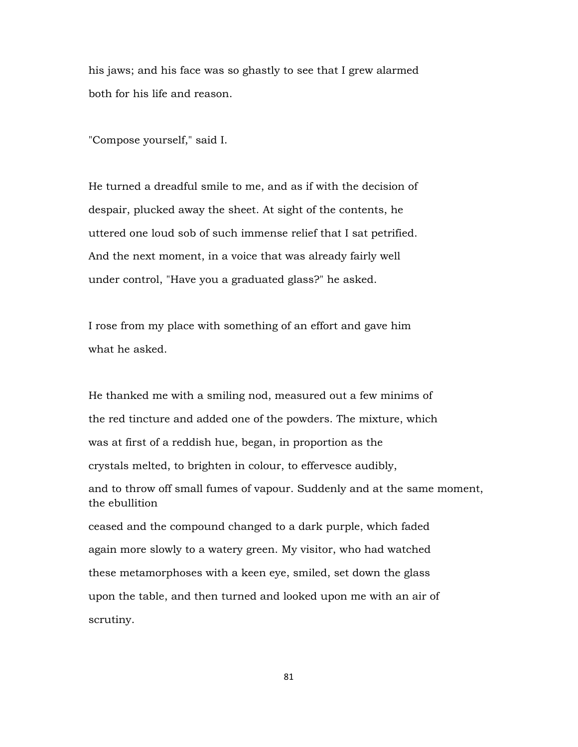his jaws; and his face was so ghastly to see that I grew alarmed both for his life and reason.

"Compose yourself," said I.

He turned a dreadful smile to me, and as if with the decision of despair, plucked away the sheet. At sight of the contents, he uttered one loud sob of such immense relief that I sat petrified. And the next moment, in a voice that was already fairly well under control, "Have you a graduated glass?" he asked.

I rose from my place with something of an effort and gave him what he asked.

He thanked me with a smiling nod, measured out a few minims of the red tincture and added one of the powders. The mixture, which was at first of a reddish hue, began, in proportion as the crystals melted, to brighten in colour, to effervesce audibly, and to throw off small fumes of vapour. Suddenly and at the same moment, the ebullition ceased and the compound changed to a dark purple, which faded again more slowly to a watery green. My visitor, who had watched these metamorphoses with a keen eye, smiled, set down the glass upon the table, and then turned and looked upon me with an air of scrutiny.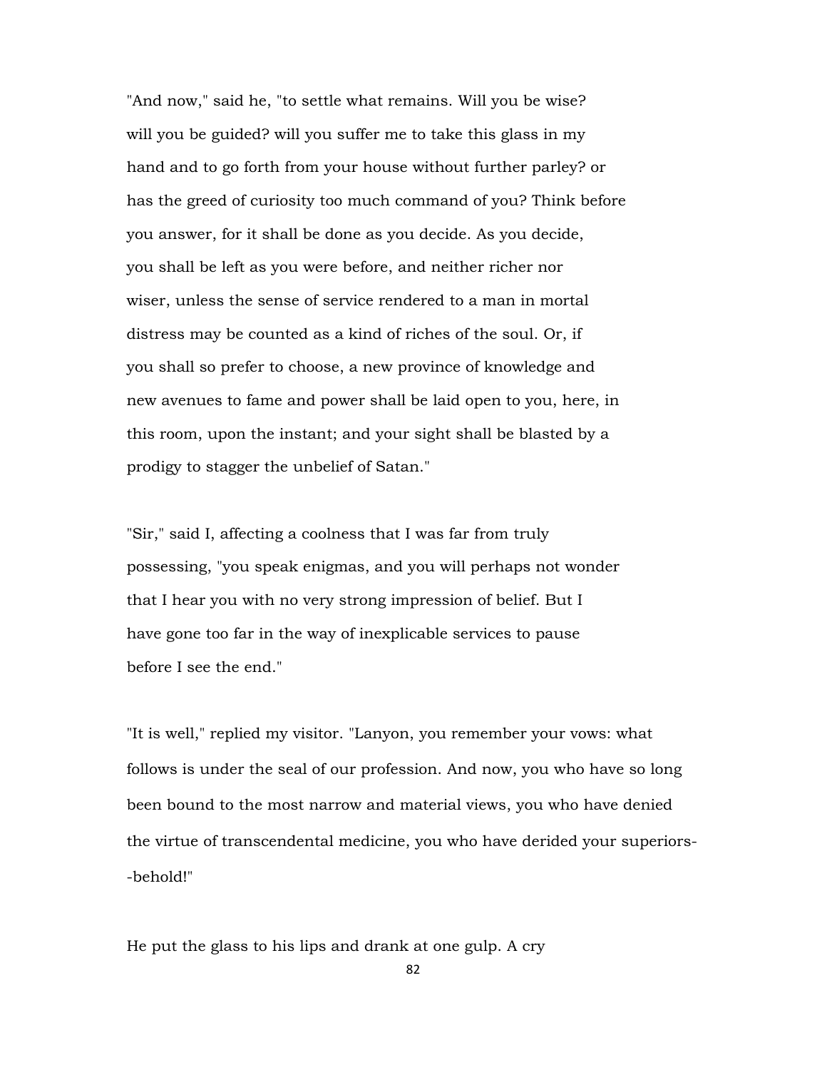"And now," said he, "to settle what remains. Will you be wise? will you be guided? will you suffer me to take this glass in my hand and to go forth from your house without further parley? or has the greed of curiosity too much command of you? Think before you answer, for it shall be done as you decide. As you decide, you shall be left as you were before, and neither richer nor wiser, unless the sense of service rendered to a man in mortal distress may be counted as a kind of riches of the soul. Or, if you shall so prefer to choose, a new province of knowledge and new avenues to fame and power shall be laid open to you, here, in this room, upon the instant; and your sight shall be blasted by a prodigy to stagger the unbelief of Satan."

"Sir," said I, affecting a coolness that I was far from truly possessing, "you speak enigmas, and you will perhaps not wonder that I hear you with no very strong impression of belief. But I have gone too far in the way of inexplicable services to pause before I see the end."

"It is well," replied my visitor. "Lanyon, you remember your vows: what follows is under the seal of our profession. And now, you who have so long been bound to the most narrow and material views, you who have denied the virtue of transcendental medicine, you who have derided your superiors--behold!"

He put the glass to his lips and drank at one gulp. A cry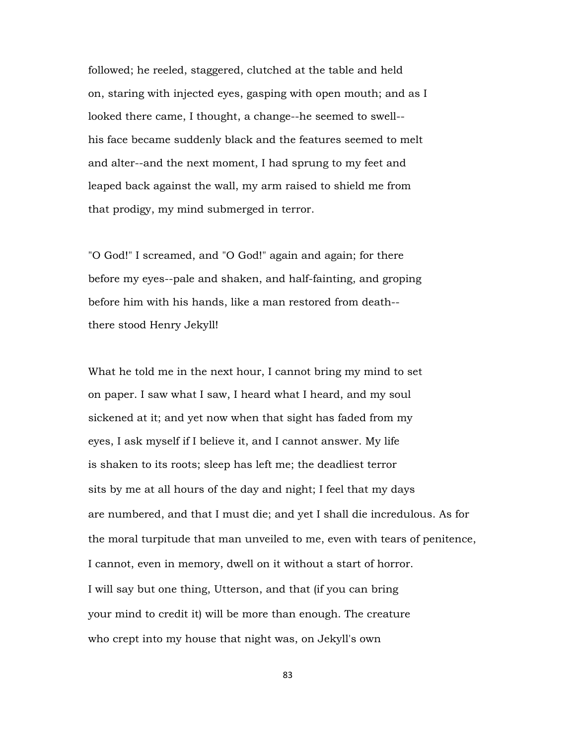followed; he reeled, staggered, clutched at the table and held on, staring with injected eyes, gasping with open mouth; and as I looked there came, I thought, a change--he seemed to swell--his face became suddenly black and the features seemed to melt and alter--and the next moment, I had sprung to my feet and leaped back against the wall, my arm raised to shield me from that prodigy, my mind submerged in terror.

"O God!" I screamed, and "O God!" again and again; for there before my eyes--pale and shaken, and half-fainting, and groping before him with his hands, like a man restored from death--there stood Henry Jekyll!

What he told me in the next hour, I cannot bring my mind to set on paper. I saw what I saw, I heard what I heard, and my soul sickened at it; and yet now when that sight has faded from my eyes, I ask myself if I believe it, and I cannot answer. My life is shaken to its roots; sleep has left me; the deadliest terror sits by me at all hours of the day and night; I feel that my days are numbered, and that I must die; and yet I shall die incredulous. As for the moral turpitude that man unveiled to me, even with tears of penitence, I cannot, even in memory, dwell on it without a start of horror. I will say but one thing, Utterson, and that (if you can bring your mind to credit it) will be more than enough. The creature who crept into my house that night was, on Jekyll's own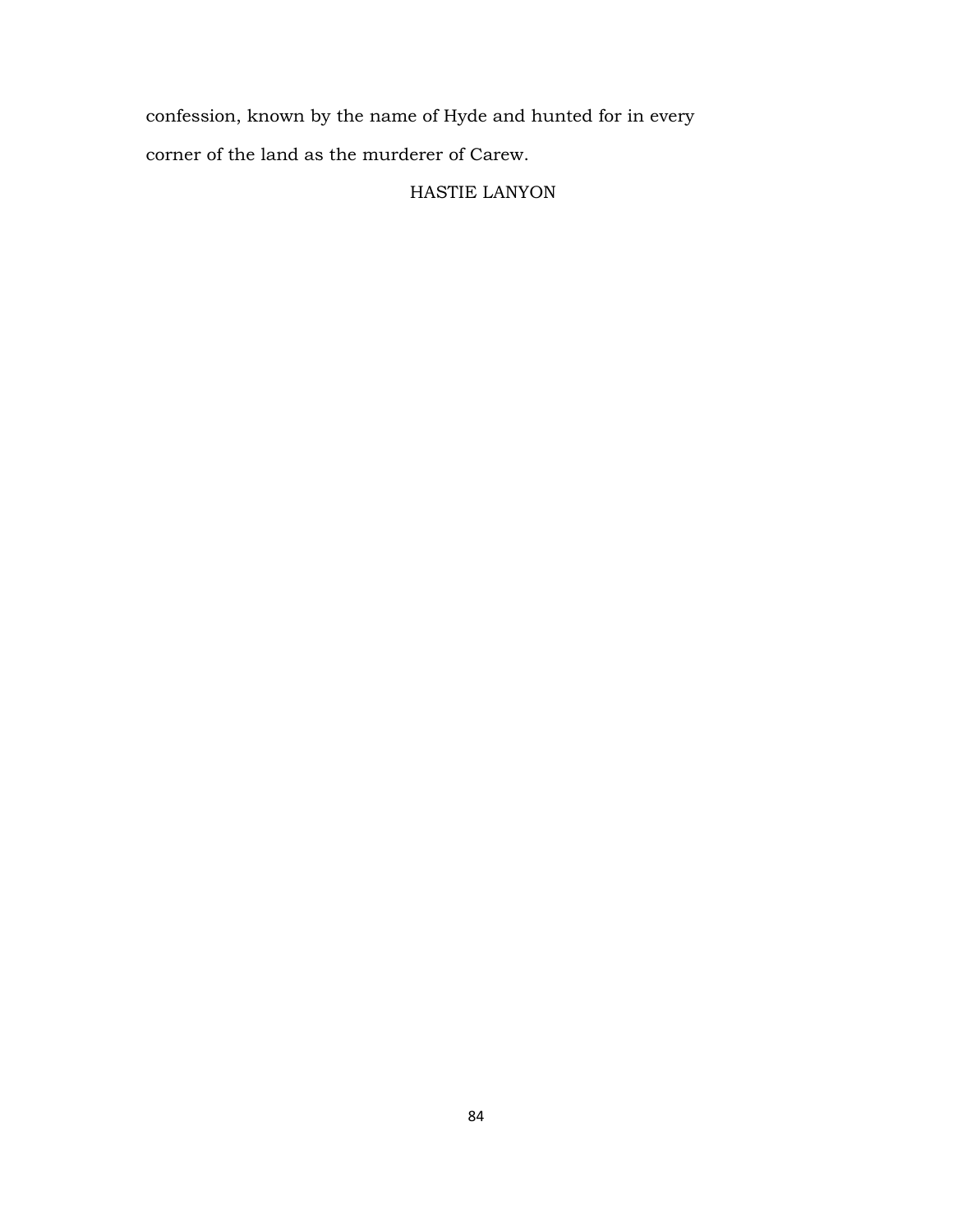confession, known by the name of Hyde and hunted for in every corner of the land as the murderer of Carew.

HASTIE LANYON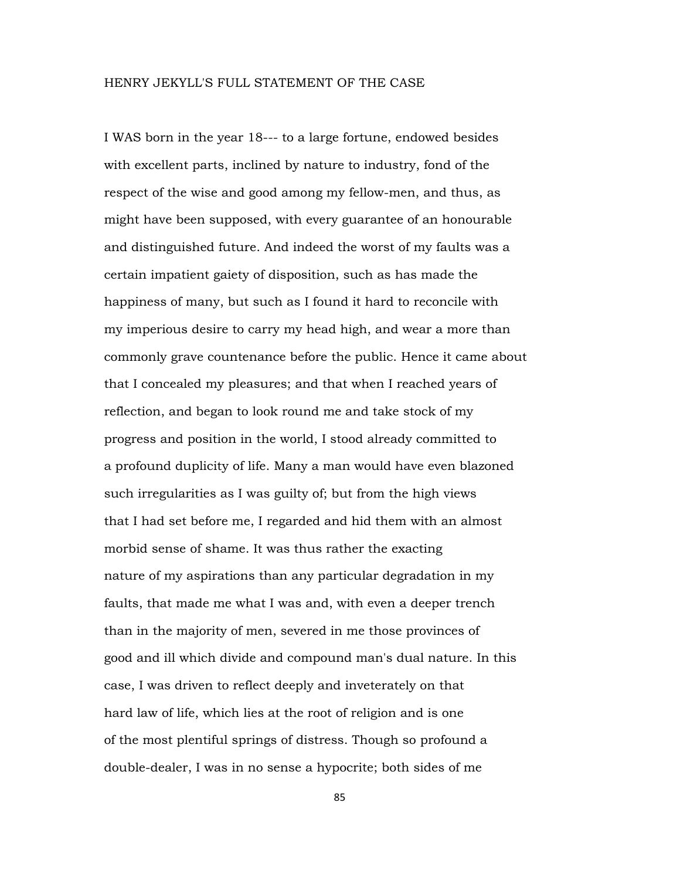## HENRY JEKYLL'S FULL STATEMENT OF THE CASE

I WAS born in the year 18--- to a large fortune, endowed besides with excellent parts, inclined by nature to industry, fond of the respect of the wise and good among my fellow-men, and thus, as might have been supposed, with every guarantee of an honourable and distinguished future. And indeed the worst of my faults was a certain impatient gaiety of disposition, such as has made the happiness of many, but such as I found it hard to reconcile with my imperious desire to carry my head high, and wear a more than commonly grave countenance before the public. Hence it came about that I concealed my pleasures; and that when I reached years of reflection, and began to look round me and take stock of my progress and position in the world, I stood already committed to a profound duplicity of life. Many a man would have even blazoned such irregularities as I was guilty of; but from the high views that I had set before me, I regarded and hid them with an almost morbid sense of shame. It was thus rather the exacting nature of my aspirations than any particular degradation in my faults, that made me what I was and, with even a deeper trench than in the majority of men, severed in me those provinces of good and ill which divide and compound man's dual nature. In this case, I was driven to reflect deeply and inveterately on that hard law of life, which lies at the root of religion and is one of the most plentiful springs of distress. Though so profound a double-dealer, I was in no sense a hypocrite; both sides of me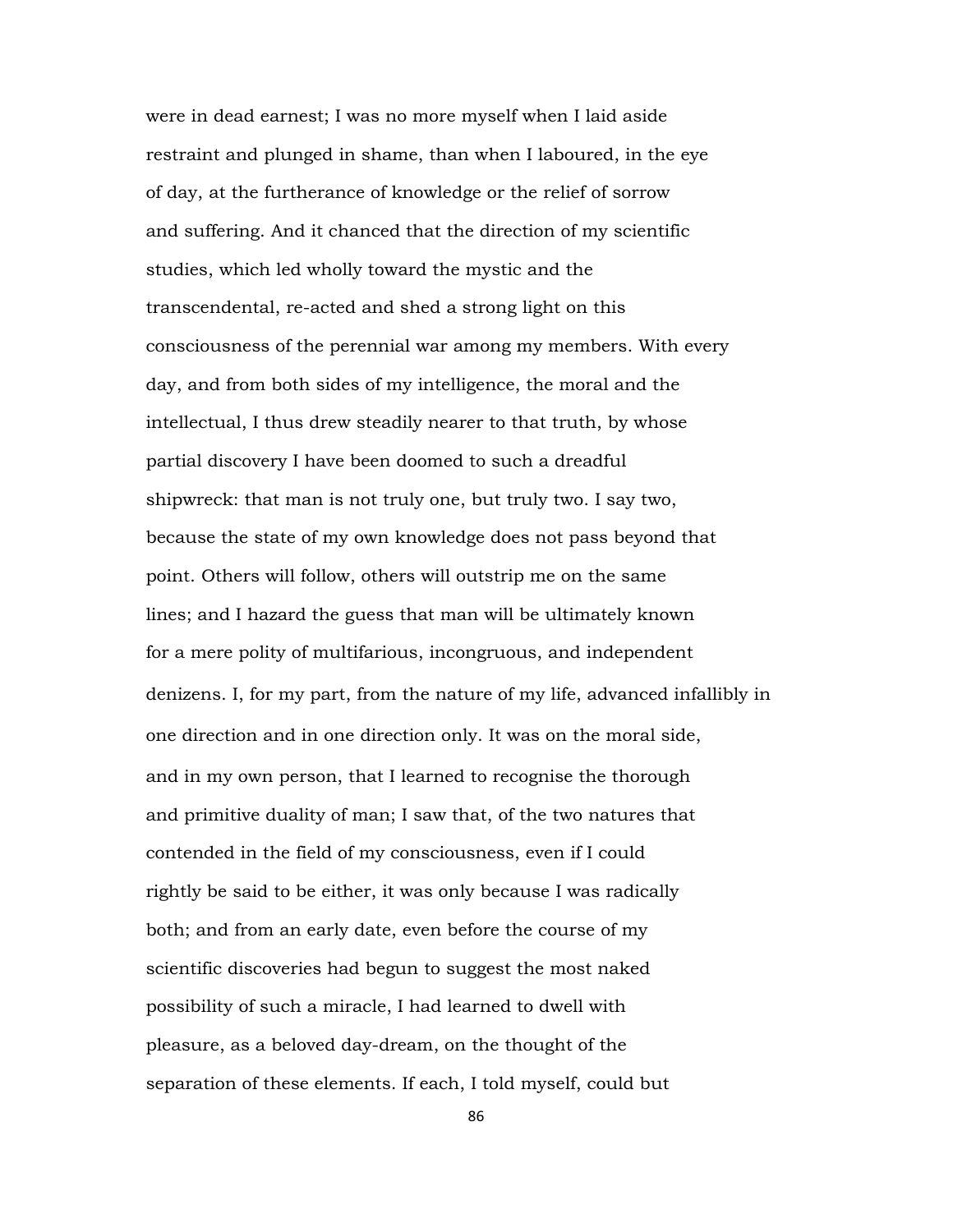were in dead earnest; I was no more myself when I laid aside restraint and plunged in shame, than when I laboured, in the eye of day, at the furtherance of knowledge or the relief of sorrow and suffering. And it chanced that the direction of my scientific studies, which led wholly toward the mystic and the transcendental, re-acted and shed a strong light on this consciousness of the perennial war among my members. With every day, and from both sides of my intelligence, the moral and the intellectual, I thus drew steadily nearer to that truth, by whose partial discovery I have been doomed to such a dreadful shipwreck: that man is not truly one, but truly two. I say two, because the state of my own knowledge does not pass beyond that point. Others will follow, others will outstrip me on the same lines; and I hazard the guess that man will be ultimately known for a mere polity of multifarious, incongruous, and independent denizens. I, for my part, from the nature of my life, advanced infallibly in one direction and in one direction only. It was on the moral side, and in my own person, that I learned to recognise the thorough and primitive duality of man; I saw that, of the two natures that contended in the field of my consciousness, even if I could rightly be said to be either, it was only because I was radically both; and from an early date, even before the course of my scientific discoveries had begun to suggest the most naked possibility of such a miracle, I had learned to dwell with pleasure, as a beloved day-dream, on the thought of the separation of these elements. If each, I told myself, could but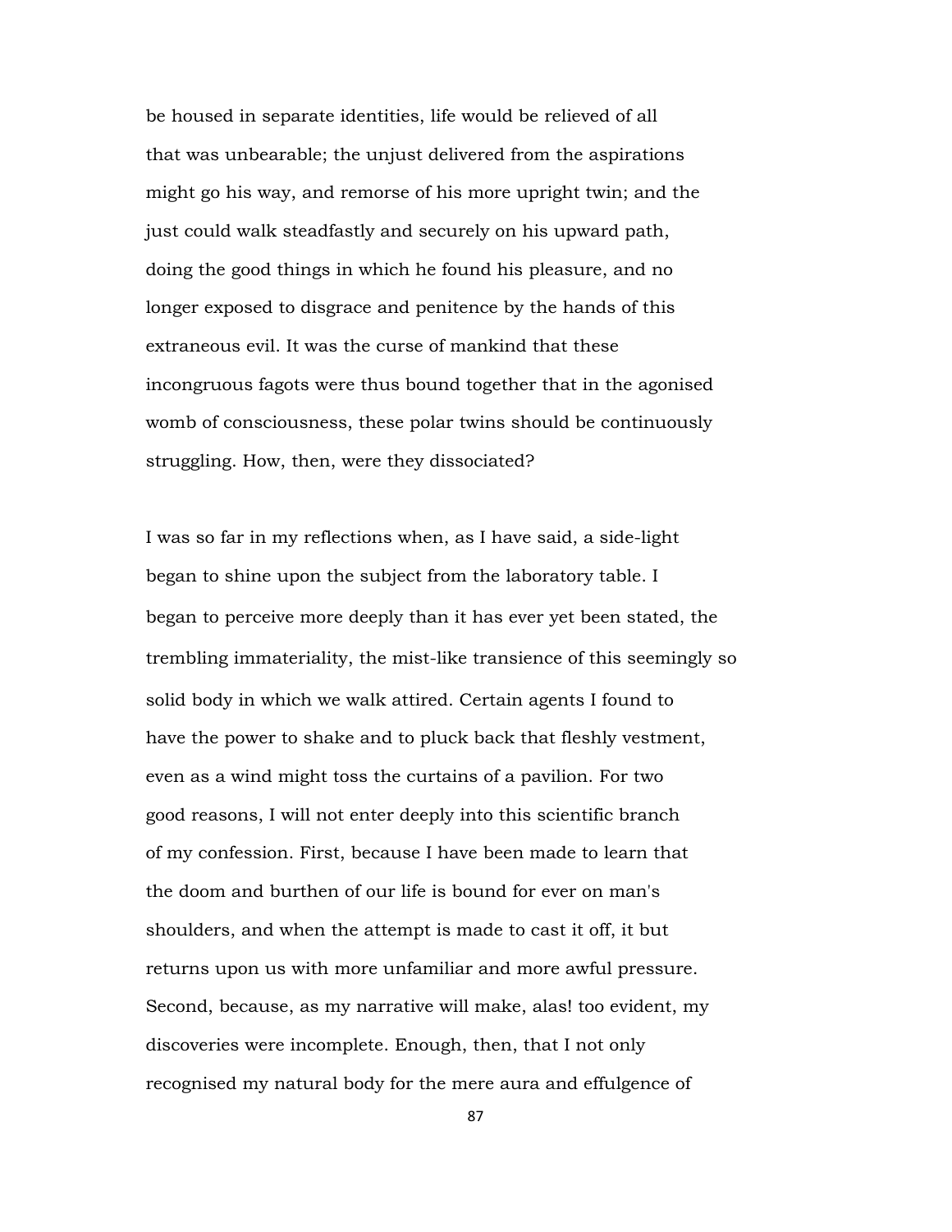be housed in separate identities, life would be relieved of all that was unbearable; the unjust delivered from the aspirations might go his way, and remorse of his more upright twin; and the just could walk steadfastly and securely on his upward path, doing the good things in which he found his pleasure, and no longer exposed to disgrace and penitence by the hands of this extraneous evil. It was the curse of mankind that these incongruous fagots were thus bound together that in the agonised womb of consciousness, these polar twins should be continuously struggling. How, then, were they dissociated?

I was so far in my reflections when, as I have said, a side-light began to shine upon the subject from the laboratory table. I began to perceive more deeply than it has ever yet been stated, the trembling immateriality, the mist-like transience of this seemingly so solid body in which we walk attired. Certain agents I found to have the power to shake and to pluck back that fleshly vestment, even as a wind might toss the curtains of a pavilion. For two good reasons, I will not enter deeply into this scientific branch of my confession. First, because I have been made to learn that the doom and burthen of our life is bound for ever on man's shoulders, and when the attempt is made to cast it off, it but returns upon us with more unfamiliar and more awful pressure. Second, because, as my narrative will make, alas! too evident, my discoveries were incomplete. Enough, then, that I not only recognised my natural body for the mere aura and effulgence of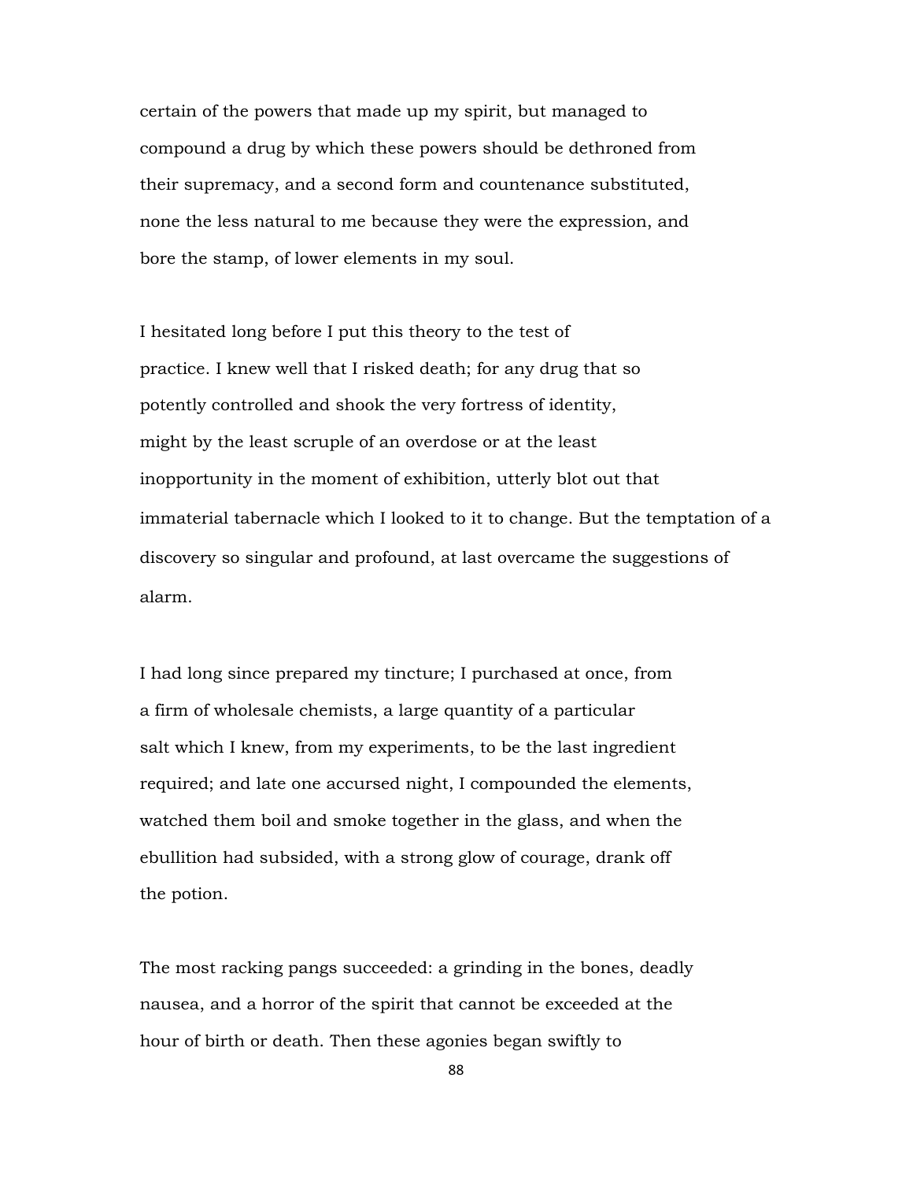certain of the powers that made up my spirit, but managed to compound a drug by which these powers should be dethroned from their supremacy, and a second form and countenance substituted, none the less natural to me because they were the expression, and bore the stamp, of lower elements in my soul.

I hesitated long before I put this theory to the test of practice. I knew well that I risked death; for any drug that so potently controlled and shook the very fortress of identity, might by the least scruple of an overdose or at the least inopportunity in the moment of exhibition, utterly blot out that immaterial tabernacle which I looked to it to change. But the temptation of a discovery so singular and profound, at last overcame the suggestions of alarm.

I had long since prepared my tincture; I purchased at once, from a firm of wholesale chemists, a large quantity of a particular salt which I knew, from my experiments, to be the last ingredient required; and late one accursed night, I compounded the elements, watched them boil and smoke together in the glass, and when the ebullition had subsided, with a strong glow of courage, drank off the potion.

The most racking pangs succeeded: a grinding in the bones, deadly nausea, and a horror of the spirit that cannot be exceeded at the hour of birth or death. Then these agonies began swiftly to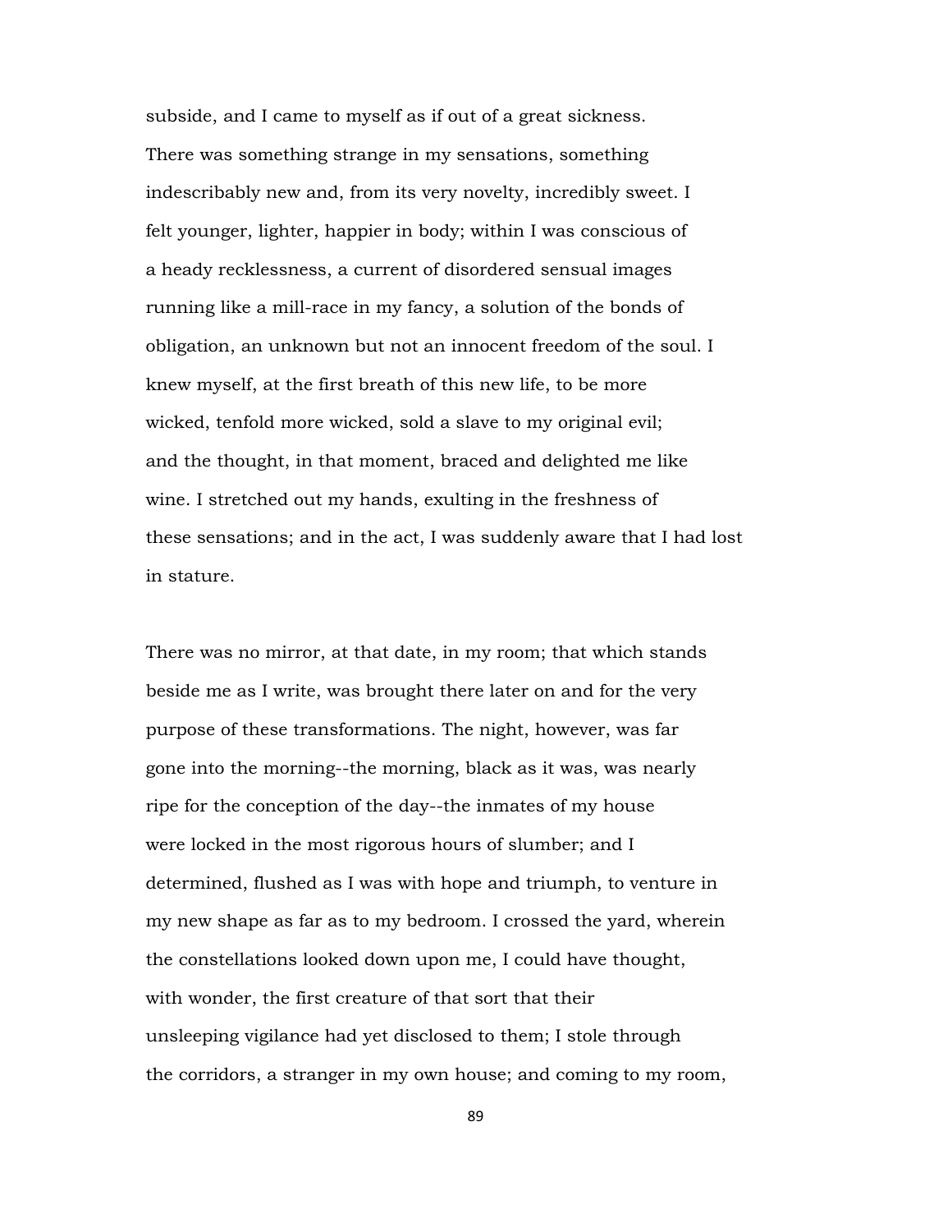subside, and I came to myself as if out of a great sickness. There was something strange in my sensations, something indescribably new and, from its very novelty, incredibly sweet. I felt younger, lighter, happier in body; within I was conscious of a heady recklessness, a current of disordered sensual images running like a mill-race in my fancy, a solution of the bonds of obligation, an unknown but not an innocent freedom of the soul. I knew myself, at the first breath of this new life, to be more wicked, tenfold more wicked, sold a slave to my original evil; and the thought, in that moment, braced and delighted me like wine. I stretched out my hands, exulting in the freshness of these sensations; and in the act, I was suddenly aware that I had lost in stature.

There was no mirror, at that date, in my room; that which stands beside me as I write, was brought there later on and for the very purpose of these transformations. The night, however, was far gone into the morning--the morning, black as it was, was nearly ripe for the conception of the day--the inmates of my house were locked in the most rigorous hours of slumber; and I determined, flushed as I was with hope and triumph, to venture in my new shape as far as to my bedroom. I crossed the yard, wherein the constellations looked down upon me, I could have thought, with wonder, the first creature of that sort that their unsleeping vigilance had yet disclosed to them; I stole through the corridors, a stranger in my own house; and coming to my room,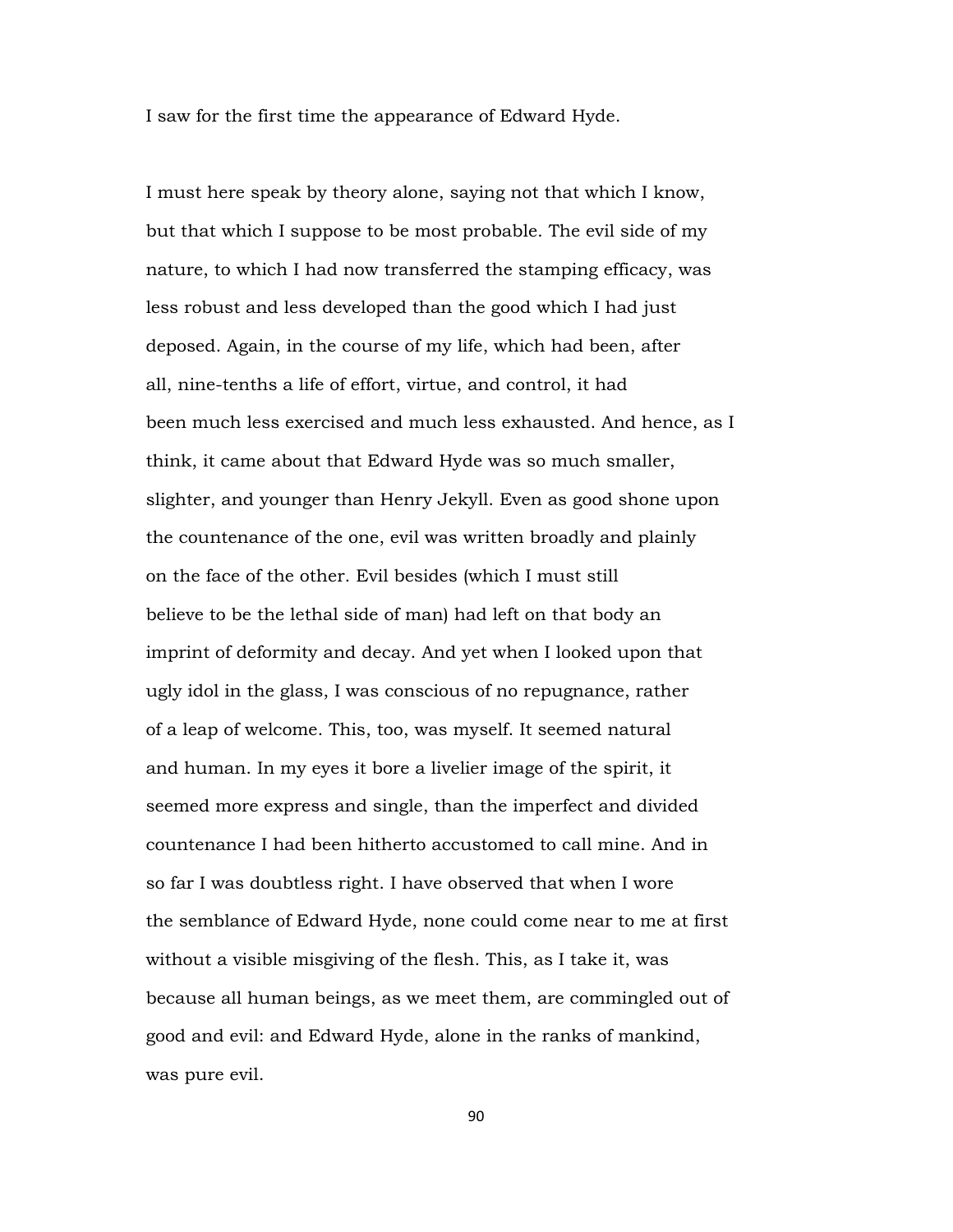I saw for the first time the appearance of Edward Hyde.

I must here speak by theory alone, saying not that which I know, but that which I suppose to be most probable. The evil side of my nature, to which I had now transferred the stamping efficacy, was less robust and less developed than the good which I had just deposed. Again, in the course of my life, which had been, after all, nine-tenths a life of effort, virtue, and control, it had been much less exercised and much less exhausted. And hence, as I think, it came about that Edward Hyde was so much smaller, slighter, and younger than Henry Jekyll. Even as good shone upon the countenance of the one, evil was written broadly and plainly on the face of the other. Evil besides (which I must still believe to be the lethal side of man) had left on that body an imprint of deformity and decay. And yet when I looked upon that ugly idol in the glass, I was conscious of no repugnance, rather of a leap of welcome. This, too, was myself. It seemed natural and human. In my eyes it bore a livelier image of the spirit, it seemed more express and single, than the imperfect and divided countenance I had been hitherto accustomed to call mine. And in so far I was doubtless right. I have observed that when I wore the semblance of Edward Hyde, none could come near to me at first without a visible misgiving of the flesh. This, as I take it, was because all human beings, as we meet them, are commingled out of good and evil: and Edward Hyde, alone in the ranks of mankind, was pure evil.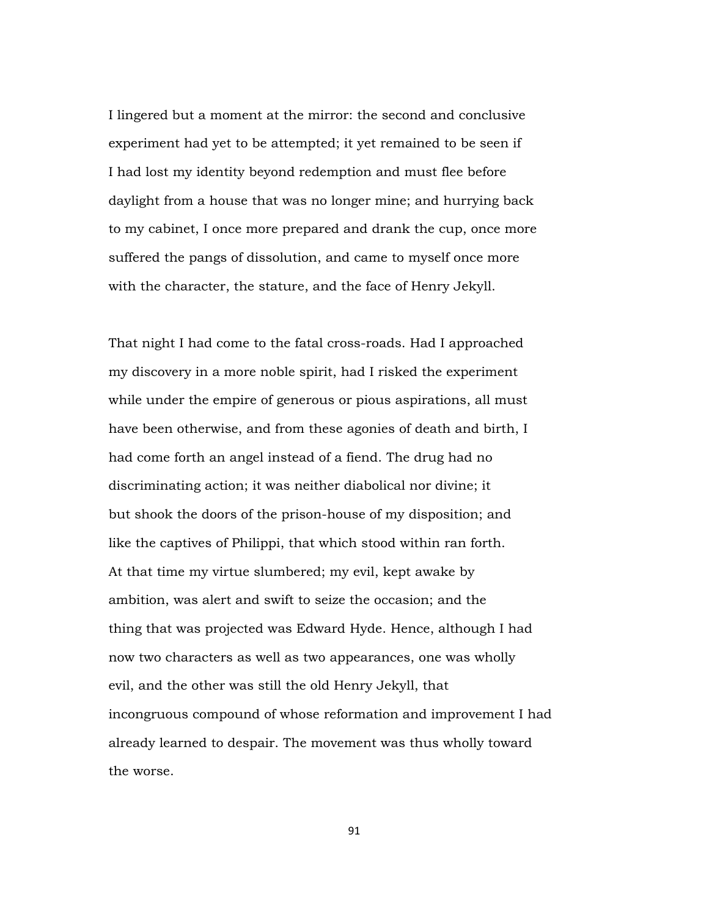I lingered but a moment at the mirror: the second and conclusive experiment had yet to be attempted; it yet remained to be seen if I had lost my identity beyond redemption and must flee before daylight from a house that was no longer mine; and hurrying back to my cabinet, I once more prepared and drank the cup, once more suffered the pangs of dissolution, and came to myself once more with the character, the stature, and the face of Henry Jekyll.

That night I had come to the fatal cross-roads. Had I approached my discovery in a more noble spirit, had I risked the experiment while under the empire of generous or pious aspirations, all must have been otherwise, and from these agonies of death and birth, I had come forth an angel instead of a fiend. The drug had no discriminating action; it was neither diabolical nor divine; it but shook the doors of the prison-house of my disposition; and like the captives of Philippi, that which stood within ran forth. At that time my virtue slumbered; my evil, kept awake by ambition, was alert and swift to seize the occasion; and the thing that was projected was Edward Hyde. Hence, although I had now two characters as well as two appearances, one was wholly evil, and the other was still the old Henry Jekyll, that incongruous compound of whose reformation and improvement I had already learned to despair. The movement was thus wholly toward the worse.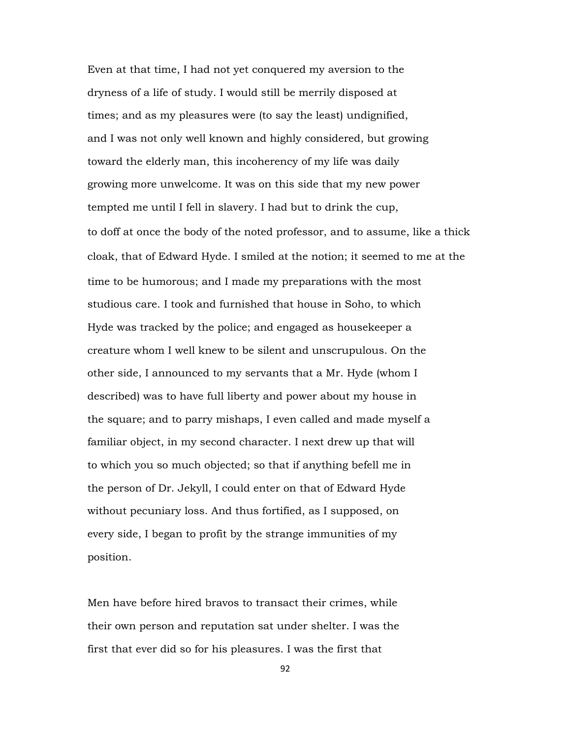Even at that time, I had not yet conquered my aversion to the dryness of a life of study. I would still be merrily disposed at times; and as my pleasures were (to say the least) undignified, and I was not only well known and highly considered, but growing toward the elderly man, this incoherency of my life was daily growing more unwelcome. It was on this side that my new power tempted me until I fell in slavery. I had but to drink the cup, to doff at once the body of the noted professor, and to assume, like a thick cloak, that of Edward Hyde. I smiled at the notion; it seemed to me at the time to be humorous; and I made my preparations with the most studious care. I took and furnished that house in Soho, to which Hyde was tracked by the police; and engaged as housekeeper a creature whom I well knew to be silent and unscrupulous. On the other side, I announced to my servants that a Mr. Hyde (whom I described) was to have full liberty and power about my house in the square; and to parry mishaps, I even called and made myself a familiar object, in my second character. I next drew up that will to which you so much objected; so that if anything befell me in the person of Dr. Jekyll, I could enter on that of Edward Hyde without pecuniary loss. And thus fortified, as I supposed, on every side, I began to profit by the strange immunities of my position.

Men have before hired bravos to transact their crimes, while their own person and reputation sat under shelter. I was the first that ever did so for his pleasures. I was the first that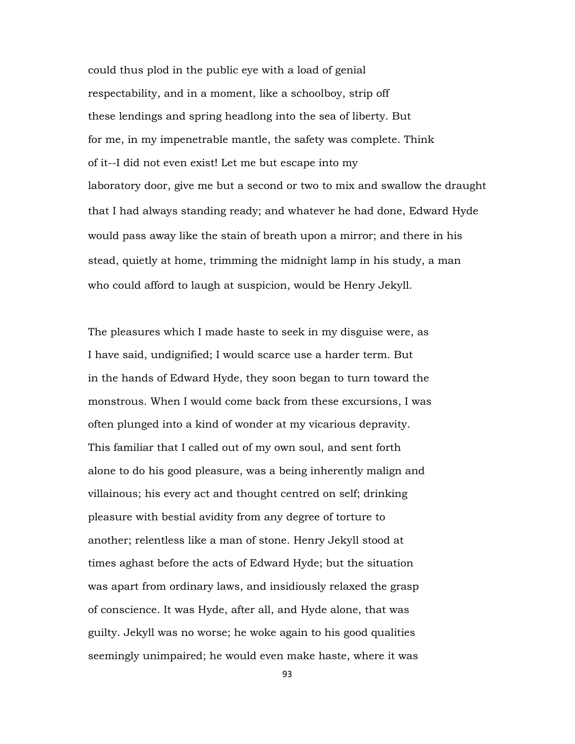could thus plod in the public eye with a load of genial respectability, and in a moment, like a schoolboy, strip off these lendings and spring headlong into the sea of liberty. But for me, in my impenetrable mantle, the safety was complete. Think of it--I did not even exist! Let me but escape into my laboratory door, give me but a second or two to mix and swallow the draught that I had always standing ready; and whatever he had done, Edward Hyde would pass away like the stain of breath upon a mirror; and there in his stead, quietly at home, trimming the midnight lamp in his study, a man who could afford to laugh at suspicion, would be Henry Jekyll.

The pleasures which I made haste to seek in my disguise were, as I have said, undignified; I would scarce use a harder term. But in the hands of Edward Hyde, they soon began to turn toward the monstrous. When I would come back from these excursions, I was often plunged into a kind of wonder at my vicarious depravity. This familiar that I called out of my own soul, and sent forth alone to do his good pleasure, was a being inherently malign and villainous; his every act and thought centred on self; drinking pleasure with bestial avidity from any degree of torture to another; relentless like a man of stone. Henry Jekyll stood at times aghast before the acts of Edward Hyde; but the situation was apart from ordinary laws, and insidiously relaxed the grasp of conscience. It was Hyde, after all, and Hyde alone, that was guilty. Jekyll was no worse; he woke again to his good qualities seemingly unimpaired; he would even make haste, where it was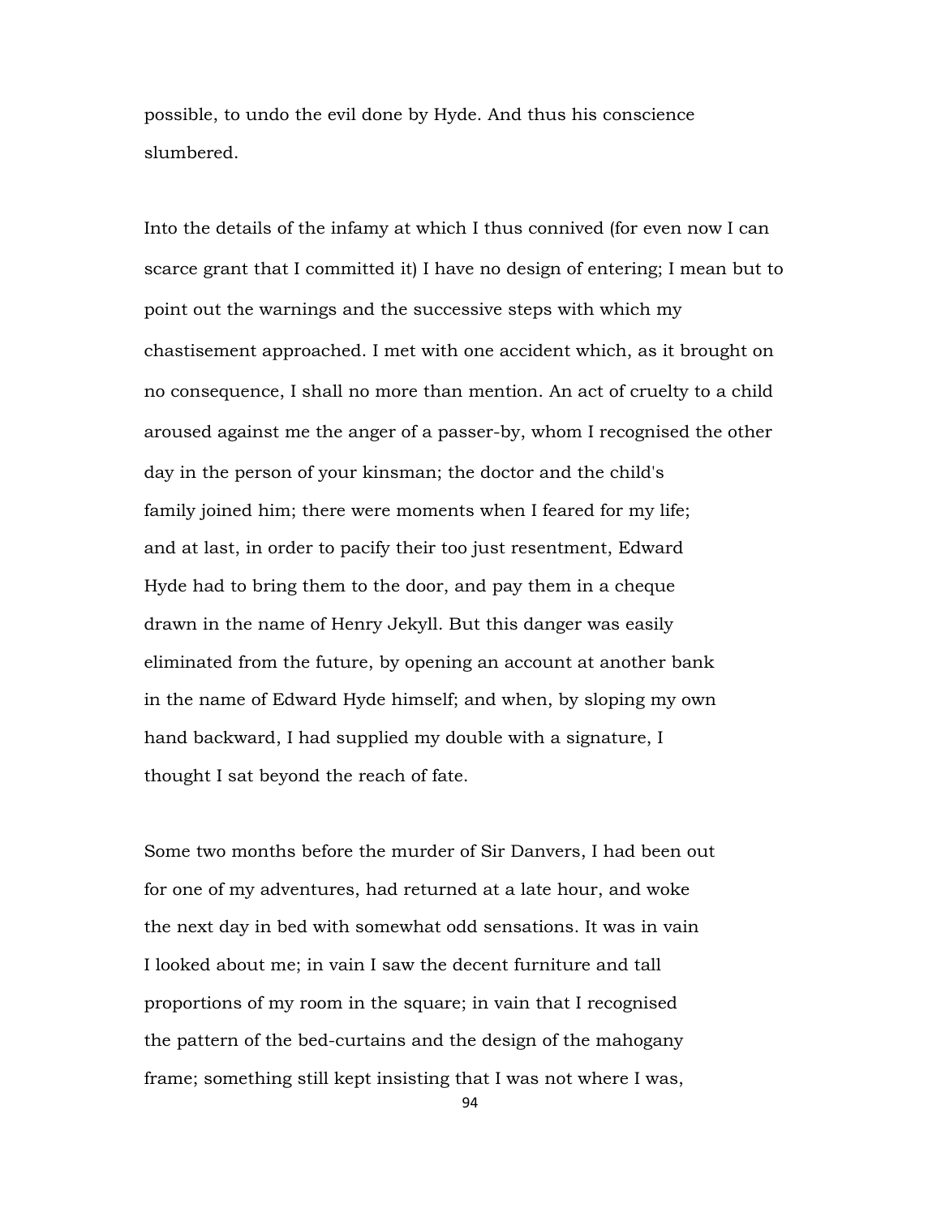possible, to undo the evil done by Hyde. And thus his conscience slumbered.

Into the details of the infamy at which I thus connived (for even now I can scarce grant that I committed it) I have no design of entering; I mean but to point out the warnings and the successive steps with which my chastisement approached. I met with one accident which, as it brought on no consequence, I shall no more than mention. An act of cruelty to a child aroused against me the anger of a passer-by, whom I recognised the other day in the person of your kinsman; the doctor and the child's family joined him; there were moments when I feared for my life; and at last, in order to pacify their too just resentment, Edward Hyde had to bring them to the door, and pay them in a cheque drawn in the name of Henry Jekyll. But this danger was easily eliminated from the future, by opening an account at another bank in the name of Edward Hyde himself; and when, by sloping my own hand backward, I had supplied my double with a signature, I thought I sat beyond the reach of fate.

Some two months before the murder of Sir Danvers, I had been out for one of my adventures, had returned at a late hour, and woke the next day in bed with somewhat odd sensations. It was in vain I looked about me; in vain I saw the decent furniture and tall proportions of my room in the square; in vain that I recognised the pattern of the bed-curtains and the design of the mahogany frame; something still kept insisting that I was not where I was,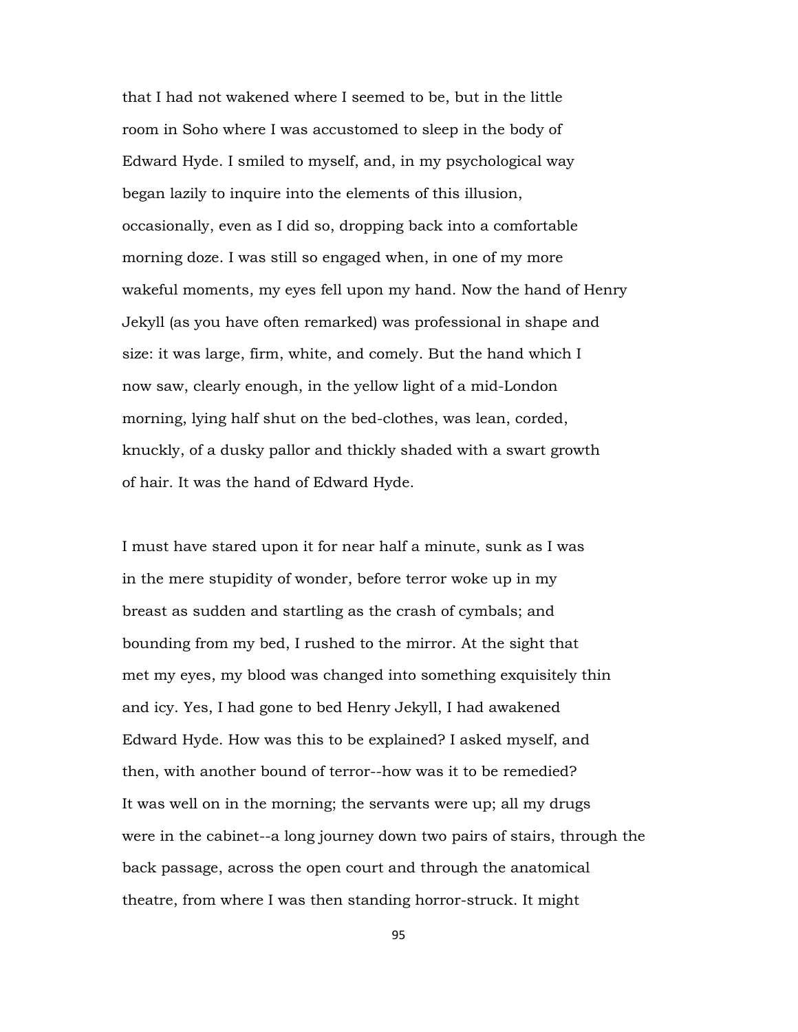that I had not wakened where I seemed to be, but in the little room in Soho where I was accustomed to sleep in the body of Edward Hyde. I smiled to myself, and, in my psychological way began lazily to inquire into the elements of this illusion, occasionally, even as I did so, dropping back into a comfortable morning doze. I was still so engaged when, in one of my more wakeful moments, my eyes fell upon my hand. Now the hand of Henry Jekyll (as you have often remarked) was professional in shape and size: it was large, firm, white, and comely. But the hand which I now saw, clearly enough, in the yellow light of a mid-London morning, lying half shut on the bed-clothes, was lean, corded, knuckly, of a dusky pallor and thickly shaded with a swart growth of hair. It was the hand of Edward Hyde.

I must have stared upon it for near half a minute, sunk as I was in the mere stupidity of wonder, before terror woke up in my breast as sudden and startling as the crash of cymbals; and bounding from my bed, I rushed to the mirror. At the sight that met my eyes, my blood was changed into something exquisitely thin and icy. Yes, I had gone to bed Henry Jekyll, I had awakened Edward Hyde. How was this to be explained? I asked myself, and then, with another bound of terror--how was it to be remedied? It was well on in the morning; the servants were up; all my drugs were in the cabinet--a long journey down two pairs of stairs, through the back passage, across the open court and through the anatomical theatre, from where I was then standing horror-struck. It might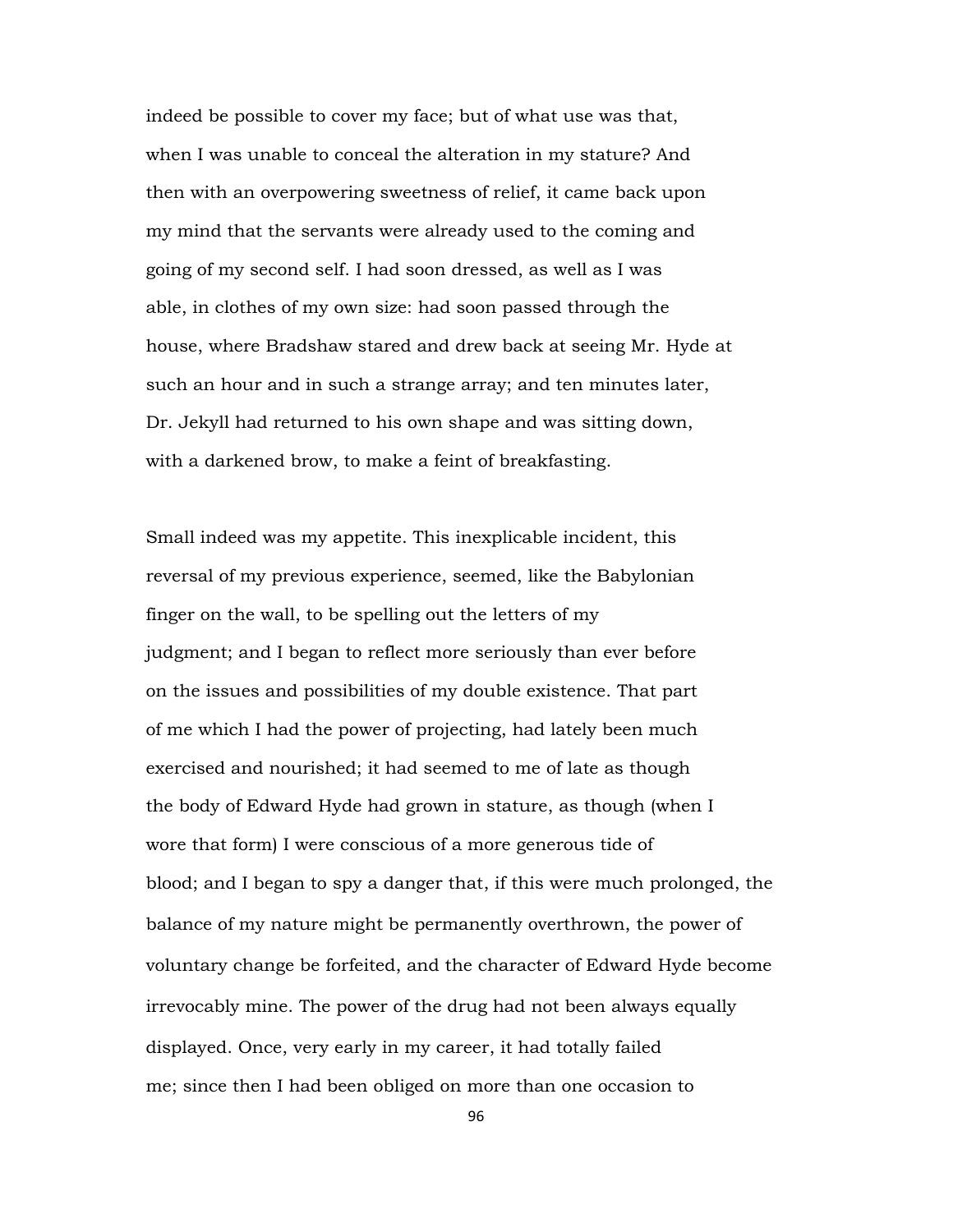indeed be possible to cover my face; but of what use was that, when I was unable to conceal the alteration in my stature? And then with an overpowering sweetness of relief, it came back upon my mind that the servants were already used to the coming and going of my second self. I had soon dressed, as well as I was able, in clothes of my own size: had soon passed through the house, where Bradshaw stared and drew back at seeing Mr. Hyde at such an hour and in such a strange array; and ten minutes later, Dr. Jekyll had returned to his own shape and was sitting down, with a darkened brow, to make a feint of breakfasting.

Small indeed was my appetite. This inexplicable incident, this reversal of my previous experience, seemed, like the Babylonian finger on the wall, to be spelling out the letters of my judgment; and I began to reflect more seriously than ever before on the issues and possibilities of my double existence. That part of me which I had the power of projecting, had lately been much exercised and nourished; it had seemed to me of late as though the body of Edward Hyde had grown in stature, as though (when I wore that form) I were conscious of a more generous tide of blood; and I began to spy a danger that, if this were much prolonged, the balance of my nature might be permanently overthrown, the power of voluntary change be forfeited, and the character of Edward Hyde become irrevocably mine. The power of the drug had not been always equally displayed. Once, very early in my career, it had totally failed me; since then I had been obliged on more than one occasion to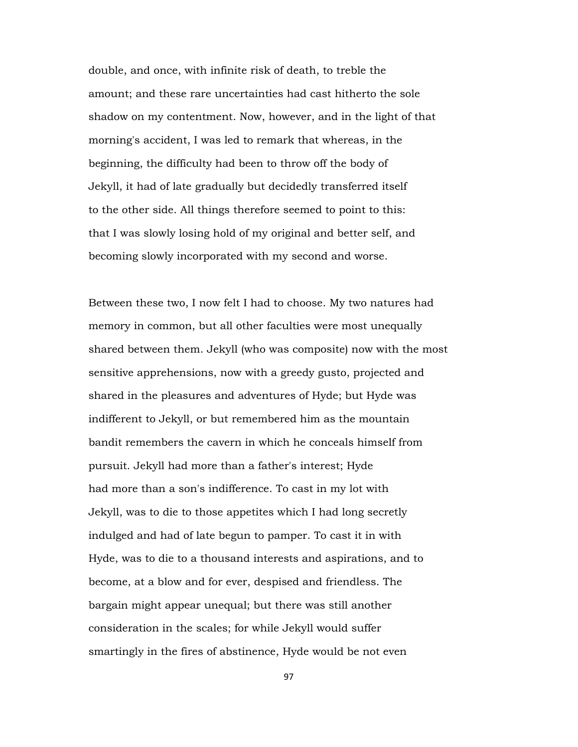double, and once, with infinite risk of death, to treble the amount; and these rare uncertainties had cast hitherto the sole shadow on my contentment. Now, however, and in the light of that morning's accident, I was led to remark that whereas, in the beginning, the difficulty had been to throw off the body of Jekyll, it had of late gradually but decidedly transferred itself to the other side. All things therefore seemed to point to this: that I was slowly losing hold of my original and better self, and becoming slowly incorporated with my second and worse.

Between these two, I now felt I had to choose. My two natures had memory in common, but all other faculties were most unequally shared between them. Jekyll (who was composite) now with the most sensitive apprehensions, now with a greedy gusto, projected and shared in the pleasures and adventures of Hyde; but Hyde was indifferent to Jekyll, or but remembered him as the mountain bandit remembers the cavern in which he conceals himself from pursuit. Jekyll had more than a father's interest; Hyde had more than a son's indifference. To cast in my lot with Jekyll, was to die to those appetites which I had long secretly indulged and had of late begun to pamper. To cast it in with Hyde, was to die to a thousand interests and aspirations, and to become, at a blow and for ever, despised and friendless. The bargain might appear unequal; but there was still another consideration in the scales; for while Jekyll would suffer smartingly in the fires of abstinence, Hyde would be not even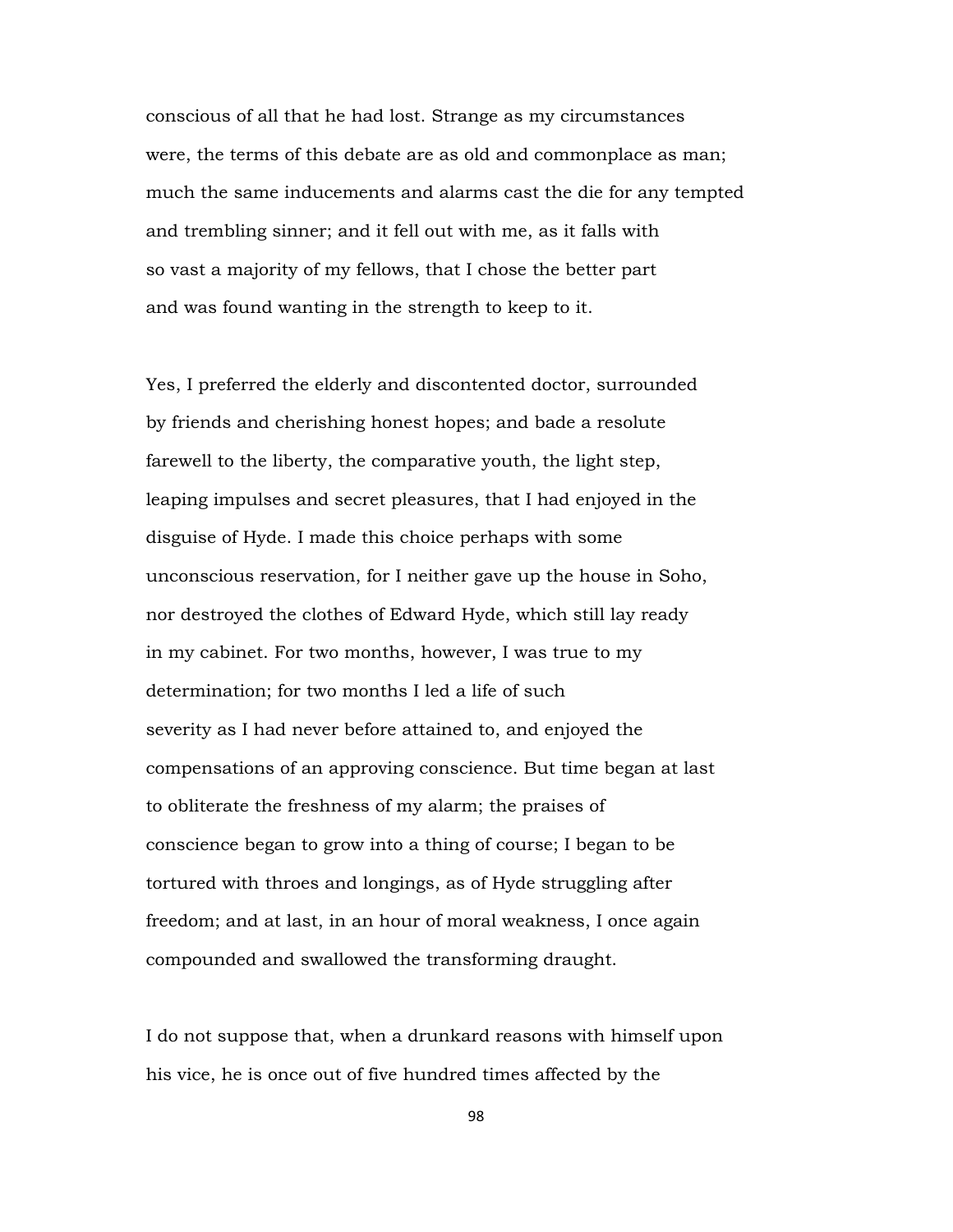conscious of all that he had lost. Strange as my circumstances were, the terms of this debate are as old and commonplace as man; much the same inducements and alarms cast the die for any tempted and trembling sinner; and it fell out with me, as it falls with so vast a majority of my fellows, that I chose the better part and was found wanting in the strength to keep to it.

Yes, I preferred the elderly and discontented doctor, surrounded by friends and cherishing honest hopes; and bade a resolute farewell to the liberty, the comparative youth, the light step, leaping impulses and secret pleasures, that I had enjoyed in the disguise of Hyde. I made this choice perhaps with some unconscious reservation, for I neither gave up the house in Soho, nor destroyed the clothes of Edward Hyde, which still lay ready in my cabinet. For two months, however, I was true to my determination; for two months I led a life of such severity as I had never before attained to, and enjoyed the compensations of an approving conscience. But time began at last to obliterate the freshness of my alarm; the praises of conscience began to grow into a thing of course; I began to be tortured with throes and longings, as of Hyde struggling after freedom; and at last, in an hour of moral weakness, I once again compounded and swallowed the transforming draught.

I do not suppose that, when a drunkard reasons with himself upon his vice, he is once out of five hundred times affected by the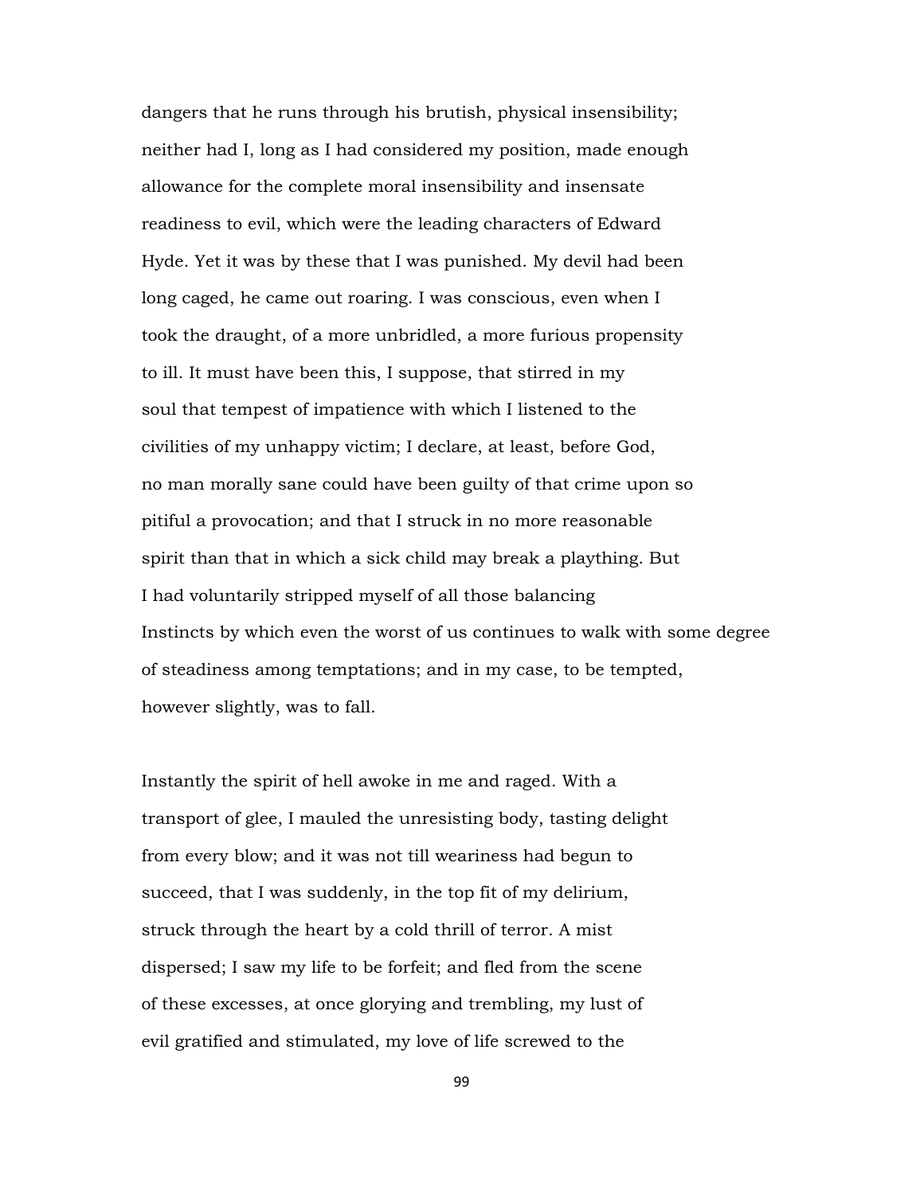dangers that he runs through his brutish, physical insensibility; neither had I, long as I had considered my position, made enough allowance for the complete moral insensibility and insensate readiness to evil, which were the leading characters of Edward Hyde. Yet it was by these that I was punished. My devil had been long caged, he came out roaring. I was conscious, even when I took the draught, of a more unbridled, a more furious propensity to ill. It must have been this, I suppose, that stirred in my soul that tempest of impatience with which I listened to the civilities of my unhappy victim; I declare, at least, before God, no man morally sane could have been guilty of that crime upon so pitiful a provocation; and that I struck in no more reasonable spirit than that in which a sick child may break a plaything. But I had voluntarily stripped myself of all those balancing Instincts by which even the worst of us continues to walk with some degree of steadiness among temptations; and in my case, to be tempted, however slightly, was to fall.

Instantly the spirit of hell awoke in me and raged. With a transport of glee, I mauled the unresisting body, tasting delight from every blow; and it was not till weariness had begun to succeed, that I was suddenly, in the top fit of my delirium, struck through the heart by a cold thrill of terror. A mist dispersed; I saw my life to be forfeit; and fled from the scene of these excesses, at once glorying and trembling, my lust of evil gratified and stimulated, my love of life screwed to the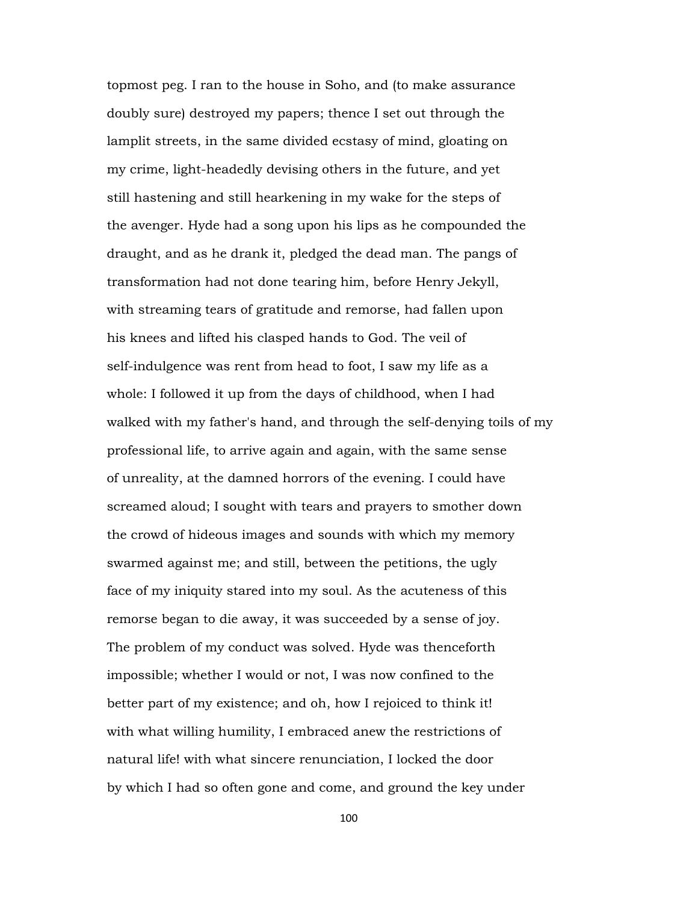topmost peg. I ran to the house in Soho, and (to make assurance doubly sure) destroyed my papers; thence I set out through the lamplit streets, in the same divided ecstasy of mind, gloating on my crime, light-headedly devising others in the future, and yet still hastening and still hearkening in my wake for the steps of the avenger. Hyde had a song upon his lips as he compounded the draught, and as he drank it, pledged the dead man. The pangs of transformation had not done tearing him, before Henry Jekyll, with streaming tears of gratitude and remorse, had fallen upon his knees and lifted his clasped hands to God. The veil of self-indulgence was rent from head to foot, I saw my life as a whole: I followed it up from the days of childhood, when I had walked with my father's hand, and through the self-denying toils of my professional life, to arrive again and again, with the same sense of unreality, at the damned horrors of the evening. I could have screamed aloud; I sought with tears and prayers to smother down the crowd of hideous images and sounds with which my memory swarmed against me; and still, between the petitions, the ugly face of my iniquity stared into my soul. As the acuteness of this remorse began to die away, it was succeeded by a sense of joy. The problem of my conduct was solved. Hyde was thenceforth impossible; whether I would or not, I was now confined to the better part of my existence; and oh, how I rejoiced to think it! with what willing humility, I embraced anew the restrictions of natural life! with what sincere renunciation, I locked the door by which I had so often gone and come, and ground the key under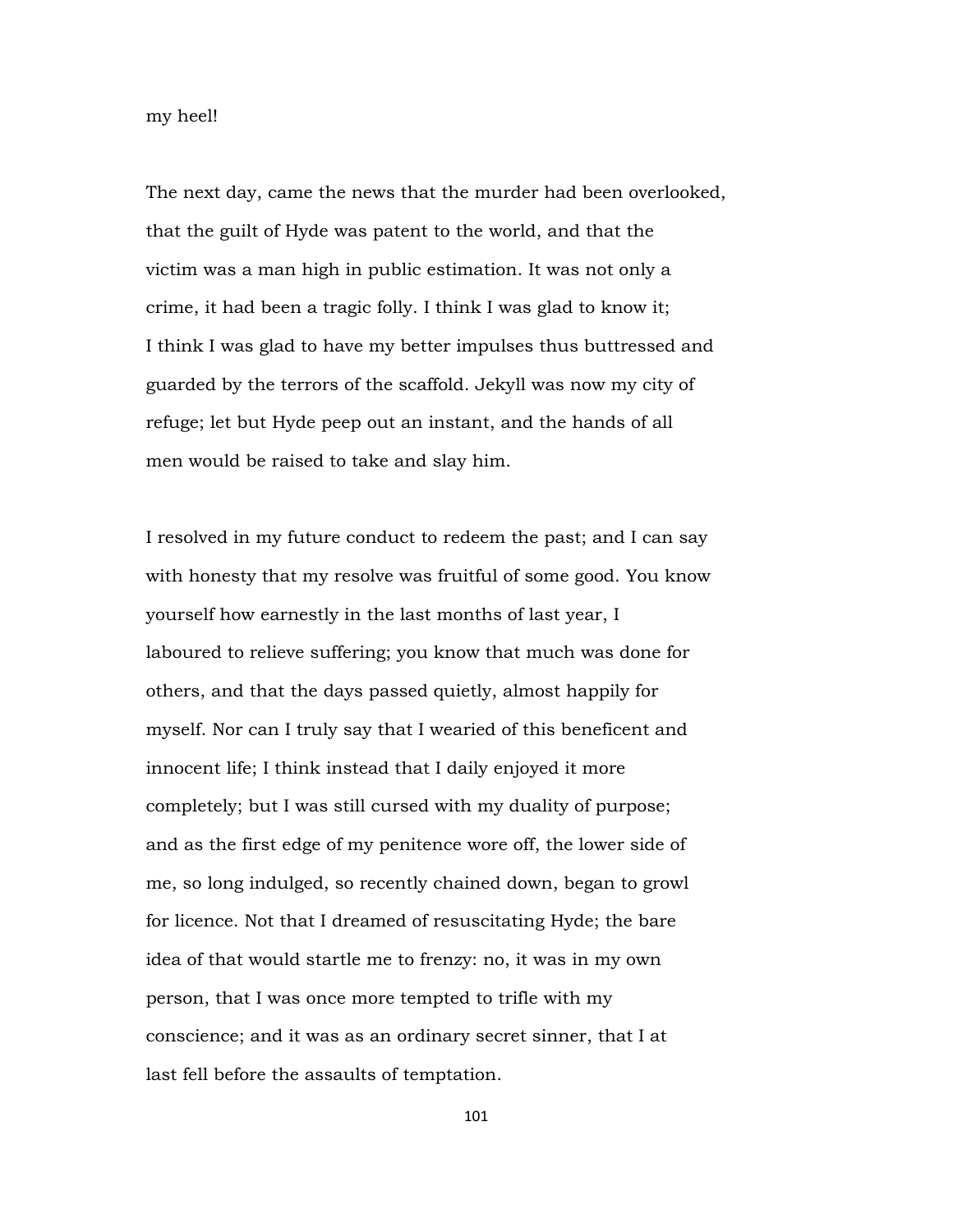my heel!

The next day, came the news that the murder had been overlooked, that the guilt of Hyde was patent to the world, and that the victim was a man high in public estimation. It was not only a crime, it had been a tragic folly. I think I was glad to know it; I think I was glad to have my better impulses thus buttressed and guarded by the terrors of the scaffold. Jekyll was now my city of refuge; let but Hyde peep out an instant, and the hands of all men would be raised to take and slay him.

I resolved in my future conduct to redeem the past; and I can say with honesty that my resolve was fruitful of some good. You know yourself how earnestly in the last months of last year, I laboured to relieve suffering; you know that much was done for others, and that the days passed quietly, almost happily for myself. Nor can I truly say that I wearied of this beneficent and innocent life; I think instead that I daily enjoyed it more completely; but I was still cursed with my duality of purpose; and as the first edge of my penitence wore off, the lower side of me, so long indulged, so recently chained down, began to growl for licence. Not that I dreamed of resuscitating Hyde; the bare idea of that would startle me to frenzy: no, it was in my own person, that I was once more tempted to trifle with my conscience; and it was as an ordinary secret sinner, that I at last fell before the assaults of temptation.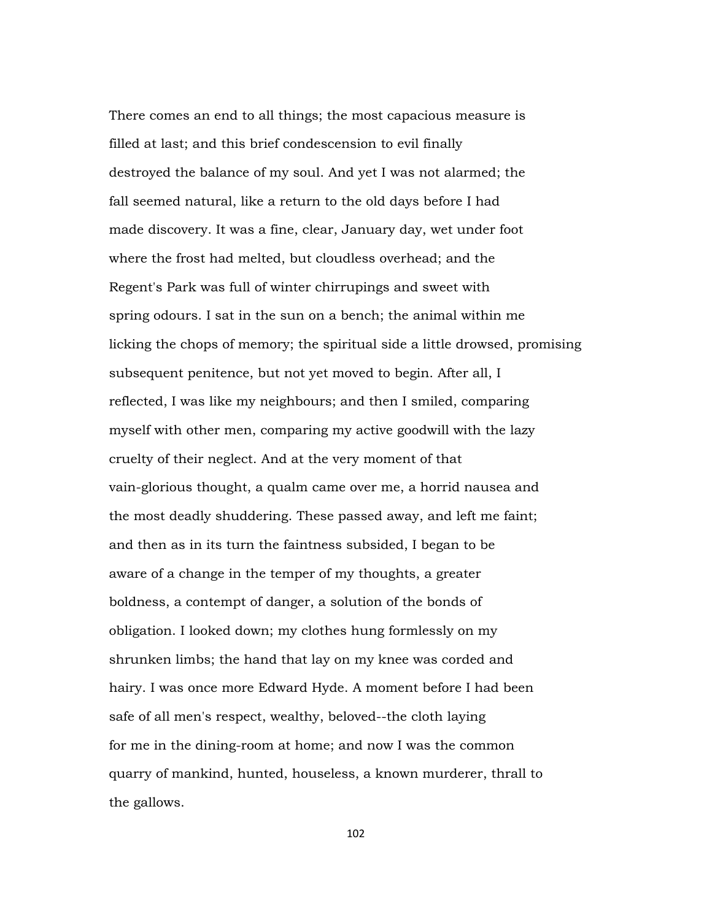There comes an end to all things; the most capacious measure is filled at last; and this brief condescension to evil finally destroyed the balance of my soul. And yet I was not alarmed; the fall seemed natural, like a return to the old days before I had made discovery. It was a fine, clear, January day, wet under foot where the frost had melted, but cloudless overhead; and the Regent's Park was full of winter chirrupings and sweet with spring odours. I sat in the sun on a bench; the animal within me licking the chops of memory; the spiritual side a little drowsed, promising subsequent penitence, but not yet moved to begin. After all, I reflected, I was like my neighbours; and then I smiled, comparing myself with other men, comparing my active goodwill with the lazy cruelty of their neglect. And at the very moment of that vain-glorious thought, a qualm came over me, a horrid nausea and the most deadly shuddering. These passed away, and left me faint; and then as in its turn the faintness subsided, I began to be aware of a change in the temper of my thoughts, a greater boldness, a contempt of danger, a solution of the bonds of obligation. I looked down; my clothes hung formlessly on my shrunken limbs; the hand that lay on my knee was corded and hairy. I was once more Edward Hyde. A moment before I had been safe of all men's respect, wealthy, beloved--the cloth laying for me in the dining-room at home; and now I was the common quarry of mankind, hunted, houseless, a known murderer, thrall to the gallows.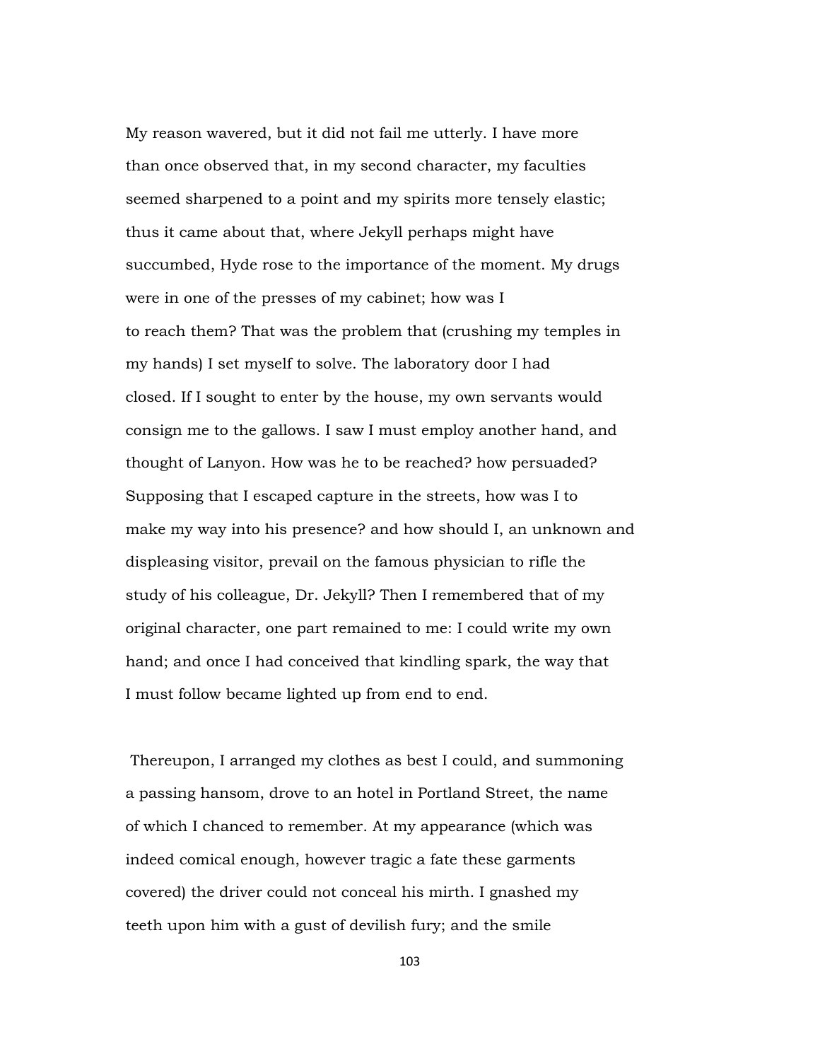My reason wavered, but it did not fail me utterly. I have more than once observed that, in my second character, my faculties seemed sharpened to a point and my spirits more tensely elastic; thus it came about that, where Jekyll perhaps might have succumbed, Hyde rose to the importance of the moment. My drugs were in one of the presses of my cabinet; how was I to reach them? That was the problem that (crushing my temples in my hands) I set myself to solve. The laboratory door I had closed. If I sought to enter by the house, my own servants would consign me to the gallows. I saw I must employ another hand, and thought of Lanyon. How was he to be reached? how persuaded? Supposing that I escaped capture in the streets, how was I to make my way into his presence? and how should I, an unknown and displeasing visitor, prevail on the famous physician to rifle the study of his colleague, Dr. Jekyll? Then I remembered that of my original character, one part remained to me: I could write my own hand; and once I had conceived that kindling spark, the way that I must follow became lighted up from end to end.

Thereupon, I arranged my clothes as best I could, and summoning a passing hansom, drove to an hotel in Portland Street, the name of which I chanced to remember. At my appearance (which was indeed comical enough, however tragic a fate these garments covered) the driver could not conceal his mirth. I gnashed my teeth upon him with a gust of devilish fury; and the smile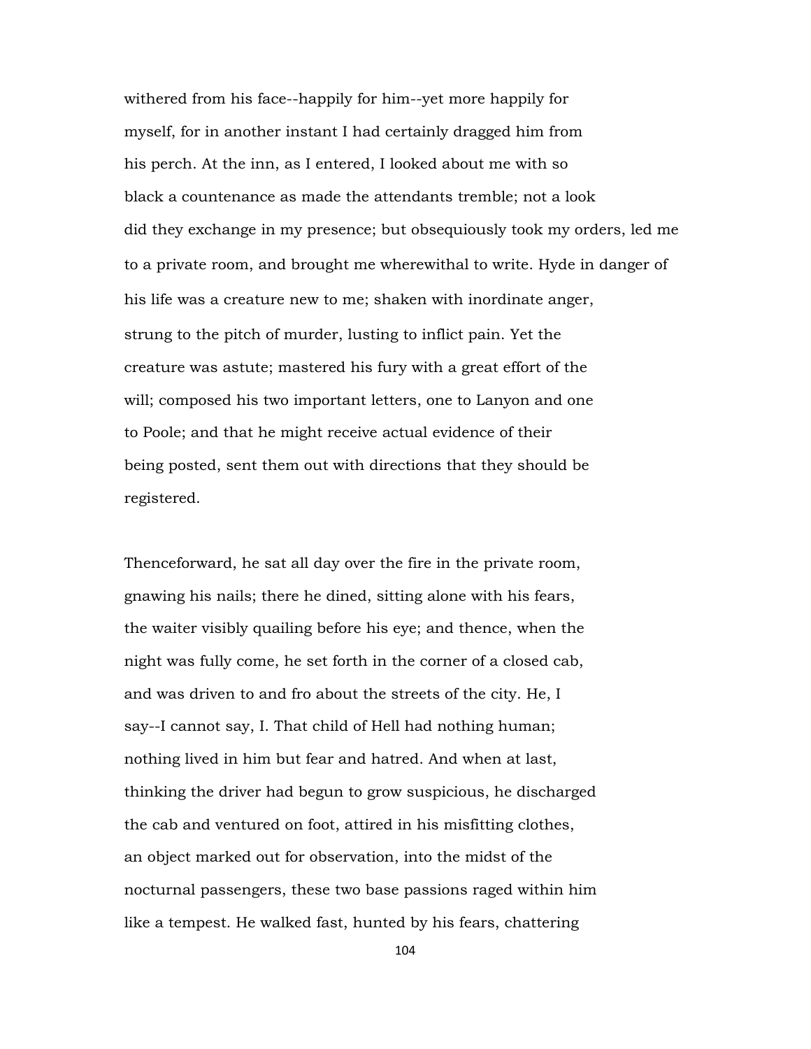withered from his face--happily for him--yet more happily for myself, for in another instant I had certainly dragged him from his perch. At the inn, as I entered, I looked about me with so black a countenance as made the attendants tremble; not a look did they exchange in my presence; but obsequiously took my orders, led me to a private room, and brought me wherewithal to write. Hyde in danger of his life was a creature new to me; shaken with inordinate anger, strung to the pitch of murder, lusting to inflict pain. Yet the creature was astute; mastered his fury with a great effort of the will; composed his two important letters, one to Lanyon and one to Poole; and that he might receive actual evidence of their being posted, sent them out with directions that they should be registered.

Thenceforward, he sat all day over the fire in the private room, gnawing his nails; there he dined, sitting alone with his fears, the waiter visibly quailing before his eye; and thence, when the night was fully come, he set forth in the corner of a closed cab, and was driven to and fro about the streets of the city. He, I say--I cannot say, I. That child of Hell had nothing human; nothing lived in him but fear and hatred. And when at last, thinking the driver had begun to grow suspicious, he discharged the cab and ventured on foot, attired in his misfitting clothes, an object marked out for observation, into the midst of the nocturnal passengers, these two base passions raged within him like a tempest. He walked fast, hunted by his fears, chattering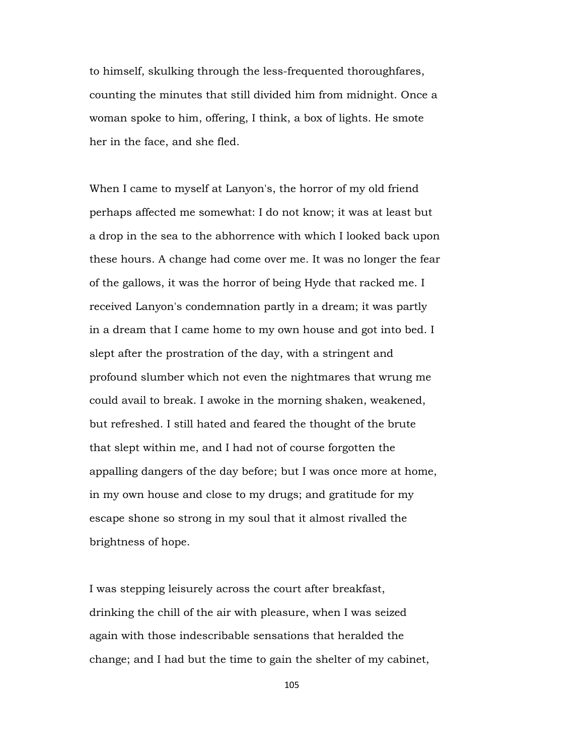to himself, skulking through the less-frequented thoroughfares, counting the minutes that still divided him from midnight. Once a woman spoke to him, offering, I think, a box of lights. He smote her in the face, and she fled.

When I came to myself at Lanyon's, the horror of my old friend perhaps affected me somewhat: I do not know; it was at least but a drop in the sea to the abhorrence with which I looked back upon these hours. A change had come over me. It was no longer the fear of the gallows, it was the horror of being Hyde that racked me. I received Lanyon's condemnation partly in a dream; it was partly in a dream that I came home to my own house and got into bed. I slept after the prostration of the day, with a stringent and profound slumber which not even the nightmares that wrung me could avail to break. I awoke in the morning shaken, weakened, but refreshed. I still hated and feared the thought of the brute that slept within me, and I had not of course forgotten the appalling dangers of the day before; but I was once more at home, in my own house and close to my drugs; and gratitude for my escape shone so strong in my soul that it almost rivalled the brightness of hope.

I was stepping leisurely across the court after breakfast, drinking the chill of the air with pleasure, when I was seized again with those indescribable sensations that heralded the change; and I had but the time to gain the shelter of my cabinet,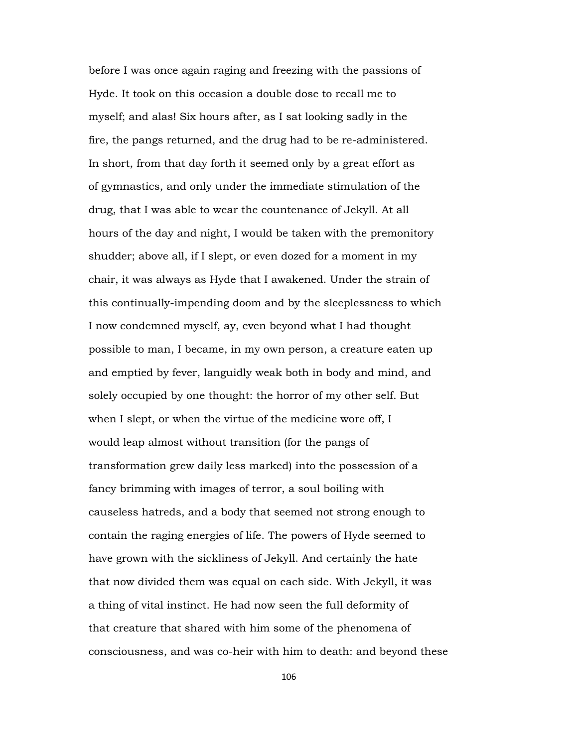before I was once again raging and freezing with the passions of Hyde. It took on this occasion a double dose to recall me to myself; and alas! Six hours after, as I sat looking sadly in the fire, the pangs returned, and the drug had to be re-administered. In short, from that day forth it seemed only by a great effort as of gymnastics, and only under the immediate stimulation of the drug, that I was able to wear the countenance of Jekyll. At all hours of the day and night, I would be taken with the premonitory shudder; above all, if I slept, or even dozed for a moment in my chair, it was always as Hyde that I awakened. Under the strain of this continually-impending doom and by the sleeplessness to which I now condemned myself, ay, even beyond what I had thought possible to man, I became, in my own person, a creature eaten up and emptied by fever, languidly weak both in body and mind, and solely occupied by one thought: the horror of my other self. But when I slept, or when the virtue of the medicine wore off, I would leap almost without transition (for the pangs of transformation grew daily less marked) into the possession of a fancy brimming with images of terror, a soul boiling with causeless hatreds, and a body that seemed not strong enough to contain the raging energies of life. The powers of Hyde seemed to have grown with the sickliness of Jekyll. And certainly the hate that now divided them was equal on each side. With Jekyll, it was a thing of vital instinct. He had now seen the full deformity of that creature that shared with him some of the phenomena of consciousness, and was co-heir with him to death: and beyond these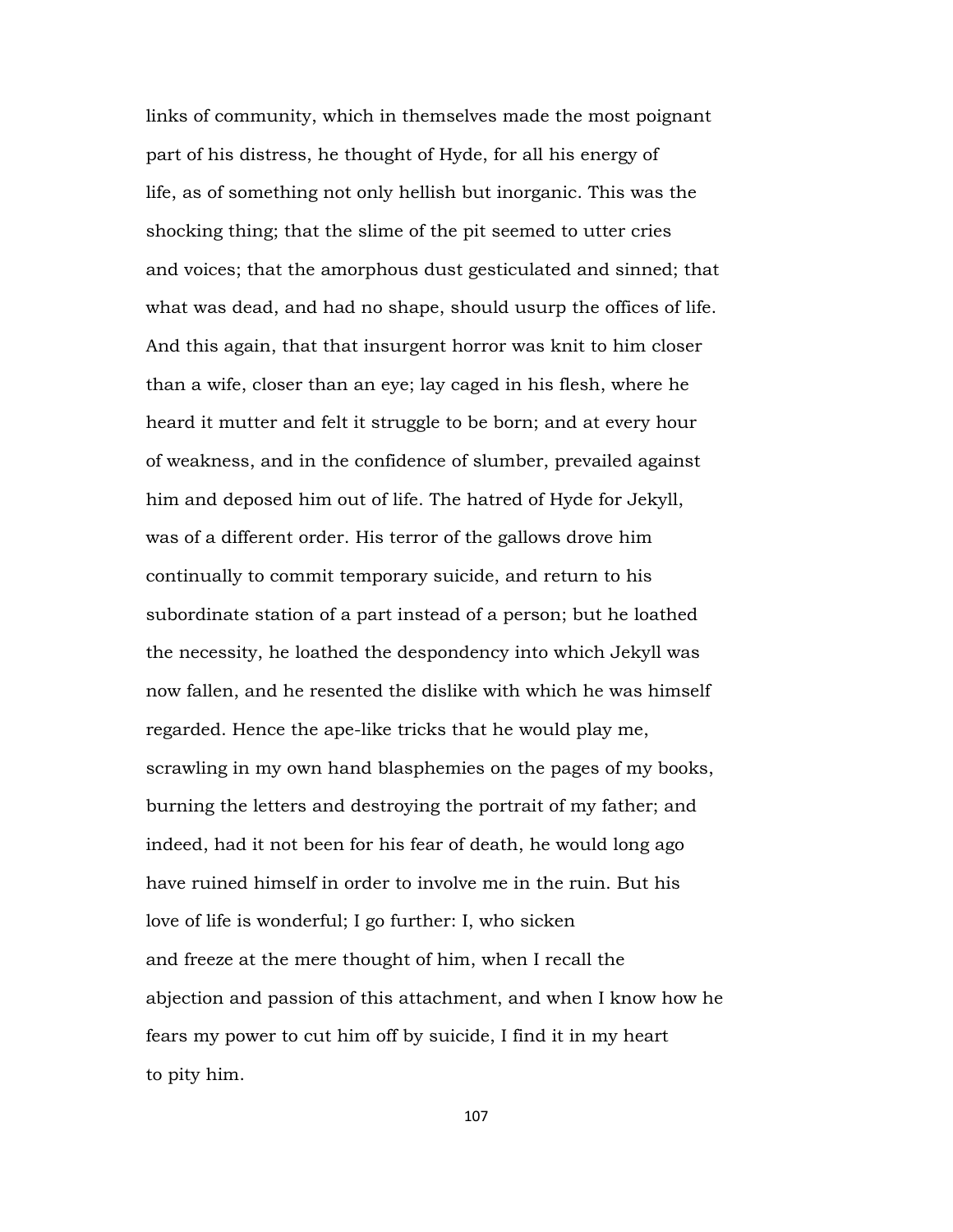links of community, which in themselves made the most poignant part of his distress, he thought of Hyde, for all his energy of life, as of something not only hellish but inorganic. This was the shocking thing; that the slime of the pit seemed to utter cries and voices; that the amorphous dust gesticulated and sinned; that what was dead, and had no shape, should usurp the offices of life. And this again, that that insurgent horror was knit to him closer than a wife, closer than an eye; lay caged in his flesh, where he heard it mutter and felt it struggle to be born; and at every hour of weakness, and in the confidence of slumber, prevailed against him and deposed him out of life. The hatred of Hyde for Jekyll, was of a different order. His terror of the gallows drove him continually to commit temporary suicide, and return to his subordinate station of a part instead of a person; but he loathed the necessity, he loathed the despondency into which Jekyll was now fallen, and he resented the dislike with which he was himself regarded. Hence the ape-like tricks that he would play me, scrawling in my own hand blasphemies on the pages of my books, burning the letters and destroying the portrait of my father; and indeed, had it not been for his fear of death, he would long ago have ruined himself in order to involve me in the ruin. But his love of life is wonderful; I go further: I, who sicken and freeze at the mere thought of him, when I recall the abjection and passion of this attachment, and when I know how he fears my power to cut him off by suicide, I find it in my heart to pity him.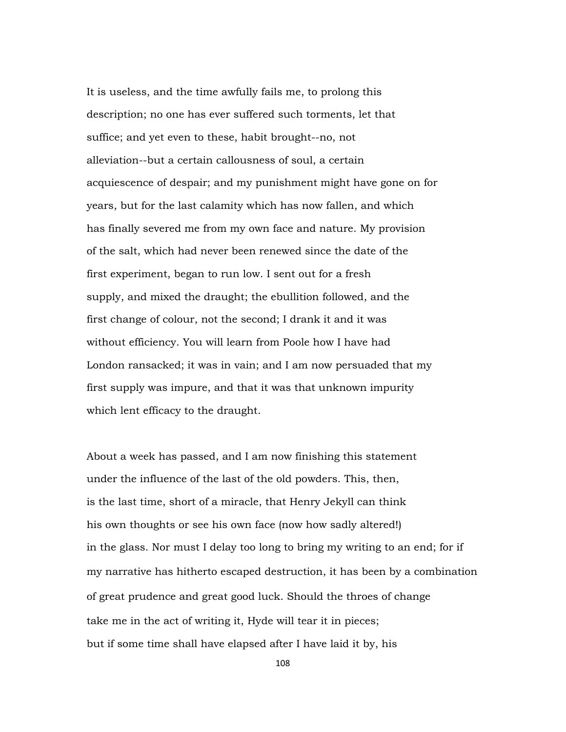It is useless, and the time awfully fails me, to prolong this description; no one has ever suffered such torments, let that suffice; and yet even to these, habit brought--no, not alleviation--but a certain callousness of soul, a certain acquiescence of despair; and my punishment might have gone on for years, but for the last calamity which has now fallen, and which has finally severed me from my own face and nature. My provision of the salt, which had never been renewed since the date of the first experiment, began to run low. I sent out for a fresh supply, and mixed the draught; the ebullition followed, and the first change of colour, not the second; I drank it and it was without efficiency. You will learn from Poole how I have had London ransacked; it was in vain; and I am now persuaded that my first supply was impure, and that it was that unknown impurity which lent efficacy to the draught.

About a week has passed, and I am now finishing this statement under the influence of the last of the old powders. This, then, is the last time, short of a miracle, that Henry Jekyll can think his own thoughts or see his own face (now how sadly altered!) in the glass. Nor must I delay too long to bring my writing to an end; for if my narrative has hitherto escaped destruction, it has been by a combination of great prudence and great good luck. Should the throes of change take me in the act of writing it, Hyde will tear it in pieces; but if some time shall have elapsed after I have laid it by, his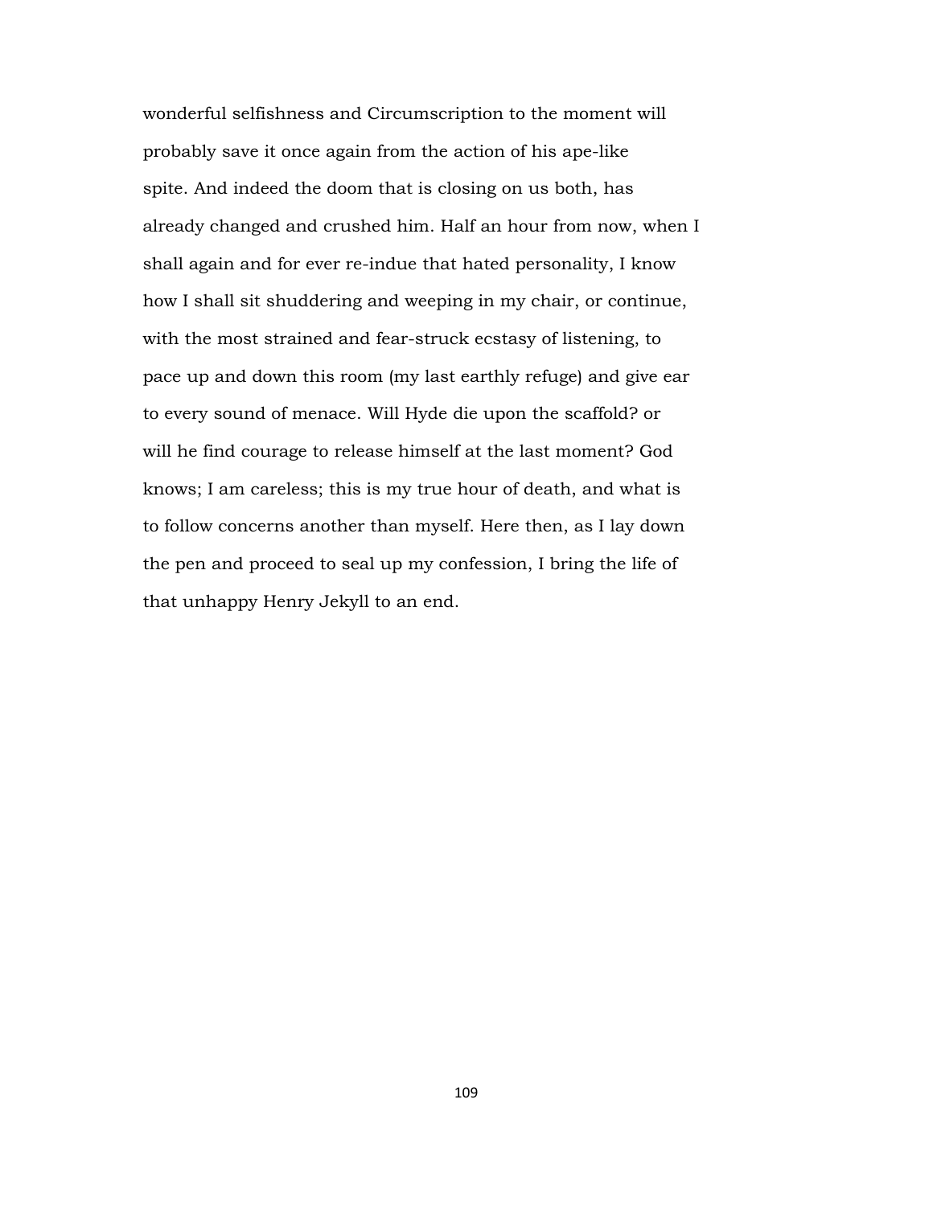wonderful selfishness and Circumscription to the moment will probably save it once again from the action of his ape-like spite. And indeed the doom that is closing on us both, has already changed and crushed him. Half an hour from now, when I shall again and for ever re-indue that hated personality, I know how I shall sit shuddering and weeping in my chair, or continue, with the most strained and fear-struck ecstasy of listening, to pace up and down this room (my last earthly refuge) and give ear to every sound of menace. Will Hyde die upon the scaffold? or will he find courage to release himself at the last moment? God knows; I am careless; this is my true hour of death, and what is to follow concerns another than myself. Here then, as I lay down the pen and proceed to seal up my confession, I bring the life of that unhappy Henry Jekyll to an end.